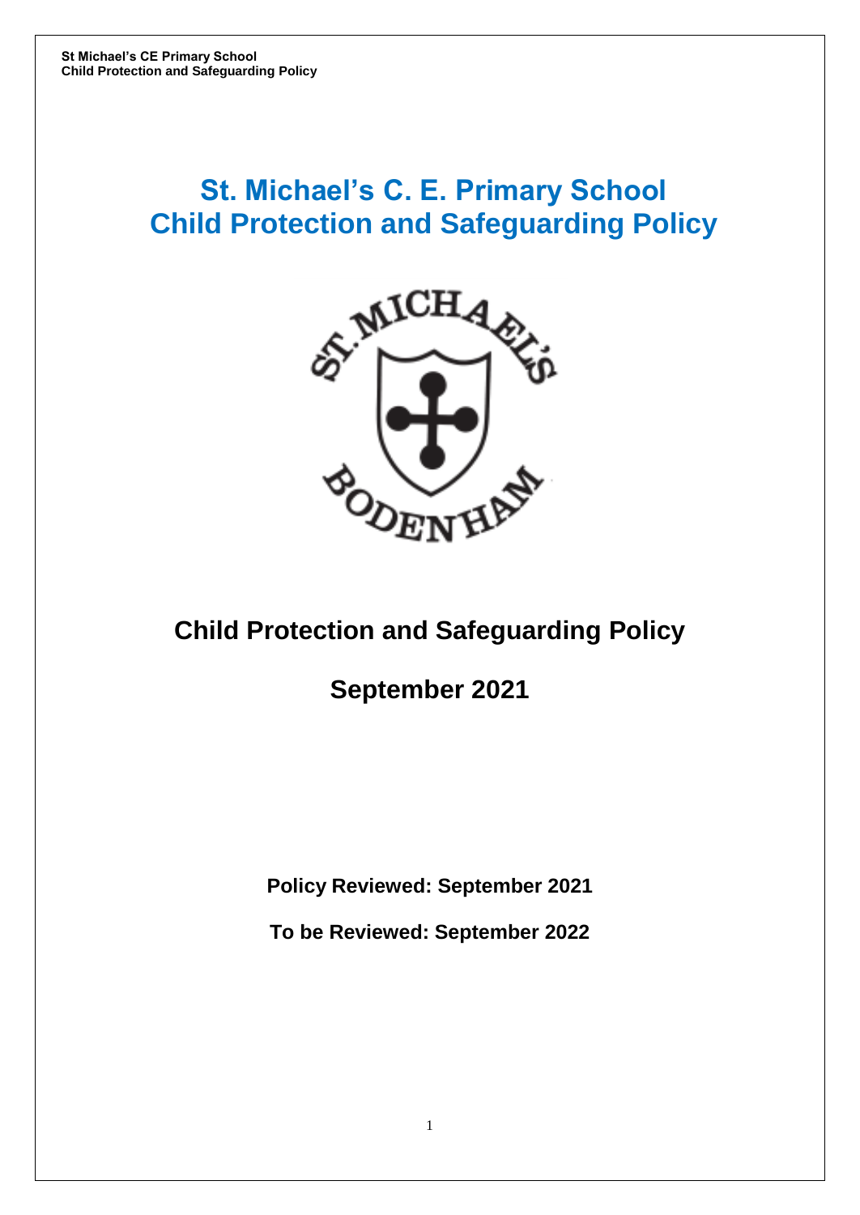# St. Michael's C. E. Primary School
# Child Protection and Safeguarding Policy

## Child Protection and Safeguarding Policy

## September 2021

**Policy Reviewed: September 2021**

**To be Reviewed: September 2022**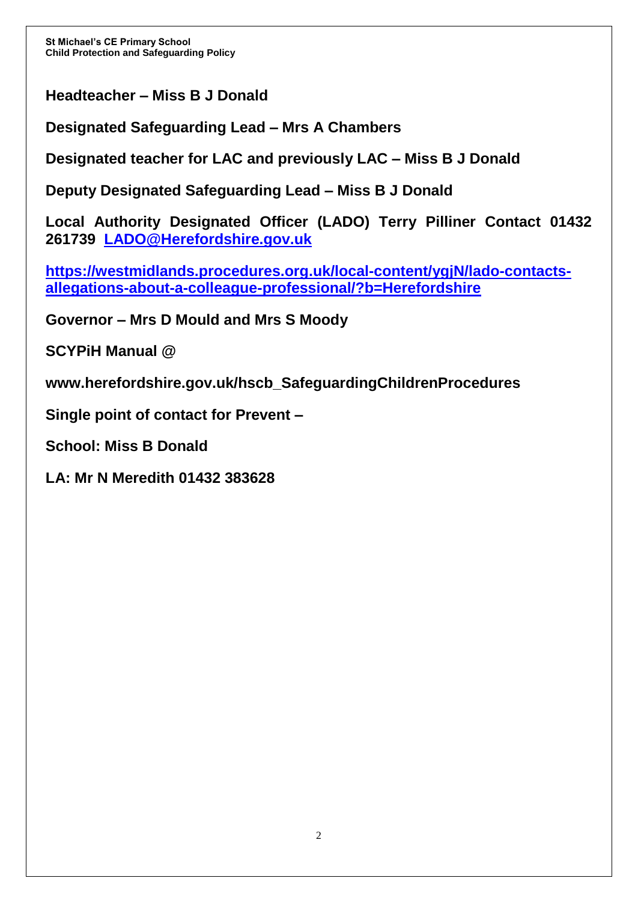**Headteacher – Miss B J Donald**

**Designated Safeguarding Lead – Mrs A Chambers**

**Designated teacher for LAC and previously LAC – Miss B J Donald**

**Deputy Designated Safeguarding Lead – Miss B J Donald**

**Local Authority Designated Officer (LADO) Terry Pilliner Contact 01432 261739 [LADO@Herefordshire.gov.uk](mailto:LADO@Herefordshire.gov.uk)**

**[https://westmidlands.procedures.org.uk/local-content/ygjN/lado-contacts-allegations-about-a-colleague-professional/?b=Herefordshire](https://westmidlands.procedures.org.uk/local-content/ygjN/lado-contacts-allegations-about-a-colleague-professional/?b=Herefordshire)**

**Governor – Mrs D Mould and Mrs S Moody**

**SCYPiH Manual @**

**www.herefordshire.gov.uk/hscb_SafeguardingChildrenProcedures**

**Single point of contact for Prevent –**

**School: Miss B Donald**

**LA: Mr N Meredith 01432 383628**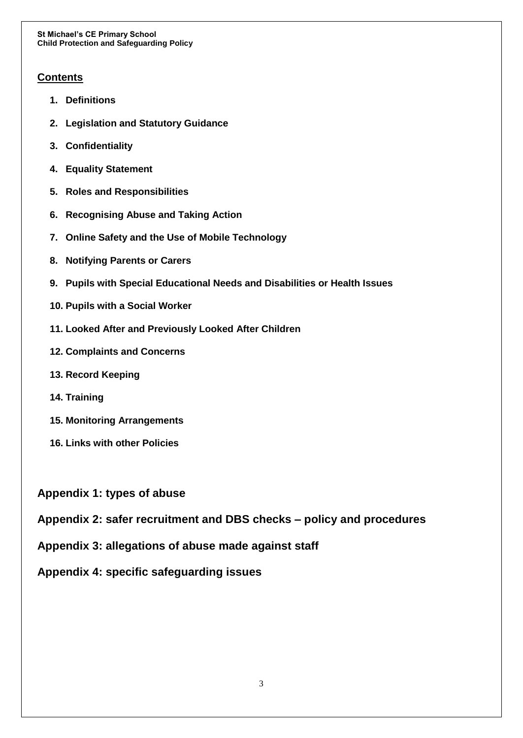## Contents

1. **Definitions**
2. **Legislation and Statutory Guidance**
3. **Confidentiality**
4. **Equality Statement**
5. **Roles and Responsibilities**
6. **Recognising Abuse and Taking Action**
7. **Online Safety and the Use of Mobile Technology**
8. **Notifying Parents or Carers**
9. **Pupils with Special Educational Needs and Disabilities or Health Issues**
10. **Pupils with a Social Worker**
11. **Looked After and Previously Looked After Children**
12. **Complaints and Concerns**
13. **Record Keeping**
14. **Training**
15. **Monitoring Arrangements**
16. **Links with other Policies**

**Appendix 1: types of abuse**

**Appendix 2: safer recruitment and DBS checks – policy and procedures**

**Appendix 3: allegations of abuse made against staff**

**Appendix 4: specific safeguarding issues**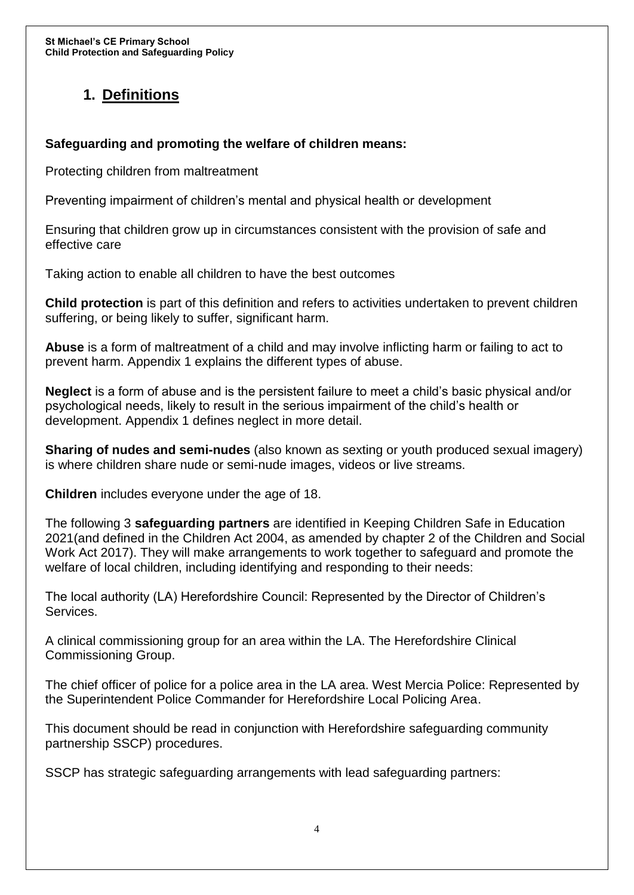# 1. Definitions

**Safeguarding and promoting the welfare of children means:**

Protecting children from maltreatment

Preventing impairment of children's mental and physical health or development

Ensuring that children grow up in circumstances consistent with the provision of safe and effective care

Taking action to enable all children to have the best outcomes

**Child protection** is part of this definition and refers to activities undertaken to prevent children suffering, or being likely to suffer, significant harm.

**Abuse** is a form of maltreatment of a child and may involve inflicting harm or failing to act to prevent harm. Appendix 1 explains the different types of abuse.

**Neglect** is a form of abuse and is the persistent failure to meet a child's basic physical and/or psychological needs, likely to result in the serious impairment of the child's health or development. Appendix 1 defines neglect in more detail.

**Sharing of nudes and semi-nudes** (also known as sexting or youth produced sexual imagery) is where children share nude or semi-nude images, videos or live streams.

**Children** includes everyone under the age of 18.

The following 3 **safeguarding partners** are identified in Keeping Children Safe in Education 2021(and defined in the Children Act 2004, as amended by chapter 2 of the Children and Social Work Act 2017). They will make arrangements to work together to safeguard and promote the welfare of local children, including identifying and responding to their needs:

The local authority (LA) Herefordshire Council: Represented by the Director of Children's Services.

A clinical commissioning group for an area within the LA. The Herefordshire Clinical Commissioning Group.

The chief officer of police for a police area in the LA area. West Mercia Police: Represented by the Superintendent Police Commander for Herefordshire Local Policing Area.

This document should be read in conjunction with Herefordshire safeguarding community partnership SSCP) procedures.

SSCP has strategic safeguarding arrangements with lead safeguarding partners: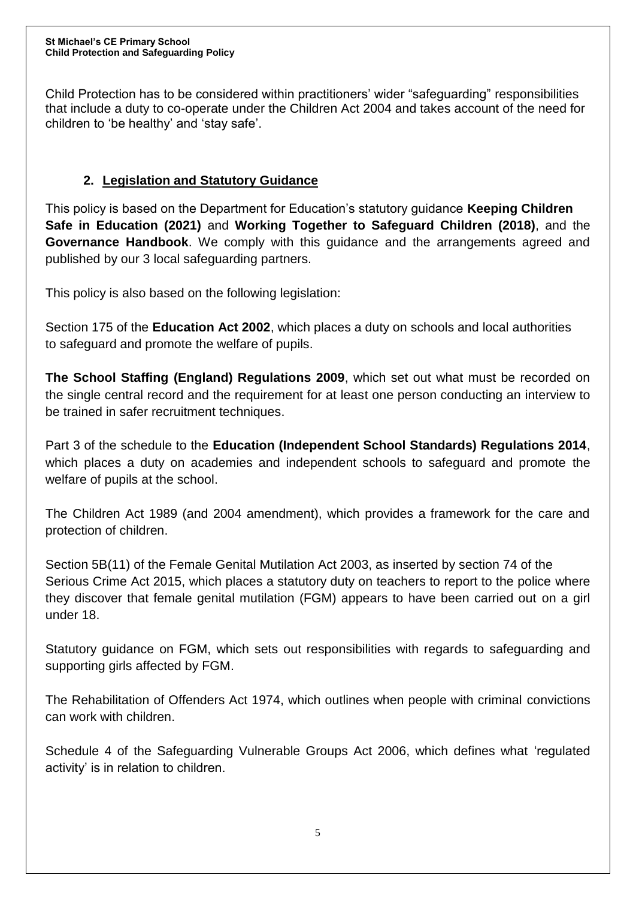Child Protection has to be considered within practitioners' wider "safeguarding" responsibilities that include a duty to co-operate under the Children Act 2004 and takes account of the need for children to 'be healthy' and 'stay safe'.

## 2. Legislation and Statutory Guidance

This policy is based on the Department for Education's statutory guidance **Keeping Children Safe in Education (2021)** and **Working Together to Safeguard Children (2018)**, and the **Governance Handbook**. We comply with this guidance and the arrangements agreed and published by our 3 local safeguarding partners.

This policy is also based on the following legislation:

Section 175 of the **Education Act 2002**, which places a duty on schools and local authorities to safeguard and promote the welfare of pupils.

**The School Staffing (England) Regulations 2009**, which set out what must be recorded on the single central record and the requirement for at least one person conducting an interview to be trained in safer recruitment techniques.

Part 3 of the schedule to the **Education (Independent School Standards) Regulations 2014**, which places a duty on academies and independent schools to safeguard and promote the welfare of pupils at the school.

The Children Act 1989 (and 2004 amendment), which provides a framework for the care and protection of children.

Section 5B(11) of the Female Genital Mutilation Act 2003, as inserted by section 74 of the Serious Crime Act 2015, which places a statutory duty on teachers to report to the police where they discover that female genital mutilation (FGM) appears to have been carried out on a girl under 18.

Statutory guidance on FGM, which sets out responsibilities with regards to safeguarding and supporting girls affected by FGM.

The Rehabilitation of Offenders Act 1974, which outlines when people with criminal convictions can work with children.

Schedule 4 of the Safeguarding Vulnerable Groups Act 2006, which defines what 'regulated activity' is in relation to children.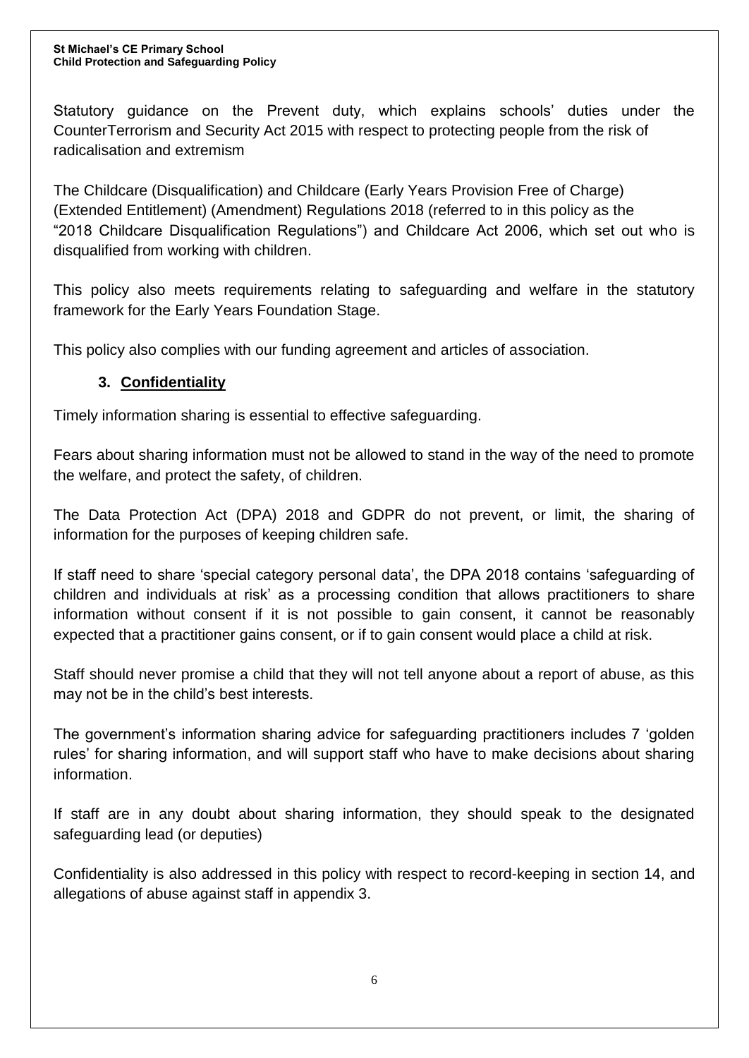Statutory guidance on the Prevent duty, which explains schools' duties under the CounterTerrorism and Security Act 2015 with respect to protecting people from the risk of radicalisation and extremism

The Childcare (Disqualification) and Childcare (Early Years Provision Free of Charge) (Extended Entitlement) (Amendment) Regulations 2018 (referred to in this policy as the "2018 Childcare Disqualification Regulations") and Childcare Act 2006, which set out who is disqualified from working with children.

This policy also meets requirements relating to safeguarding and welfare in the statutory framework for the Early Years Foundation Stage.

This policy also complies with our funding agreement and articles of association.

## 3. Confidentiality

Timely information sharing is essential to effective safeguarding.

Fears about sharing information must not be allowed to stand in the way of the need to promote the welfare, and protect the safety, of children.

The Data Protection Act (DPA) 2018 and GDPR do not prevent, or limit, the sharing of information for the purposes of keeping children safe.

If staff need to share 'special category personal data', the DPA 2018 contains 'safeguarding of children and individuals at risk' as a processing condition that allows practitioners to share information without consent if it is not possible to gain consent, it cannot be reasonably expected that a practitioner gains consent, or if to gain consent would place a child at risk.

Staff should never promise a child that they will not tell anyone about a report of abuse, as this may not be in the child's best interests.

The government's information sharing advice for safeguarding practitioners includes 7 'golden rules' for sharing information, and will support staff who have to make decisions about sharing information.

If staff are in any doubt about sharing information, they should speak to the designated safeguarding lead (or deputies)

Confidentiality is also addressed in this policy with respect to record-keeping in section 14, and allegations of abuse against staff in appendix 3.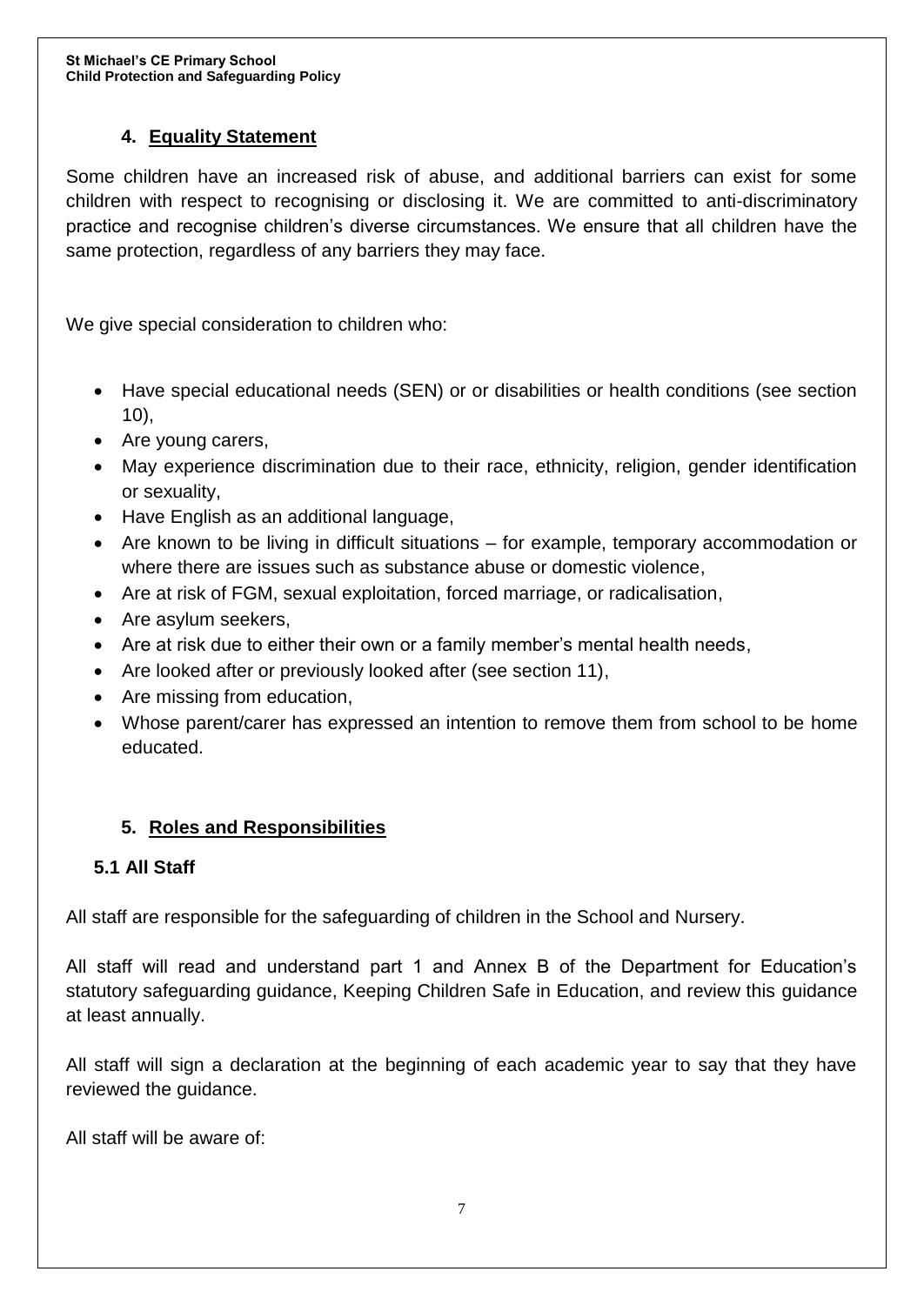## 4. Equality Statement

Some children have an increased risk of abuse, and additional barriers can exist for some children with respect to recognising or disclosing it. We are committed to anti-discriminatory practice and recognise children's diverse circumstances. We ensure that all children have the same protection, regardless of any barriers they may face.

We give special consideration to children who:

- Have special educational needs (SEN) or or disabilities or health conditions (see section 10),
- Are young carers,
- May experience discrimination due to their race, ethnicity, religion, gender identification or sexuality,
- Have English as an additional language,
- Are known to be living in difficult situations – for example, temporary accommodation or where there are issues such as substance abuse or domestic violence,
- Are at risk of FGM, sexual exploitation, forced marriage, or radicalisation,
- Are asylum seekers,
- Are at risk due to either their own or a family member's mental health needs,
- Are looked after or previously looked after (see section 11),
- Are missing from education,
- Whose parent/carer has expressed an intention to remove them from school to be home educated.

## 5. Roles and Responsibilities

### 5.1 All Staff

All staff are responsible for the safeguarding of children in the School and Nursery.

All staff will read and understand part 1 and Annex B of the Department for Education's statutory safeguarding guidance, Keeping Children Safe in Education, and review this guidance at least annually.

All staff will sign a declaration at the beginning of each academic year to say that they have reviewed the guidance.

All staff will be aware of: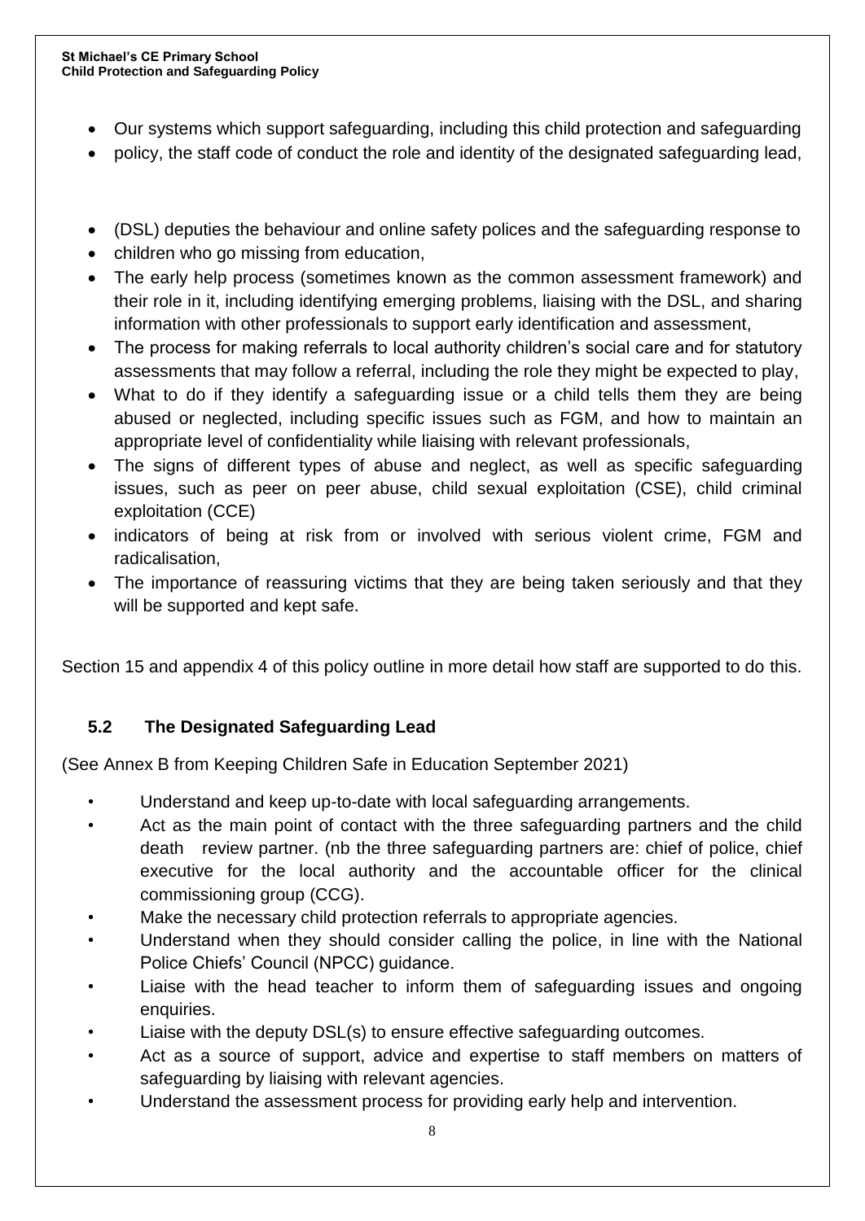- Our systems which support safeguarding, including this child protection and safeguarding
- policy, the staff code of conduct the role and identity of the designated safeguarding lead,

- (DSL) deputies the behaviour and online safety polices and the safeguarding response to
- children who go missing from education,
- The early help process (sometimes known as the common assessment framework) and their role in it, including identifying emerging problems, liaising with the DSL, and sharing information with other professionals to support early identification and assessment,
- The process for making referrals to local authority children's social care and for statutory assessments that may follow a referral, including the role they might be expected to play,
- What to do if they identify a safeguarding issue or a child tells them they are being abused or neglected, including specific issues such as FGM, and how to maintain an appropriate level of confidentiality while liaising with relevant professionals,
- The signs of different types of abuse and neglect, as well as specific safeguarding issues, such as peer on peer abuse, child sexual exploitation (CSE), child criminal exploitation (CCE)
- indicators of being at risk from or involved with serious violent crime, FGM and radicalisation,
- The importance of reassuring victims that they are being taken seriously and that they will be supported and kept safe.

Section 15 and appendix 4 of this policy outline in more detail how staff are supported to do this.

### 5.2 The Designated Safeguarding Lead

(See Annex B from Keeping Children Safe in Education September 2021)

- Understand and keep up-to-date with local safeguarding arrangements.
- Act as the main point of contact with the three safeguarding partners and the child death review partner. (nb the three safeguarding partners are: chief of police, chief executive for the local authority and the accountable officer for the clinical commissioning group (CCG).
- Make the necessary child protection referrals to appropriate agencies.
- Understand when they should consider calling the police, in line with the National Police Chiefs' Council (NPCC) guidance.
- Liaise with the head teacher to inform them of safeguarding issues and ongoing enquiries.
- Liaise with the deputy DSL(s) to ensure effective safeguarding outcomes.
- Act as a source of support, advice and expertise to staff members on matters of safeguarding by liaising with relevant agencies.
- Understand the assessment process for providing early help and intervention.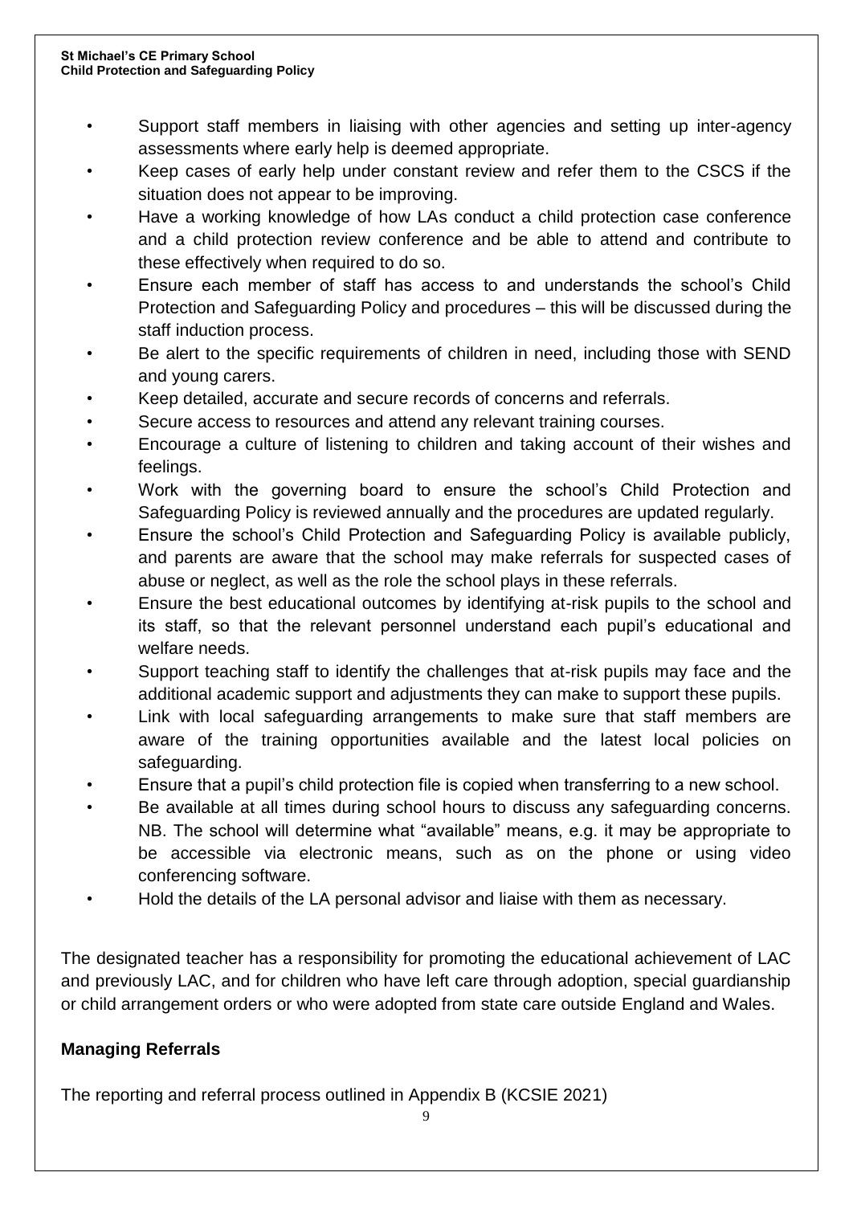- Support staff members in liaising with other agencies and setting up inter-agency assessments where early help is deemed appropriate.
- Keep cases of early help under constant review and refer them to the CSCS if the situation does not appear to be improving.
- Have a working knowledge of how LAs conduct a child protection case conference and a child protection review conference and be able to attend and contribute to these effectively when required to do so.
- Ensure each member of staff has access to and understands the school's Child Protection and Safeguarding Policy and procedures – this will be discussed during the staff induction process.
- Be alert to the specific requirements of children in need, including those with SEND and young carers.
- Keep detailed, accurate and secure records of concerns and referrals.
- Secure access to resources and attend any relevant training courses.
- Encourage a culture of listening to children and taking account of their wishes and feelings.
- Work with the governing board to ensure the school's Child Protection and Safeguarding Policy is reviewed annually and the procedures are updated regularly.
- Ensure the school's Child Protection and Safeguarding Policy is available publicly, and parents are aware that the school may make referrals for suspected cases of abuse or neglect, as well as the role the school plays in these referrals.
- Ensure the best educational outcomes by identifying at-risk pupils to the school and its staff, so that the relevant personnel understand each pupil's educational and welfare needs.
- Support teaching staff to identify the challenges that at-risk pupils may face and the additional academic support and adjustments they can make to support these pupils.
- Link with local safeguarding arrangements to make sure that staff members are aware of the training opportunities available and the latest local policies on safeguarding.
- Ensure that a pupil's child protection file is copied when transferring to a new school.
- Be available at all times during school hours to discuss any safeguarding concerns. NB. The school will determine what "available" means, e.g. it may be appropriate to be accessible via electronic means, such as on the phone or using video conferencing software.
- Hold the details of the LA personal advisor and liaise with them as necessary.

The designated teacher has a responsibility for promoting the educational achievement of LAC and previously LAC, and for children who have left care through adoption, special guardianship or child arrangement orders or who were adopted from state care outside England and Wales.

**Managing Referrals**

The reporting and referral process outlined in Appendix B (KCSIE 2021)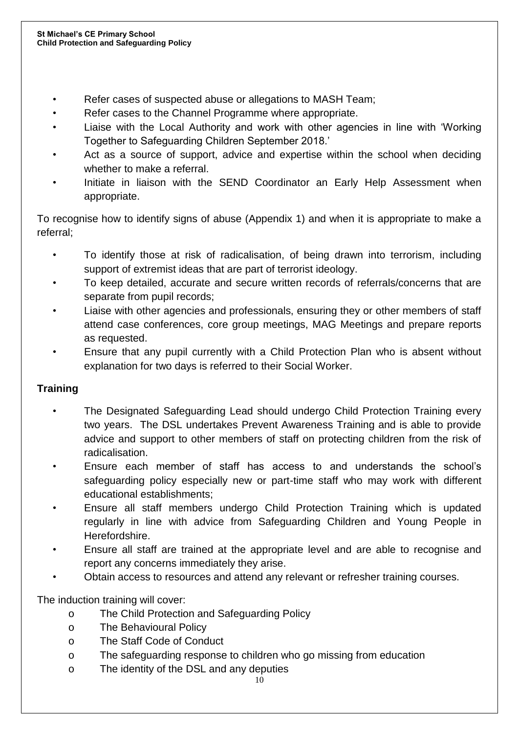- Refer cases of suspected abuse or allegations to MASH Team;
- Refer cases to the Channel Programme where appropriate.
- Liaise with the Local Authority and work with other agencies in line with 'Working Together to Safeguarding Children September 2018.'
- Act as a source of support, advice and expertise within the school when deciding whether to make a referral.
- Initiate in liaison with the SEND Coordinator an Early Help Assessment when appropriate.

To recognise how to identify signs of abuse (Appendix 1) and when it is appropriate to make a referral;

- To identify those at risk of radicalisation, of being drawn into terrorism, including support of extremist ideas that are part of terrorist ideology.
- To keep detailed, accurate and secure written records of referrals/concerns that are separate from pupil records;
- Liaise with other agencies and professionals, ensuring they or other members of staff attend case conferences, core group meetings, MAG Meetings and prepare reports as requested.
- Ensure that any pupil currently with a Child Protection Plan who is absent without explanation for two days is referred to their Social Worker.

## Training

- The Designated Safeguarding Lead should undergo Child Protection Training every two years. The DSL undertakes Prevent Awareness Training and is able to provide advice and support to other members of staff on protecting children from the risk of radicalisation.
- Ensure each member of staff has access to and understands the school's safeguarding policy especially new or part-time staff who may work with different educational establishments;
- Ensure all staff members undergo Child Protection Training which is updated regularly in line with advice from Safeguarding Children and Young People in Herefordshire.
- Ensure all staff are trained at the appropriate level and are able to recognise and report any concerns immediately they arise.
- Obtain access to resources and attend any relevant or refresher training courses.

The induction training will cover:

- The Child Protection and Safeguarding Policy
- The Behavioural Policy
- The Staff Code of Conduct
- The safeguarding response to children who go missing from education
- The identity of the DSL and any deputies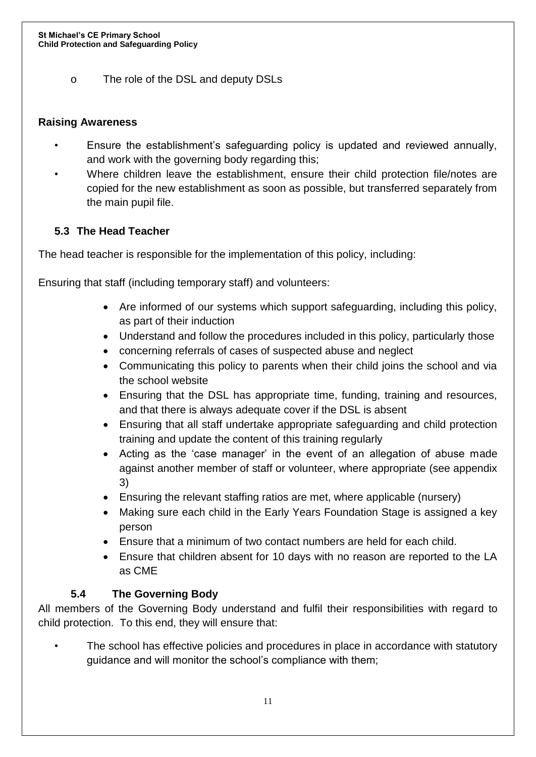- The role of the DSL and deputy DSLs

**Raising Awareness**

- Ensure the establishment's safeguarding policy is updated and reviewed annually, and work with the governing body regarding this;
- Where children leave the establishment, ensure their child protection file/notes are copied for the new establishment as soon as possible, but transferred separately from the main pupil file.

### 5.3 The Head Teacher

The head teacher is responsible for the implementation of this policy, including:

Ensuring that staff (including temporary staff) and volunteers:

- Are informed of our systems which support safeguarding, including this policy, as part of their induction
- Understand and follow the procedures included in this policy, particularly those
- concerning referrals of cases of suspected abuse and neglect
- Communicating this policy to parents when their child joins the school and via the school website
- Ensuring that the DSL has appropriate time, funding, training and resources, and that there is always adequate cover if the DSL is absent
- Ensuring that all staff undertake appropriate safeguarding and child protection training and update the content of this training regularly
- Acting as the 'case manager' in the event of an allegation of abuse made against another member of staff or volunteer, where appropriate (see appendix 3)
- Ensuring the relevant staffing ratios are met, where applicable (nursery)
- Making sure each child in the Early Years Foundation Stage is assigned a key person
- Ensure that a minimum of two contact numbers are held for each child.
- Ensure that children absent for 10 days with no reason are reported to the LA as CME

### 5.4 The Governing Body

All members of the Governing Body understand and fulfil their responsibilities with regard to child protection. To this end, they will ensure that:

- The school has effective policies and procedures in place in accordance with statutory guidance and will monitor the school's compliance with them;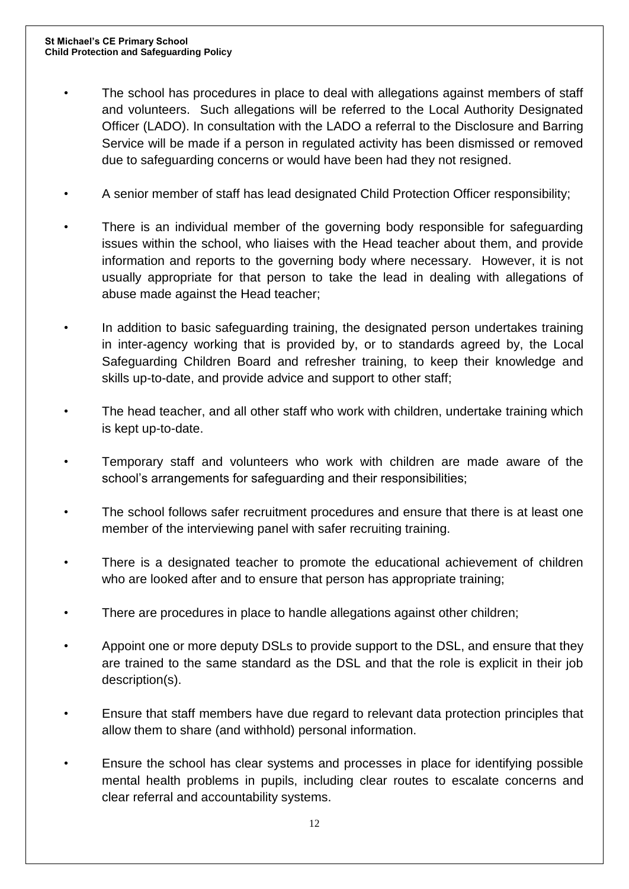- The school has procedures in place to deal with allegations against members of staff and volunteers. Such allegations will be referred to the Local Authority Designated Officer (LADO). In consultation with the LADO a referral to the Disclosure and Barring Service will be made if a person in regulated activity has been dismissed or removed due to safeguarding concerns or would have been had they not resigned.
- A senior member of staff has lead designated Child Protection Officer responsibility;
- There is an individual member of the governing body responsible for safeguarding issues within the school, who liaises with the Head teacher about them, and provide information and reports to the governing body where necessary. However, it is not usually appropriate for that person to take the lead in dealing with allegations of abuse made against the Head teacher;
- In addition to basic safeguarding training, the designated person undertakes training in inter-agency working that is provided by, or to standards agreed by, the Local Safeguarding Children Board and refresher training, to keep their knowledge and skills up-to-date, and provide advice and support to other staff;
- The head teacher, and all other staff who work with children, undertake training which is kept up-to-date.
- Temporary staff and volunteers who work with children are made aware of the school's arrangements for safeguarding and their responsibilities;
- The school follows safer recruitment procedures and ensure that there is at least one member of the interviewing panel with safer recruiting training.
- There is a designated teacher to promote the educational achievement of children who are looked after and to ensure that person has appropriate training;
- There are procedures in place to handle allegations against other children;
- Appoint one or more deputy DSLs to provide support to the DSL, and ensure that they are trained to the same standard as the DSL and that the role is explicit in their job description(s).
- Ensure that staff members have due regard to relevant data protection principles that allow them to share (and withhold) personal information.
- Ensure the school has clear systems and processes in place for identifying possible mental health problems in pupils, including clear routes to escalate concerns and clear referral and accountability systems.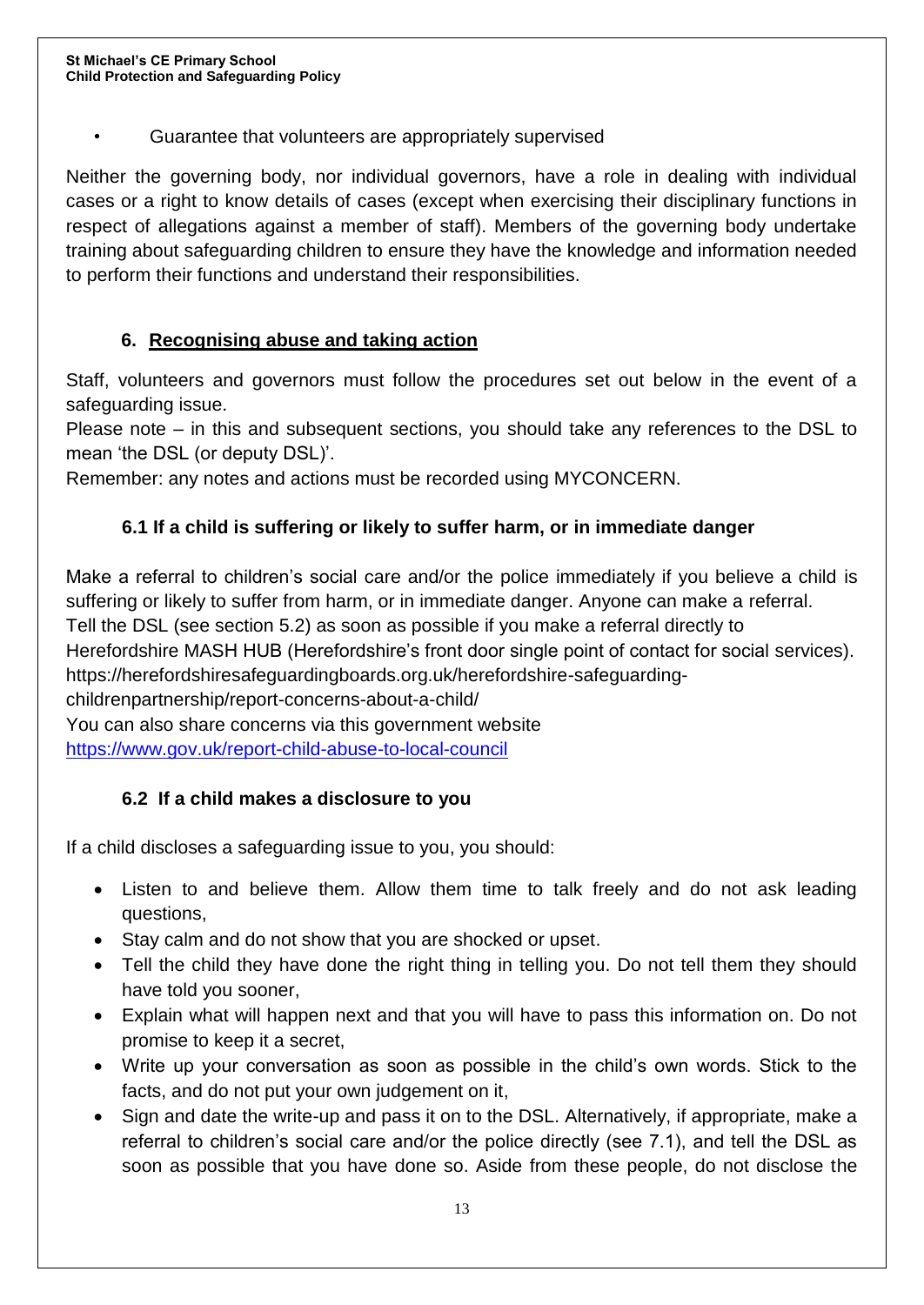- Guarantee that volunteers are appropriately supervised

Neither the governing body, nor individual governors, have a role in dealing with individual cases or a right to know details of cases (except when exercising their disciplinary functions in respect of allegations against a member of staff). Members of the governing body undertake training about safeguarding children to ensure they have the knowledge and information needed to perform their functions and understand their responsibilities.

## 6. Recognising abuse and taking action

Staff, volunteers and governors must follow the procedures set out below in the event of a safeguarding issue.

Please note – in this and subsequent sections, you should take any references to the DSL to mean 'the DSL (or deputy DSL)'.

Remember: any notes and actions must be recorded using MYCONCERN.

### 6.1 If a child is suffering or likely to suffer harm, or in immediate danger

Make a referral to children's social care and/or the police immediately if you believe a child is suffering or likely to suffer from harm, or in immediate danger. Anyone can make a referral.

Tell the DSL (see section 5.2) as soon as possible if you make a referral directly to Herefordshire MASH HUB (Herefordshire's front door single point of contact for social services).

https://herefordshiresafeguardingboards.org.uk/herefordshire-safeguarding-childrenpartnership/report-concerns-about-a-child/

You can also share concerns via this government website

https://www.gov.uk/report-child-abuse-to-local-council

### 6.2 If a child makes a disclosure to you

If a child discloses a safeguarding issue to you, you should:

- Listen to and believe them. Allow them time to talk freely and do not ask leading questions,
- Stay calm and do not show that you are shocked or upset.
- Tell the child they have done the right thing in telling you. Do not tell them they should have told you sooner,
- Explain what will happen next and that you will have to pass this information on. Do not promise to keep it a secret,
- Write up your conversation as soon as possible in the child's own words. Stick to the facts, and do not put your own judgement on it,
- Sign and date the write-up and pass it on to the DSL. Alternatively, if appropriate, make a referral to children's social care and/or the police directly (see 7.1), and tell the DSL as soon as possible that you have done so. Aside from these people, do not disclose the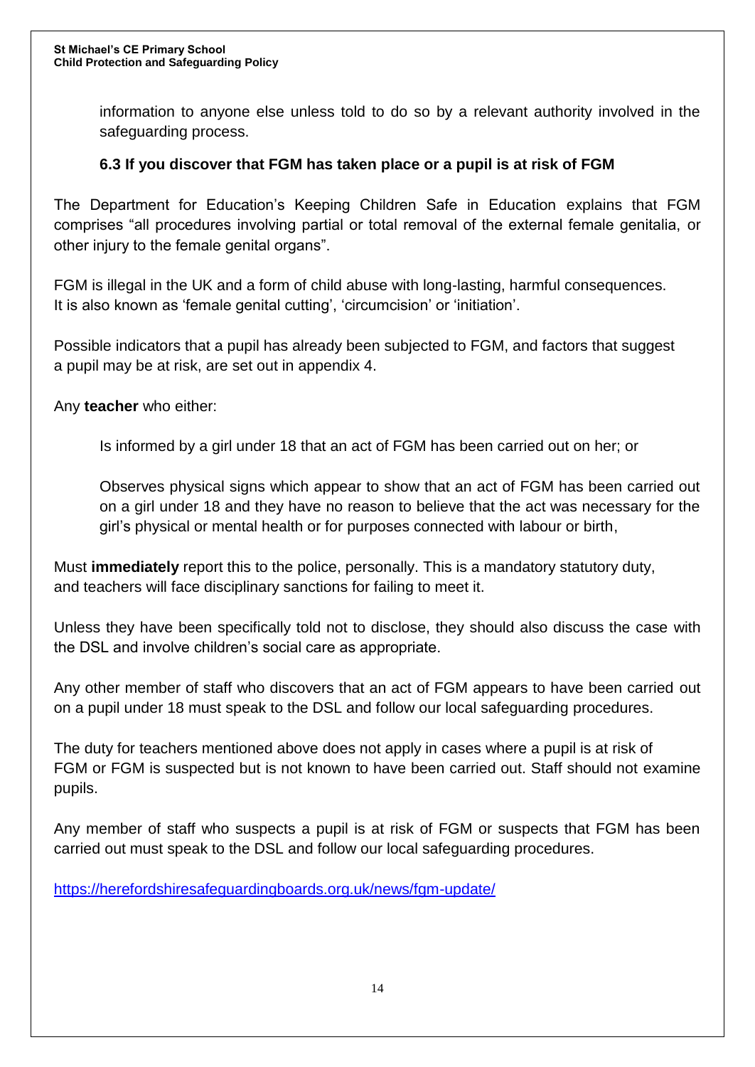information to anyone else unless told to do so by a relevant authority involved in the safeguarding process.

### 6.3 If you discover that FGM has taken place or a pupil is at risk of FGM

The Department for Education's Keeping Children Safe in Education explains that FGM comprises "all procedures involving partial or total removal of the external female genitalia, or other injury to the female genital organs".

FGM is illegal in the UK and a form of child abuse with long-lasting, harmful consequences. It is also known as 'female genital cutting', 'circumcision' or 'initiation'.

Possible indicators that a pupil has already been subjected to FGM, and factors that suggest a pupil may be at risk, are set out in appendix 4.

Any **teacher** who either:

Is informed by a girl under 18 that an act of FGM has been carried out on her; or

Observes physical signs which appear to show that an act of FGM has been carried out on a girl under 18 and they have no reason to believe that the act was necessary for the girl's physical or mental health or for purposes connected with labour or birth,

Must **immediately** report this to the police, personally. This is a mandatory statutory duty, and teachers will face disciplinary sanctions for failing to meet it.

Unless they have been specifically told not to disclose, they should also discuss the case with the DSL and involve children's social care as appropriate.

Any other member of staff who discovers that an act of FGM appears to have been carried out on a pupil under 18 must speak to the DSL and follow our local safeguarding procedures.

The duty for teachers mentioned above does not apply in cases where a pupil is at risk of FGM or FGM is suspected but is not known to have been carried out. Staff should not examine pupils.

Any member of staff who suspects a pupil is at risk of FGM or suspects that FGM has been carried out must speak to the DSL and follow our local safeguarding procedures.

https://herefordshiresafeguardingboards.org.uk/news/fgm-update/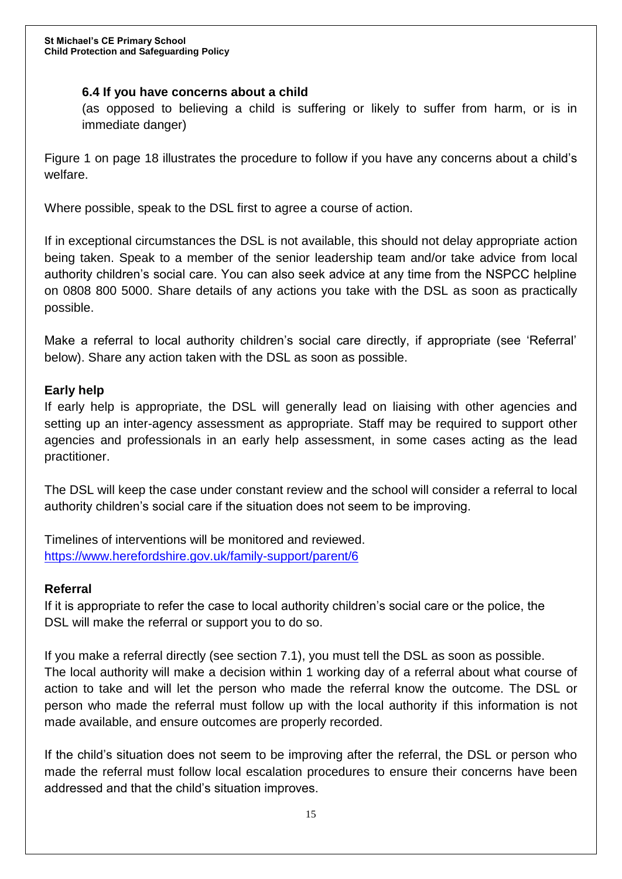### 6.4 If you have concerns about a child

(as opposed to believing a child is suffering or likely to suffer from harm, or is in immediate danger)

Figure 1 on page 18 illustrates the procedure to follow if you have any concerns about a child's welfare.

Where possible, speak to the DSL first to agree a course of action.

If in exceptional circumstances the DSL is not available, this should not delay appropriate action being taken. Speak to a member of the senior leadership team and/or take advice from local authority children's social care. You can also seek advice at any time from the NSPCC helpline on 0808 800 5000. Share details of any actions you take with the DSL as soon as practically possible.

Make a referral to local authority children's social care directly, if appropriate (see 'Referral' below). Share any action taken with the DSL as soon as possible.

**Early help**

If early help is appropriate, the DSL will generally lead on liaising with other agencies and setting up an inter-agency assessment as appropriate. Staff may be required to support other agencies and professionals in an early help assessment, in some cases acting as the lead practitioner.

The DSL will keep the case under constant review and the school will consider a referral to local authority children's social care if the situation does not seem to be improving.

Timelines of interventions will be monitored and reviewed.
https://www.herefordshire.gov.uk/family-support/parent/6

**Referral**

If it is appropriate to refer the case to local authority children's social care or the police, the DSL will make the referral or support you to do so.

If you make a referral directly (see section 7.1), you must tell the DSL as soon as possible.
The local authority will make a decision within 1 working day of a referral about what course of action to take and will let the person who made the referral know the outcome. The DSL or person who made the referral must follow up with the local authority if this information is not made available, and ensure outcomes are properly recorded.

If the child's situation does not seem to be improving after the referral, the DSL or person who made the referral must follow local escalation procedures to ensure their concerns have been addressed and that the child's situation improves.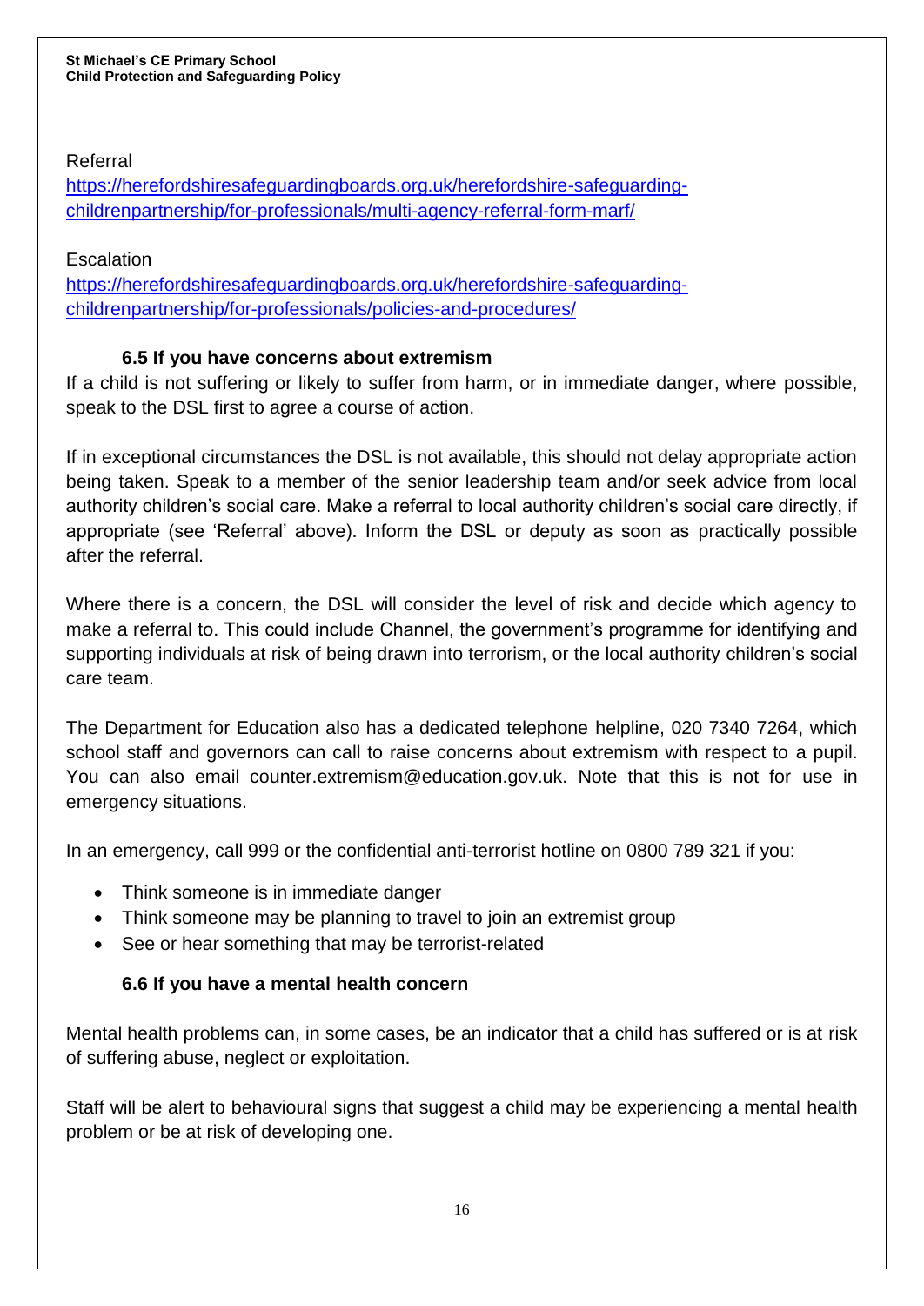Referral

[https://herefordshiresafeguardingboards.org.uk/herefordshire-safeguarding-childrenpartnership/for-professionals/multi-agency-referral-form-marf/](https://herefordshiresafeguardingboards.org.uk/herefordshire-safeguarding-childrenpartnership/for-professionals/multi-agency-referral-form-marf/)

Escalation

[https://herefordshiresafeguardingboards.org.uk/herefordshire-safeguarding-childrenpartnership/for-professionals/policies-and-procedures/](https://herefordshiresafeguardingboards.org.uk/herefordshire-safeguarding-childrenpartnership/for-professionals/policies-and-procedures/)

### 6.5 If you have concerns about extremism

If a child is not suffering or likely to suffer from harm, or in immediate danger, where possible, speak to the DSL first to agree a course of action.

If in exceptional circumstances the DSL is not available, this should not delay appropriate action being taken. Speak to a member of the senior leadership team and/or seek advice from local authority children's social care. Make a referral to local authority children's social care directly, if appropriate (see 'Referral' above). Inform the DSL or deputy as soon as practically possible after the referral.

Where there is a concern, the DSL will consider the level of risk and decide which agency to make a referral to. This could include Channel, the government's programme for identifying and supporting individuals at risk of being drawn into terrorism, or the local authority children's social care team.

The Department for Education also has a dedicated telephone helpline, 020 7340 7264, which school staff and governors can call to raise concerns about extremism with respect to a pupil. You can also email counter.extremism@education.gov.uk. Note that this is not for use in emergency situations.

In an emergency, call 999 or the confidential anti-terrorist hotline on 0800 789 321 if you:

- Think someone is in immediate danger
- Think someone may be planning to travel to join an extremist group
- See or hear something that may be terrorist-related

### 6.6 If you have a mental health concern

Mental health problems can, in some cases, be an indicator that a child has suffered or is at risk of suffering abuse, neglect or exploitation.

Staff will be alert to behavioural signs that suggest a child may be experiencing a mental health problem or be at risk of developing one.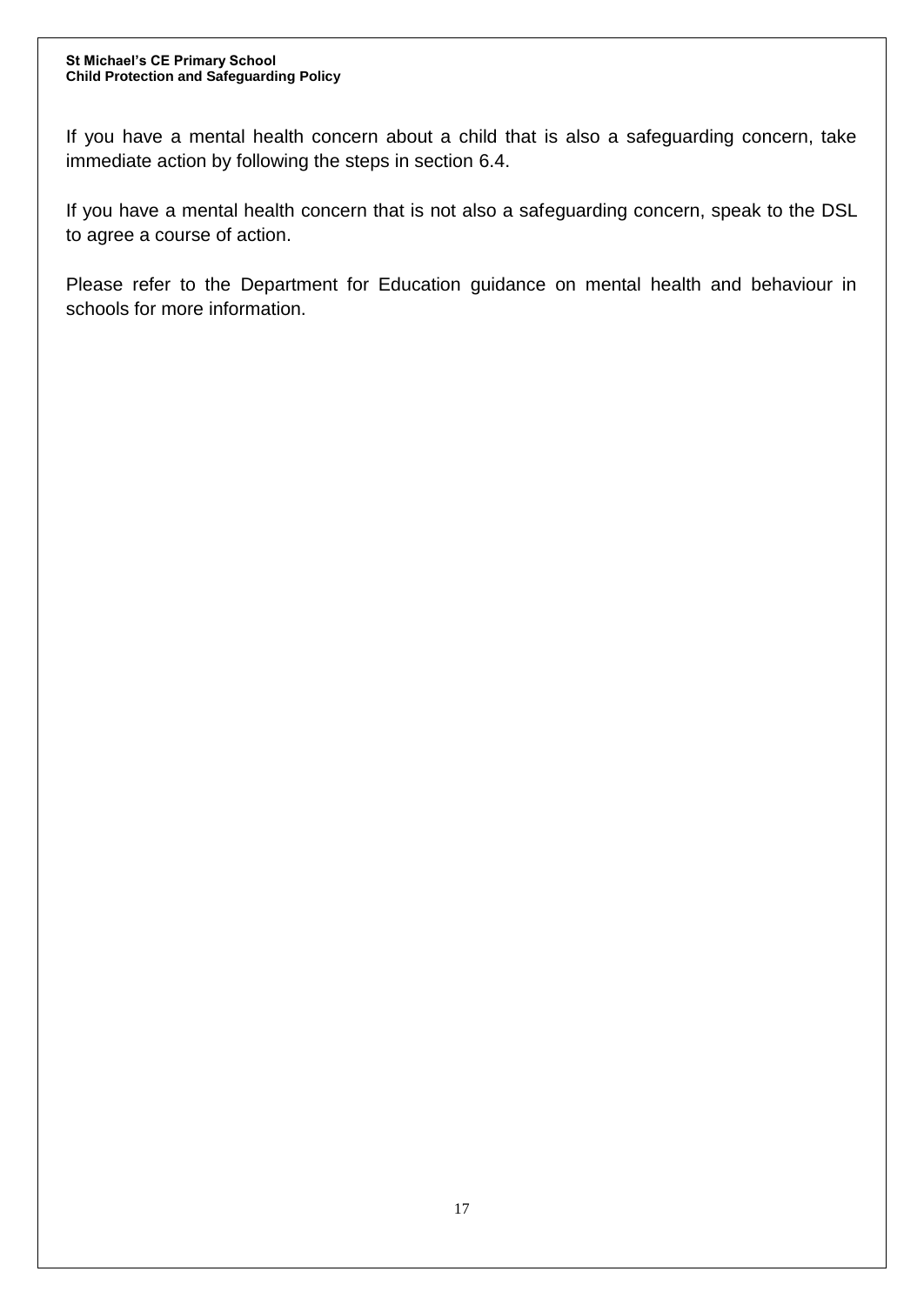If you have a mental health concern about a child that is also a safeguarding concern, take immediate action by following the steps in section 6.4.

If you have a mental health concern that is not also a safeguarding concern, speak to the DSL to agree a course of action.

Please refer to the Department for Education guidance on mental health and behaviour in schools for more information.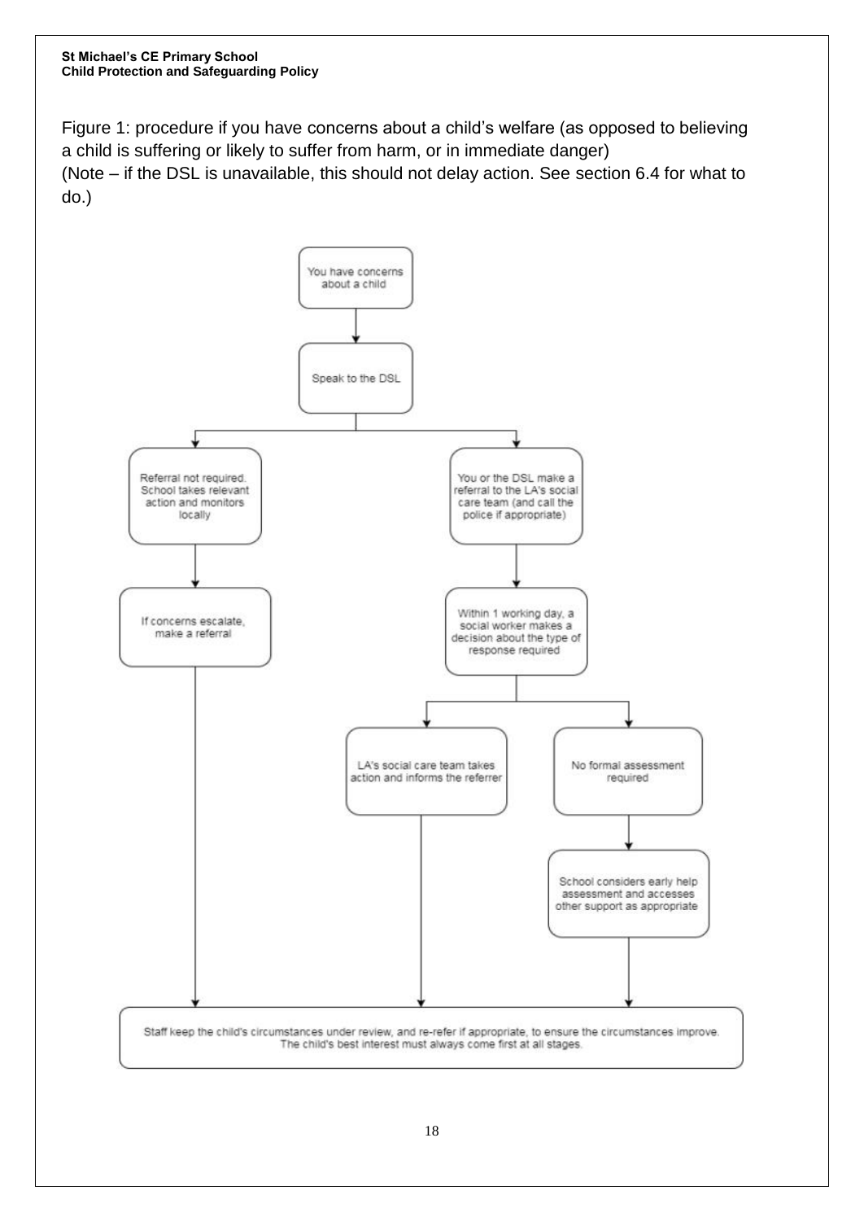Figure 1: procedure if you have concerns about a child's welfare (as opposed to believing a child is suffering or likely to suffer from harm, or in immediate danger)
(Note – if the DSL is unavailable, this should not delay action. See section 6.4 for what to do.)

You have concerns about a child

Speak to the DSL

Referral not required. School takes relevant action and monitors locally

If concerns escalate, make a referral

You or the DSL make a referral to the LA's social care team (and call the police if appropriate)

Within 1 working day, a social worker makes a decision about the type of response required

LA's social care team takes action and informs the referrer

No formal assessment required

School considers early help assessment and accesses other support as appropriate

Staff keep the child's circumstances under review, and re-refer if appropriate, to ensure the circumstances improve. The child's best interest must always come first at all stages.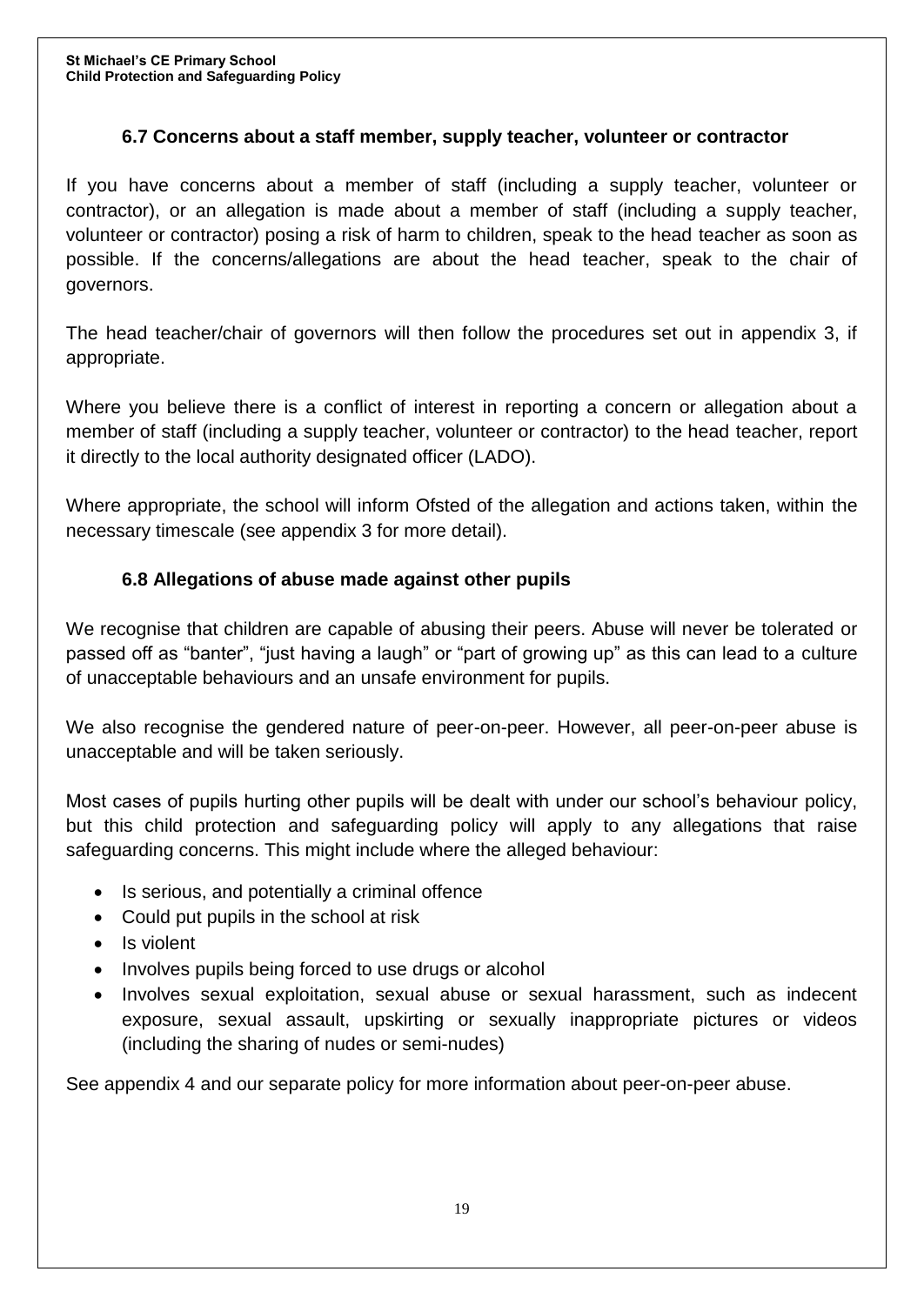### 6.7 Concerns about a staff member, supply teacher, volunteer or contractor

If you have concerns about a member of staff (including a supply teacher, volunteer or contractor), or an allegation is made about a member of staff (including a supply teacher, volunteer or contractor) posing a risk of harm to children, speak to the head teacher as soon as possible. If the concerns/allegations are about the head teacher, speak to the chair of governors.

The head teacher/chair of governors will then follow the procedures set out in appendix 3, if appropriate.

Where you believe there is a conflict of interest in reporting a concern or allegation about a member of staff (including a supply teacher, volunteer or contractor) to the head teacher, report it directly to the local authority designated officer (LADO).

Where appropriate, the school will inform Ofsted of the allegation and actions taken, within the necessary timescale (see appendix 3 for more detail).

### 6.8 Allegations of abuse made against other pupils

We recognise that children are capable of abusing their peers. Abuse will never be tolerated or passed off as "banter", "just having a laugh" or "part of growing up" as this can lead to a culture of unacceptable behaviours and an unsafe environment for pupils.

We also recognise the gendered nature of peer-on-peer. However, all peer-on-peer abuse is unacceptable and will be taken seriously.

Most cases of pupils hurting other pupils will be dealt with under our school's behaviour policy, but this child protection and safeguarding policy will apply to any allegations that raise safeguarding concerns. This might include where the alleged behaviour:

- Is serious, and potentially a criminal offence
- Could put pupils in the school at risk
- Is violent
- Involves pupils being forced to use drugs or alcohol
- Involves sexual exploitation, sexual abuse or sexual harassment, such as indecent exposure, sexual assault, upskirting or sexually inappropriate pictures or videos (including the sharing of nudes or semi-nudes)

See appendix 4 and our separate policy for more information about peer-on-peer abuse.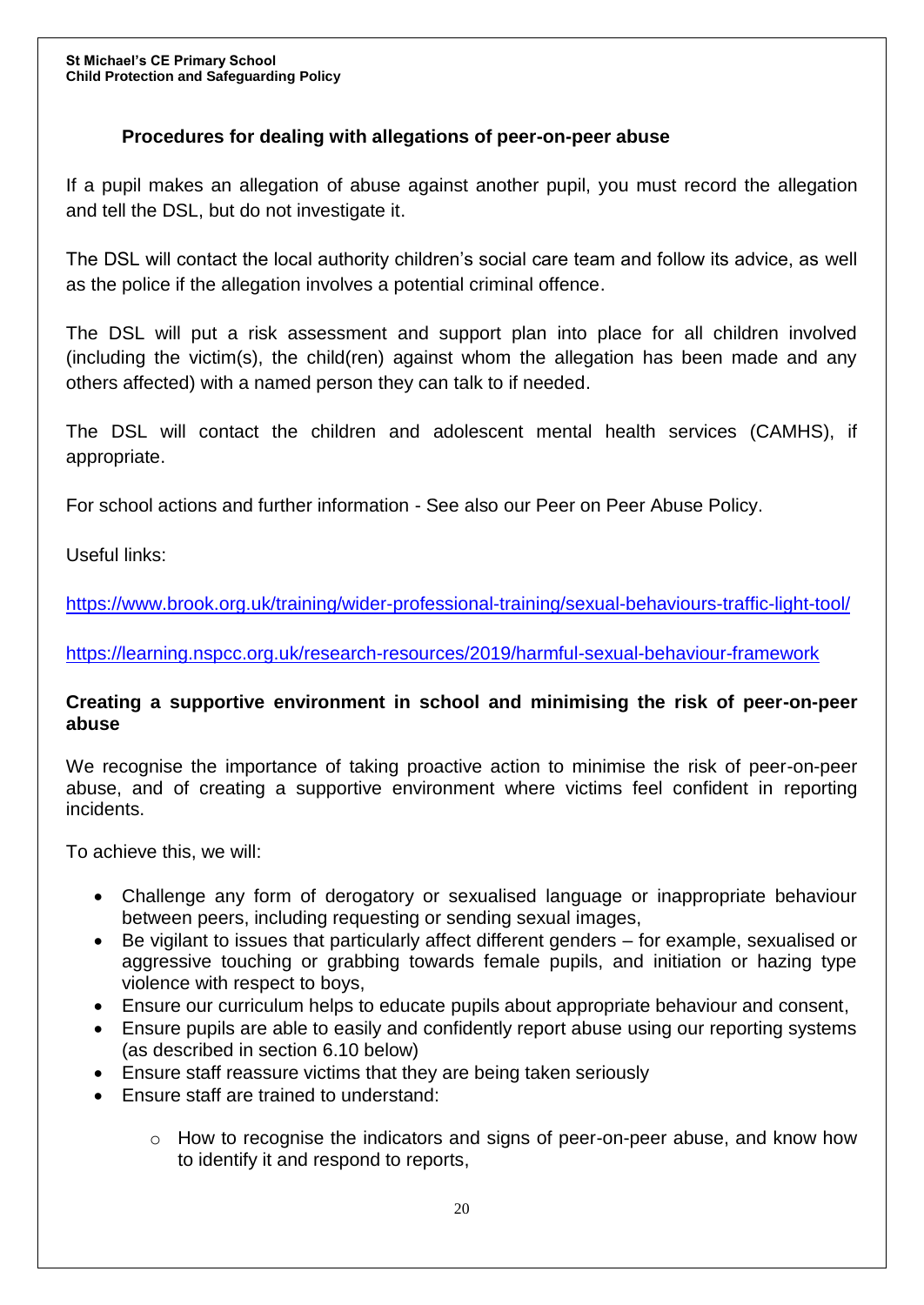### Procedures for dealing with allegations of peer-on-peer abuse

If a pupil makes an allegation of abuse against another pupil, you must record the allegation and tell the DSL, but do not investigate it.

The DSL will contact the local authority children's social care team and follow its advice, as well as the police if the allegation involves a potential criminal offence.

The DSL will put a risk assessment and support plan into place for all children involved (including the victim(s), the child(ren) against whom the allegation has been made and any others affected) with a named person they can talk to if needed.

The DSL will contact the children and adolescent mental health services (CAMHS), if appropriate.

For school actions and further information - See also our Peer on Peer Abuse Policy.

Useful links:

https://www.brook.org.uk/training/wider-professional-training/sexual-behaviours-traffic-light-tool/

https://learning.nspcc.org.uk/research-resources/2019/harmful-sexual-behaviour-framework

**Creating a supportive environment in school and minimising the risk of peer-on-peer abuse**

We recognise the importance of taking proactive action to minimise the risk of peer-on-peer abuse, and of creating a supportive environment where victims feel confident in reporting incidents.

To achieve this, we will:

- Challenge any form of derogatory or sexualised language or inappropriate behaviour between peers, including requesting or sending sexual images,
- Be vigilant to issues that particularly affect different genders – for example, sexualised or aggressive touching or grabbing towards female pupils, and initiation or hazing type violence with respect to boys,
- Ensure our curriculum helps to educate pupils about appropriate behaviour and consent,
- Ensure pupils are able to easily and confidently report abuse using our reporting systems (as described in section 6.10 below)
- Ensure staff reassure victims that they are being taken seriously
- Ensure staff are trained to understand:
    - How to recognise the indicators and signs of peer-on-peer abuse, and know how to identify it and respond to reports,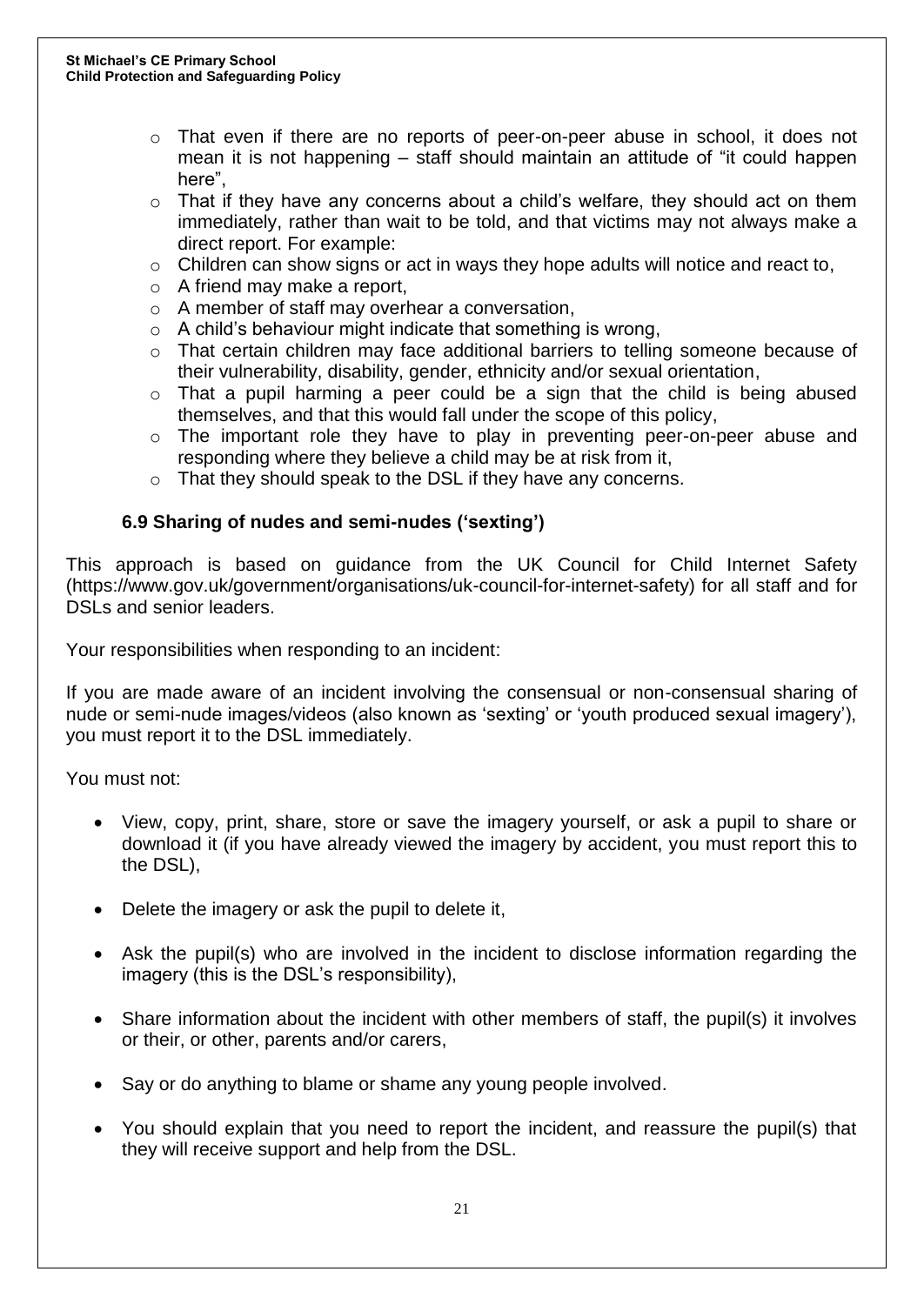- That even if there are no reports of peer-on-peer abuse in school, it does not mean it is not happening – staff should maintain an attitude of "it could happen here",
- That if they have any concerns about a child's welfare, they should act on them immediately, rather than wait to be told, and that victims may not always make a direct report. For example:
- Children can show signs or act in ways they hope adults will notice and react to,
- A friend may make a report,
- A member of staff may overhear a conversation,
- A child's behaviour might indicate that something is wrong,
- That certain children may face additional barriers to telling someone because of their vulnerability, disability, gender, ethnicity and/or sexual orientation,
- That a pupil harming a peer could be a sign that the child is being abused themselves, and that this would fall under the scope of this policy,
- The important role they have to play in preventing peer-on-peer abuse and responding where they believe a child may be at risk from it,
- That they should speak to the DSL if they have any concerns.

### 6.9 Sharing of nudes and semi-nudes ('sexting')

This approach is based on guidance from the UK Council for Child Internet Safety (https://www.gov.uk/government/organisations/uk-council-for-internet-safety) for all staff and for DSLs and senior leaders.

Your responsibilities when responding to an incident:

If you are made aware of an incident involving the consensual or non-consensual sharing of nude or semi-nude images/videos (also known as 'sexting' or 'youth produced sexual imagery'), you must report it to the DSL immediately.

You must not:

- View, copy, print, share, store or save the imagery yourself, or ask a pupil to share or download it (if you have already viewed the imagery by accident, you must report this to the DSL),
- Delete the imagery or ask the pupil to delete it,
- Ask the pupil(s) who are involved in the incident to disclose information regarding the imagery (this is the DSL's responsibility),
- Share information about the incident with other members of staff, the pupil(s) it involves or their, or other, parents and/or carers,
- Say or do anything to blame or shame any young people involved.
- You should explain that you need to report the incident, and reassure the pupil(s) that they will receive support and help from the DSL.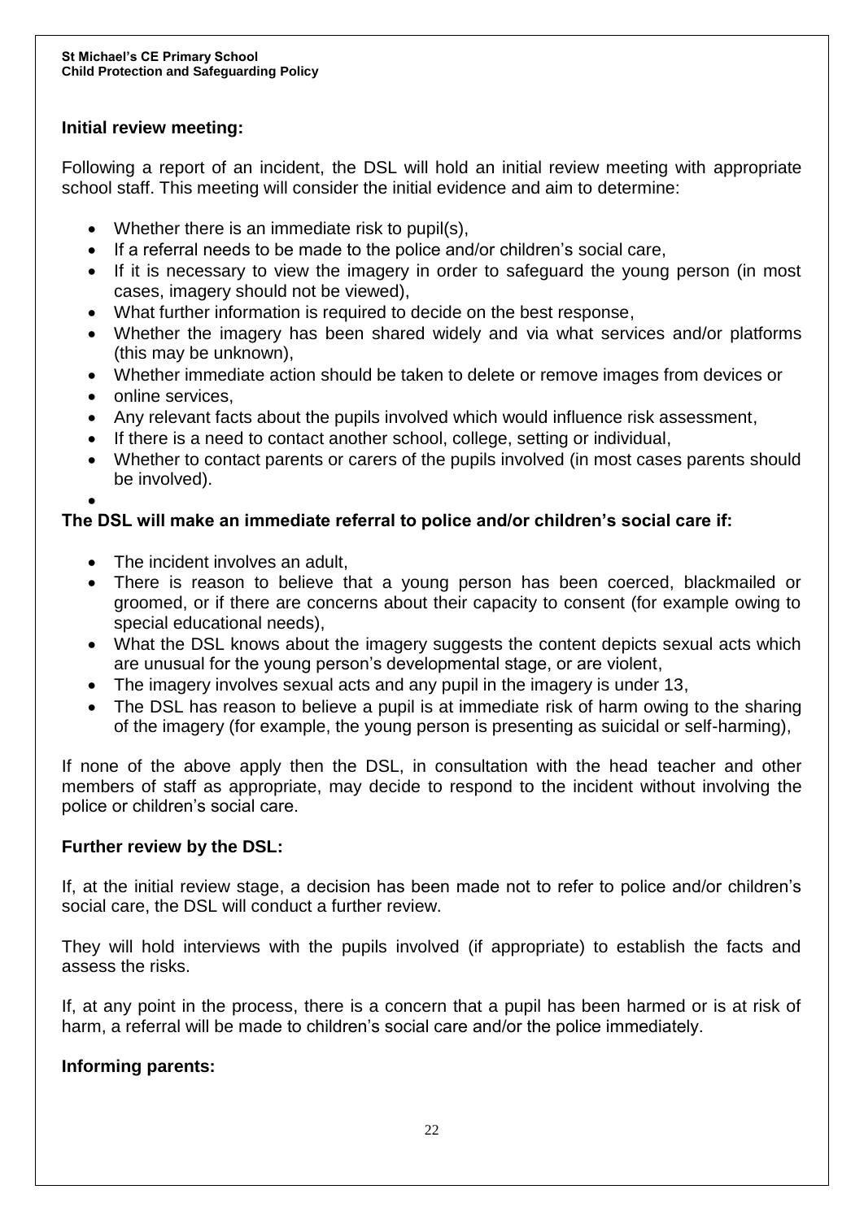**Initial review meeting:**

Following a report of an incident, the DSL will hold an initial review meeting with appropriate school staff. This meeting will consider the initial evidence and aim to determine:

- Whether there is an immediate risk to pupil(s),
- If a referral needs to be made to the police and/or children's social care,
- If it is necessary to view the imagery in order to safeguard the young person (in most cases, imagery should not be viewed),
- What further information is required to decide on the best response,
- Whether the imagery has been shared widely and via what services and/or platforms (this may be unknown),
- Whether immediate action should be taken to delete or remove images from devices or
- online services,
- Any relevant facts about the pupils involved which would influence risk assessment,
- If there is a need to contact another school, college, setting or individual,
- Whether to contact parents or carers of the pupils involved (in most cases parents should be involved).

**The DSL will make an immediate referral to police and/or children's social care if:**

- The incident involves an adult,
- There is reason to believe that a young person has been coerced, blackmailed or groomed, or if there are concerns about their capacity to consent (for example owing to special educational needs),
- What the DSL knows about the imagery suggests the content depicts sexual acts which are unusual for the young person's developmental stage, or are violent,
- The imagery involves sexual acts and any pupil in the imagery is under 13,
- The DSL has reason to believe a pupil is at immediate risk of harm owing to the sharing of the imagery (for example, the young person is presenting as suicidal or self-harming),

If none of the above apply then the DSL, in consultation with the head teacher and other members of staff as appropriate, may decide to respond to the incident without involving the police or children's social care.

**Further review by the DSL:**

If, at the initial review stage, a decision has been made not to refer to police and/or children's social care, the DSL will conduct a further review.

They will hold interviews with the pupils involved (if appropriate) to establish the facts and assess the risks.

If, at any point in the process, there is a concern that a pupil has been harmed or is at risk of harm, a referral will be made to children's social care and/or the police immediately.

**Informing parents:**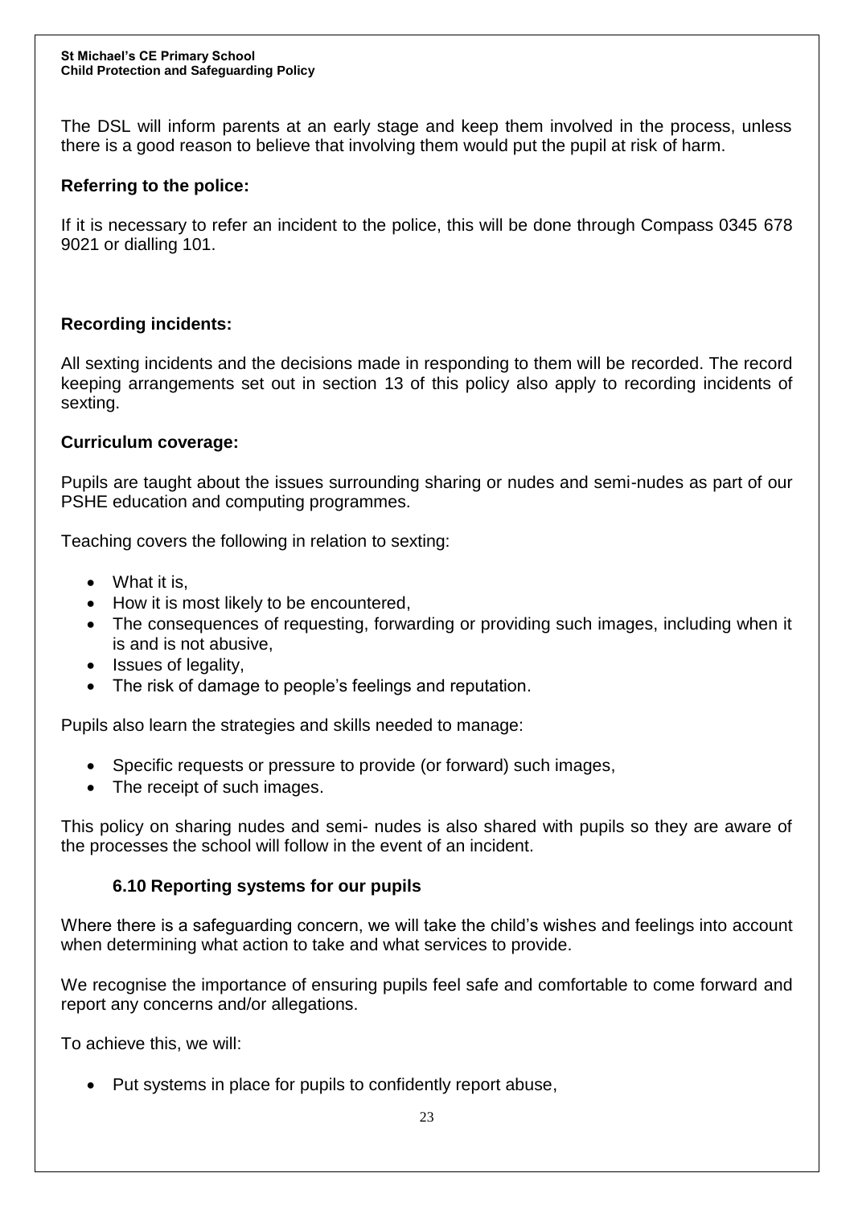The DSL will inform parents at an early stage and keep them involved in the process, unless there is a good reason to believe that involving them would put the pupil at risk of harm.

**Referring to the police:**

If it is necessary to refer an incident to the police, this will be done through Compass 0345 678 9021 or dialling 101.

**Recording incidents:**

All sexting incidents and the decisions made in responding to them will be recorded. The record keeping arrangements set out in section 13 of this policy also apply to recording incidents of sexting.

**Curriculum coverage:**

Pupils are taught about the issues surrounding sharing or nudes and semi-nudes as part of our PSHE education and computing programmes.

Teaching covers the following in relation to sexting:

- What it is,
- How it is most likely to be encountered,
- The consequences of requesting, forwarding or providing such images, including when it is and is not abusive,
- Issues of legality,
- The risk of damage to people's feelings and reputation.

Pupils also learn the strategies and skills needed to manage:

- Specific requests or pressure to provide (or forward) such images,
- The receipt of such images.

This policy on sharing nudes and semi- nudes is also shared with pupils so they are aware of the processes the school will follow in the event of an incident.

### 6.10 Reporting systems for our pupils

Where there is a safeguarding concern, we will take the child's wishes and feelings into account when determining what action to take and what services to provide.

We recognise the importance of ensuring pupils feel safe and comfortable to come forward and report any concerns and/or allegations.

To achieve this, we will:

- Put systems in place for pupils to confidently report abuse,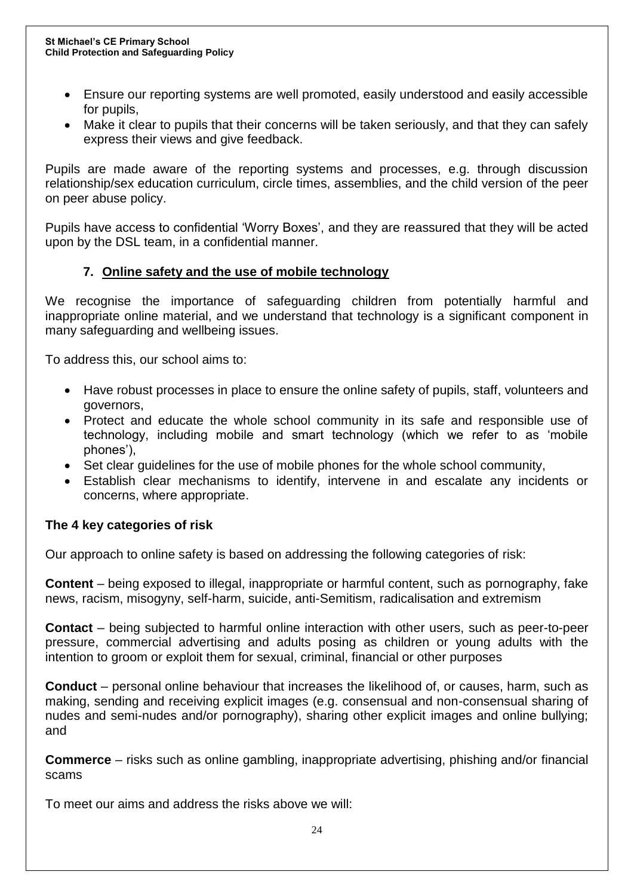- Ensure our reporting systems are well promoted, easily understood and easily accessible for pupils,
- Make it clear to pupils that their concerns will be taken seriously, and that they can safely express their views and give feedback.

Pupils are made aware of the reporting systems and processes, e.g. through discussion relationship/sex education curriculum, circle times, assemblies, and the child version of the peer on peer abuse policy.

Pupils have access to confidential 'Worry Boxes', and they are reassured that they will be acted upon by the DSL team, in a confidential manner.

## 7. Online safety and the use of mobile technology

We recognise the importance of safeguarding children from potentially harmful and inappropriate online material, and we understand that technology is a significant component in many safeguarding and wellbeing issues.

To address this, our school aims to:

- Have robust processes in place to ensure the online safety of pupils, staff, volunteers and governors,
- Protect and educate the whole school community in its safe and responsible use of technology, including mobile and smart technology (which we refer to as 'mobile phones'),
- Set clear guidelines for the use of mobile phones for the whole school community,
- Establish clear mechanisms to identify, intervene in and escalate any incidents or concerns, where appropriate.

### The 4 key categories of risk

Our approach to online safety is based on addressing the following categories of risk:

**Content** – being exposed to illegal, inappropriate or harmful content, such as pornography, fake news, racism, misogyny, self-harm, suicide, anti-Semitism, radicalisation and extremism

**Contact** – being subjected to harmful online interaction with other users, such as peer-to-peer pressure, commercial advertising and adults posing as children or young adults with the intention to groom or exploit them for sexual, criminal, financial or other purposes

**Conduct** – personal online behaviour that increases the likelihood of, or causes, harm, such as making, sending and receiving explicit images (e.g. consensual and non-consensual sharing of nudes and semi-nudes and/or pornography), sharing other explicit images and online bullying; and

**Commerce** – risks such as online gambling, inappropriate advertising, phishing and/or financial scams

To meet our aims and address the risks above we will: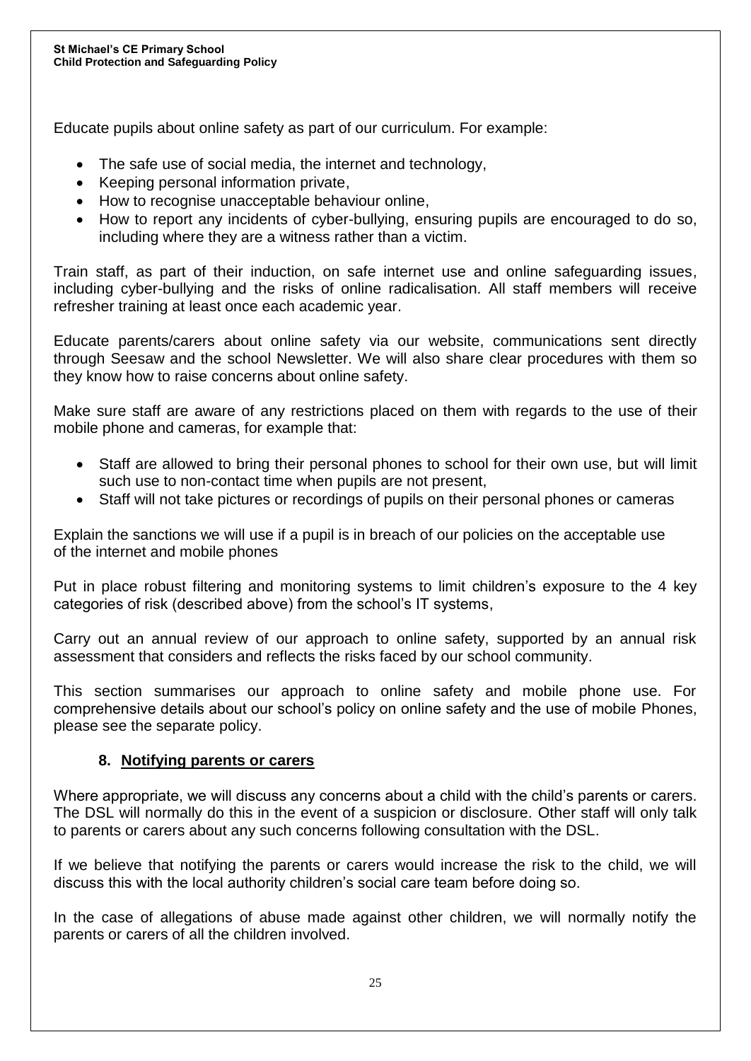Educate pupils about online safety as part of our curriculum. For example:

- The safe use of social media, the internet and technology,
- Keeping personal information private,
- How to recognise unacceptable behaviour online,
- How to report any incidents of cyber-bullying, ensuring pupils are encouraged to do so, including where they are a witness rather than a victim.

Train staff, as part of their induction, on safe internet use and online safeguarding issues, including cyber-bullying and the risks of online radicalisation. All staff members will receive refresher training at least once each academic year.

Educate parents/carers about online safety via our website, communications sent directly through Seesaw and the school Newsletter. We will also share clear procedures with them so they know how to raise concerns about online safety.

Make sure staff are aware of any restrictions placed on them with regards to the use of their mobile phone and cameras, for example that:

- Staff are allowed to bring their personal phones to school for their own use, but will limit such use to non-contact time when pupils are not present,
- Staff will not take pictures or recordings of pupils on their personal phones or cameras

Explain the sanctions we will use if a pupil is in breach of our policies on the acceptable use of the internet and mobile phones

Put in place robust filtering and monitoring systems to limit children's exposure to the 4 key categories of risk (described above) from the school's IT systems,

Carry out an annual review of our approach to online safety, supported by an annual risk assessment that considers and reflects the risks faced by our school community.

This section summarises our approach to online safety and mobile phone use. For comprehensive details about our school's policy on online safety and the use of mobile Phones, please see the separate policy.

## 8. Notifying parents or carers

Where appropriate, we will discuss any concerns about a child with the child's parents or carers. The DSL will normally do this in the event of a suspicion or disclosure. Other staff will only talk to parents or carers about any such concerns following consultation with the DSL.

If we believe that notifying the parents or carers would increase the risk to the child, we will discuss this with the local authority children's social care team before doing so.

In the case of allegations of abuse made against other children, we will normally notify the parents or carers of all the children involved.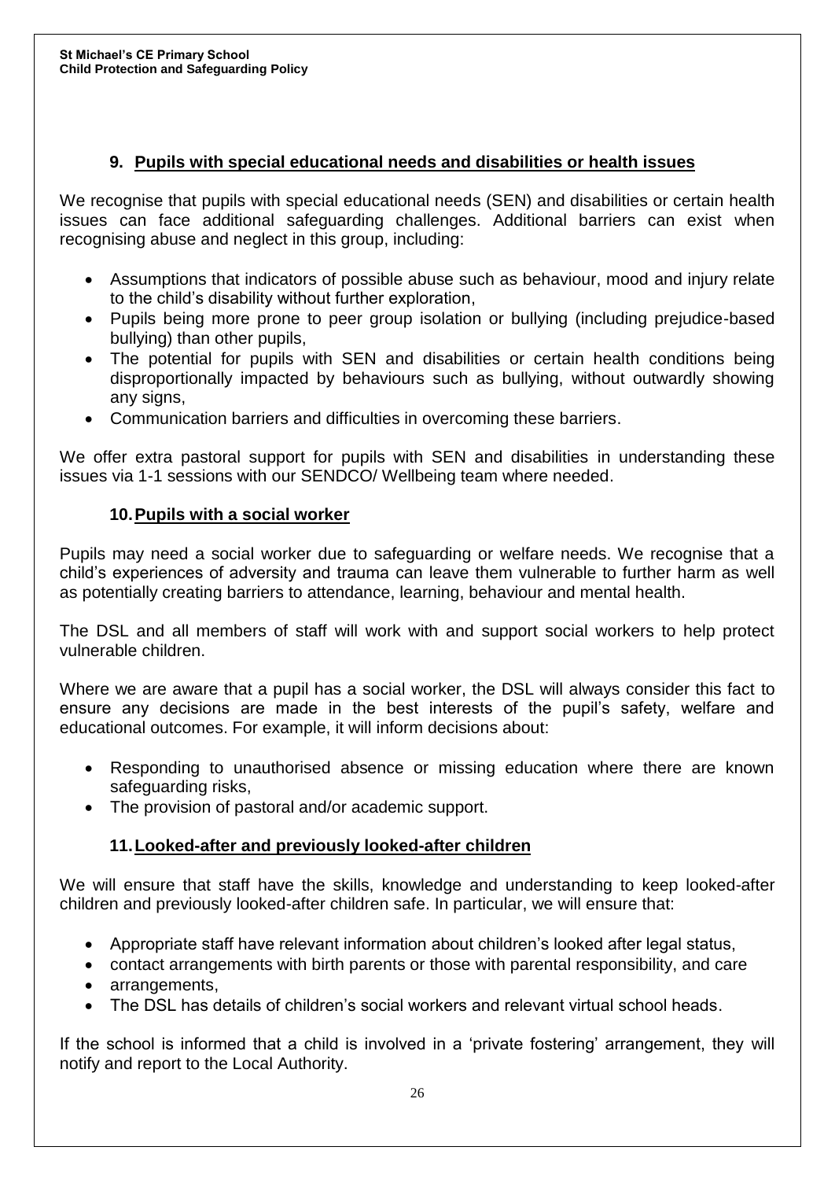## 9. Pupils with special educational needs and disabilities or health issues

We recognise that pupils with special educational needs (SEN) and disabilities or certain health issues can face additional safeguarding challenges. Additional barriers can exist when recognising abuse and neglect in this group, including:

- Assumptions that indicators of possible abuse such as behaviour, mood and injury relate to the child's disability without further exploration,
- Pupils being more prone to peer group isolation or bullying (including prejudice-based bullying) than other pupils,
- The potential for pupils with SEN and disabilities or certain health conditions being disproportionally impacted by behaviours such as bullying, without outwardly showing any signs,
- Communication barriers and difficulties in overcoming these barriers.

We offer extra pastoral support for pupils with SEN and disabilities in understanding these issues via 1-1 sessions with our SENDCO/ Wellbeing team where needed.

## 10. Pupils with a social worker

Pupils may need a social worker due to safeguarding or welfare needs. We recognise that a child's experiences of adversity and trauma can leave them vulnerable to further harm as well as potentially creating barriers to attendance, learning, behaviour and mental health.

The DSL and all members of staff will work with and support social workers to help protect vulnerable children.

Where we are aware that a pupil has a social worker, the DSL will always consider this fact to ensure any decisions are made in the best interests of the pupil's safety, welfare and educational outcomes. For example, it will inform decisions about:

- Responding to unauthorised absence or missing education where there are known safeguarding risks,
- The provision of pastoral and/or academic support.

## 11. Looked-after and previously looked-after children

We will ensure that staff have the skills, knowledge and understanding to keep looked-after children and previously looked-after children safe. In particular, we will ensure that:

- Appropriate staff have relevant information about children's looked after legal status,
- contact arrangements with birth parents or those with parental responsibility, and care
- arrangements,
- The DSL has details of children's social workers and relevant virtual school heads.

If the school is informed that a child is involved in a 'private fostering' arrangement, they will notify and report to the Local Authority.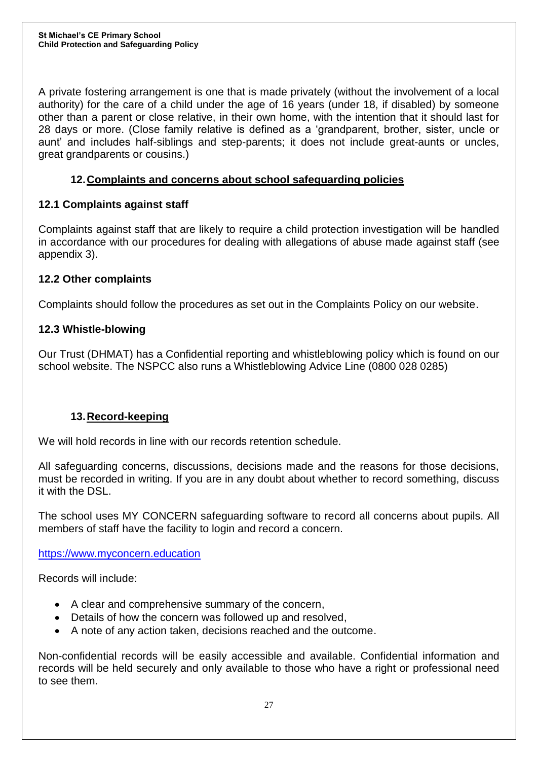A private fostering arrangement is one that is made privately (without the involvement of a local authority) for the care of a child under the age of 16 years (under 18, if disabled) by someone other than a parent or close relative, in their own home, with the intention that it should last for 28 days or more. (Close family relative is defined as a 'grandparent, brother, sister, uncle or aunt' and includes half-siblings and step-parents; it does not include great-aunts or uncles, great grandparents or cousins.)

## 12. Complaints and concerns about school safeguarding policies

### 12.1 Complaints against staff

Complaints against staff that are likely to require a child protection investigation will be handled in accordance with our procedures for dealing with allegations of abuse made against staff (see appendix 3).

### 12.2 Other complaints

Complaints should follow the procedures as set out in the Complaints Policy on our website.

### 12.3 Whistle-blowing

Our Trust (DHMAT) has a Confidential reporting and whistleblowing policy which is found on our school website. The NSPCC also runs a Whistleblowing Advice Line (0800 028 0285)

## 13. Record-keeping

We will hold records in line with our records retention schedule.

All safeguarding concerns, discussions, decisions made and the reasons for those decisions, must be recorded in writing. If you are in any doubt about whether to record something, discuss it with the DSL.

The school uses MY CONCERN safeguarding software to record all concerns about pupils. All members of staff have the facility to login and record a concern.

https://www.myconcern.education

Records will include:

- A clear and comprehensive summary of the concern,
- Details of how the concern was followed up and resolved,
- A note of any action taken, decisions reached and the outcome.

Non-confidential records will be easily accessible and available. Confidential information and records will be held securely and only available to those who have a right or professional need to see them.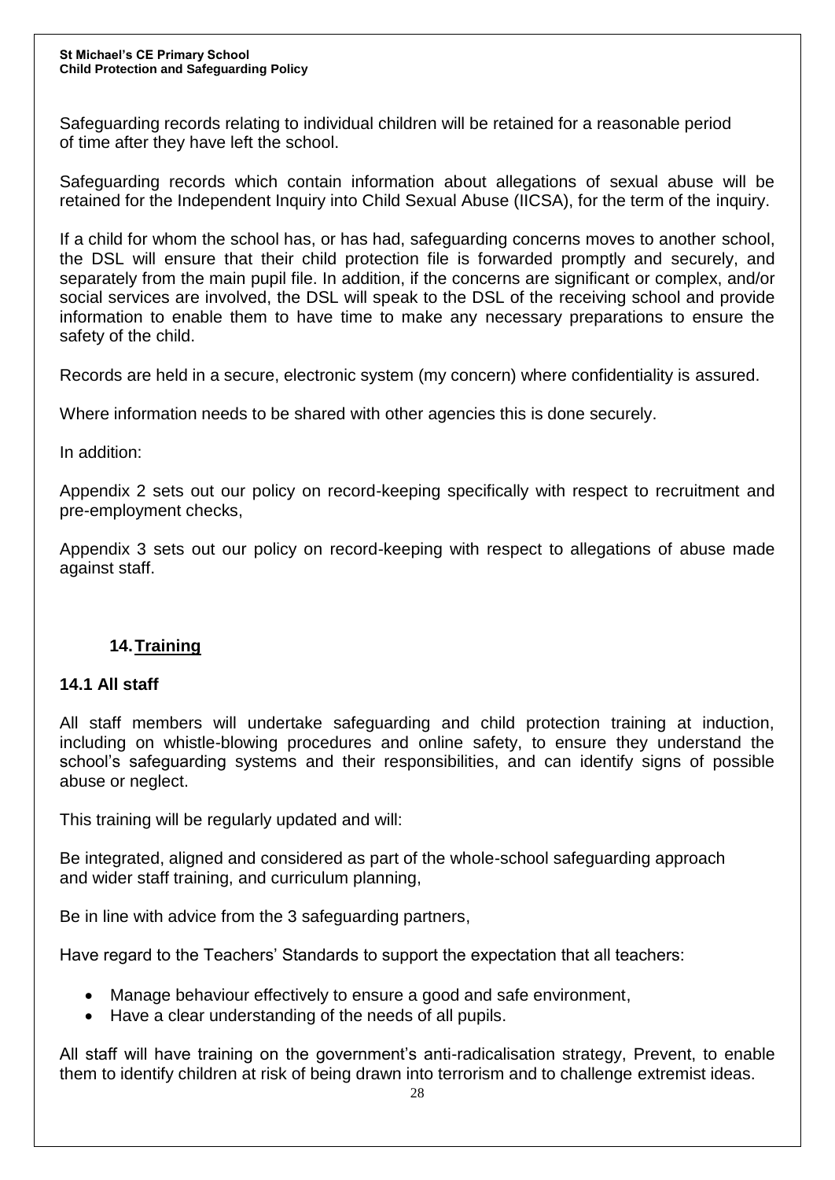Safeguarding records relating to individual children will be retained for a reasonable period of time after they have left the school.

Safeguarding records which contain information about allegations of sexual abuse will be retained for the Independent Inquiry into Child Sexual Abuse (IICSA), for the term of the inquiry.

If a child for whom the school has, or has had, safeguarding concerns moves to another school, the DSL will ensure that their child protection file is forwarded promptly and securely, and separately from the main pupil file. In addition, if the concerns are significant or complex, and/or social services are involved, the DSL will speak to the DSL of the receiving school and provide information to enable them to have time to make any necessary preparations to ensure the safety of the child.

Records are held in a secure, electronic system (my concern) where confidentiality is assured.

Where information needs to be shared with other agencies this is done securely.

In addition:

Appendix 2 sets out our policy on record-keeping specifically with respect to recruitment and pre-employment checks,

Appendix 3 sets out our policy on record-keeping with respect to allegations of abuse made against staff.

## 14. Training

### 14.1 All staff

All staff members will undertake safeguarding and child protection training at induction, including on whistle-blowing procedures and online safety, to ensure they understand the school's safeguarding systems and their responsibilities, and can identify signs of possible abuse or neglect.

This training will be regularly updated and will:

Be integrated, aligned and considered as part of the whole-school safeguarding approach and wider staff training, and curriculum planning,

Be in line with advice from the 3 safeguarding partners,

Have regard to the Teachers' Standards to support the expectation that all teachers:

- Manage behaviour effectively to ensure a good and safe environment,
- Have a clear understanding of the needs of all pupils.

All staff will have training on the government's anti-radicalisation strategy, Prevent, to enable them to identify children at risk of being drawn into terrorism and to challenge extremist ideas.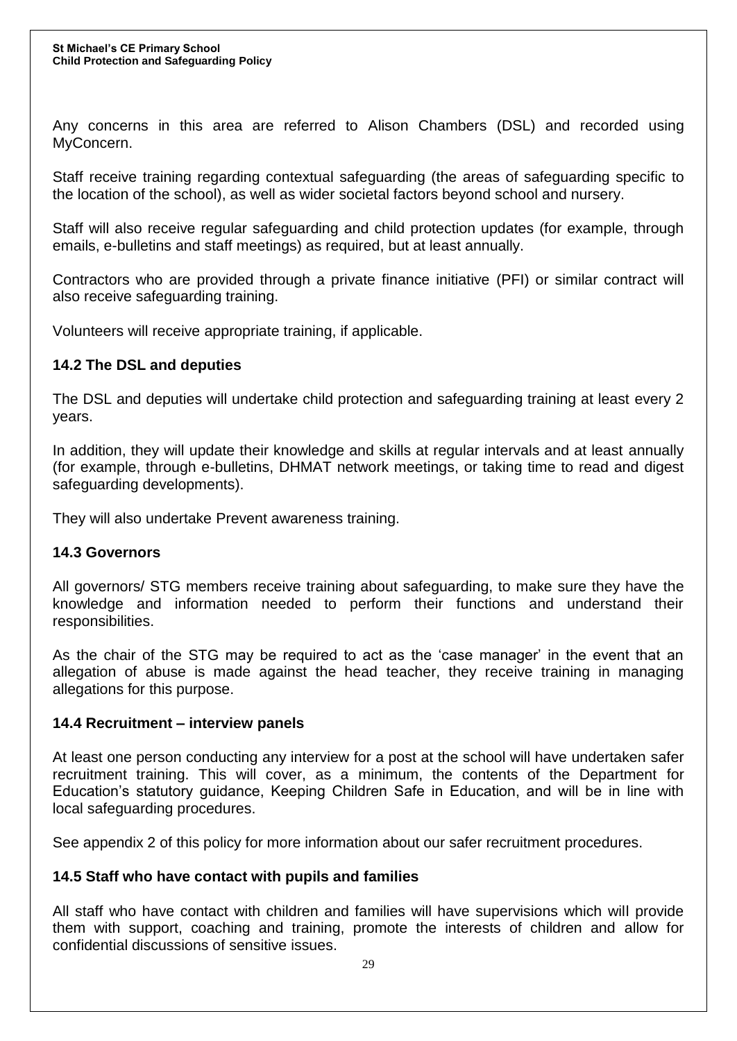Any concerns in this area are referred to Alison Chambers (DSL) and recorded using MyConcern.

Staff receive training regarding contextual safeguarding (the areas of safeguarding specific to the location of the school), as well as wider societal factors beyond school and nursery.

Staff will also receive regular safeguarding and child protection updates (for example, through emails, e-bulletins and staff meetings) as required, but at least annually.

Contractors who are provided through a private finance initiative (PFI) or similar contract will also receive safeguarding training.

Volunteers will receive appropriate training, if applicable.

### 14.2 The DSL and deputies

The DSL and deputies will undertake child protection and safeguarding training at least every 2 years.

In addition, they will update their knowledge and skills at regular intervals and at least annually (for example, through e-bulletins, DHMAT network meetings, or taking time to read and digest safeguarding developments).

They will also undertake Prevent awareness training.

### 14.3 Governors

All governors/ STG members receive training about safeguarding, to make sure they have the knowledge and information needed to perform their functions and understand their responsibilities.

As the chair of the STG may be required to act as the 'case manager' in the event that an allegation of abuse is made against the head teacher, they receive training in managing allegations for this purpose.

### 14.4 Recruitment – interview panels

At least one person conducting any interview for a post at the school will have undertaken safer recruitment training. This will cover, as a minimum, the contents of the Department for Education's statutory guidance, Keeping Children Safe in Education, and will be in line with local safeguarding procedures.

See appendix 2 of this policy for more information about our safer recruitment procedures.

### 14.5 Staff who have contact with pupils and families

All staff who have contact with children and families will have supervisions which will provide them with support, coaching and training, promote the interests of children and allow for confidential discussions of sensitive issues.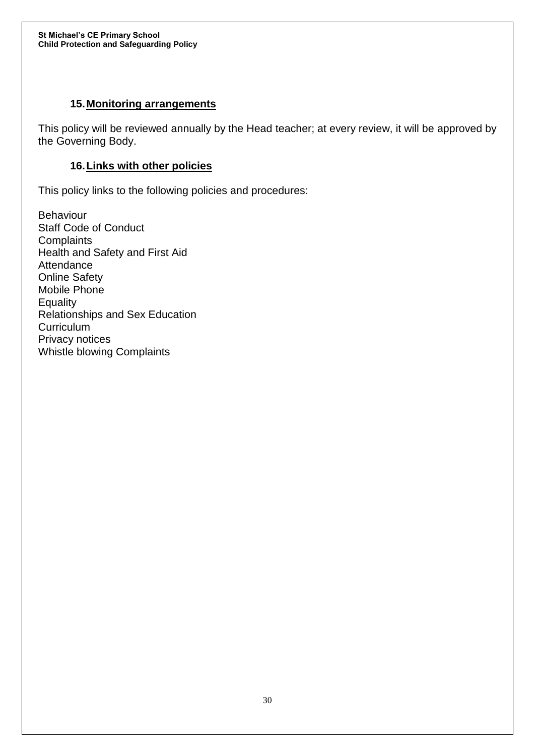## 15. Monitoring arrangements

This policy will be reviewed annually by the Head teacher; at every review, it will be approved by the Governing Body.

## 16. Links with other policies

This policy links to the following policies and procedures:

Behaviour
Staff Code of Conduct
Complaints
Health and Safety and First Aid
Attendance
Online Safety
Mobile Phone
Equality
Relationships and Sex Education
Curriculum
Privacy notices
Whistle blowing Complaints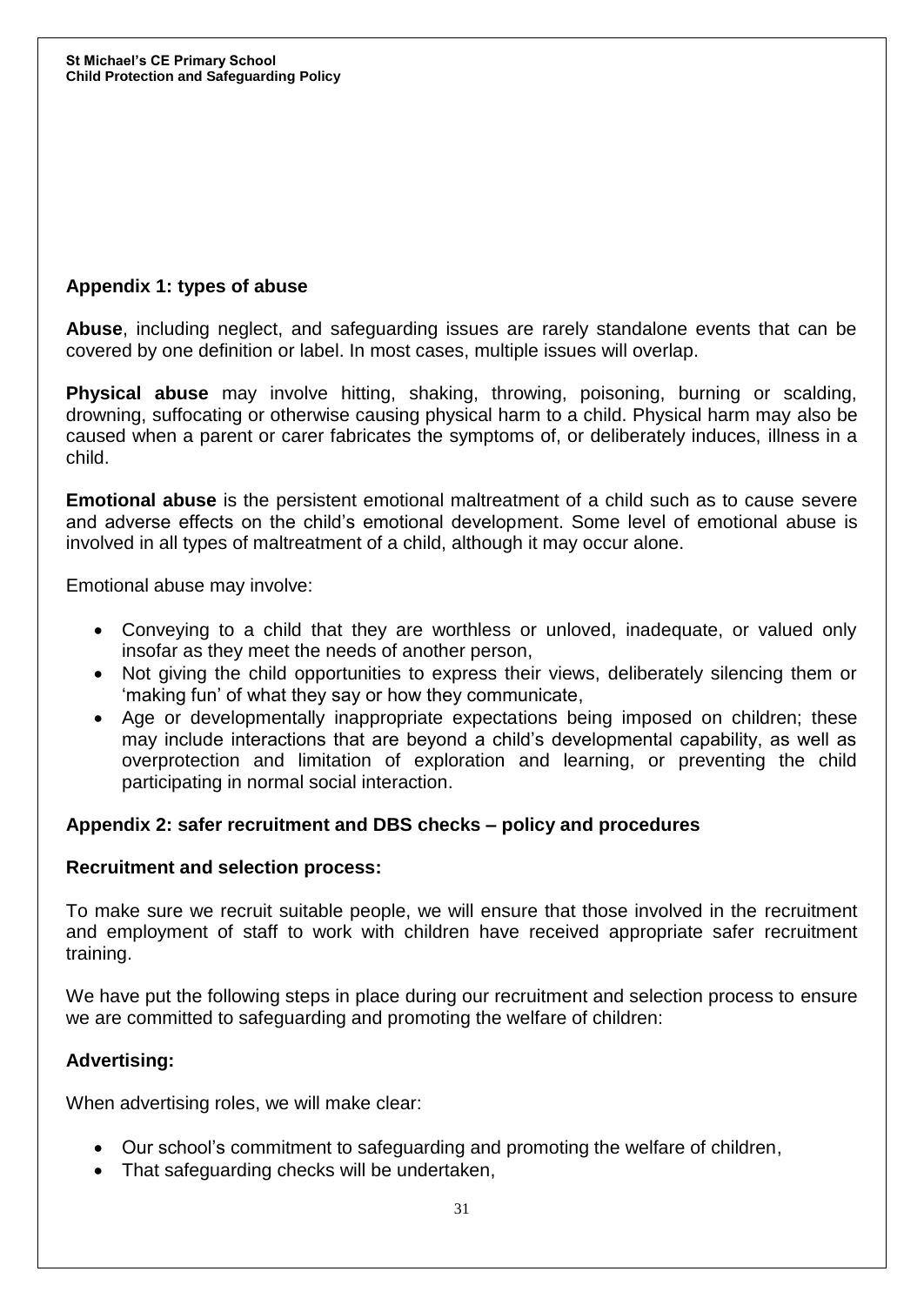## Appendix 1: types of abuse

**Abuse**, including neglect, and safeguarding issues are rarely standalone events that can be covered by one definition or label. In most cases, multiple issues will overlap.

**Physical abuse** may involve hitting, shaking, throwing, poisoning, burning or scalding, drowning, suffocating or otherwise causing physical harm to a child. Physical harm may also be caused when a parent or carer fabricates the symptoms of, or deliberately induces, illness in a child.

**Emotional abuse** is the persistent emotional maltreatment of a child such as to cause severe and adverse effects on the child's emotional development. Some level of emotional abuse is involved in all types of maltreatment of a child, although it may occur alone.

Emotional abuse may involve:

- Conveying to a child that they are worthless or unloved, inadequate, or valued only insofar as they meet the needs of another person,
- Not giving the child opportunities to express their views, deliberately silencing them or 'making fun' of what they say or how they communicate,
- Age or developmentally inappropriate expectations being imposed on children; these may include interactions that are beyond a child's developmental capability, as well as overprotection and limitation of exploration and learning, or preventing the child participating in normal social interaction.

## Appendix 2: safer recruitment and DBS checks – policy and procedures

### Recruitment and selection process:

To make sure we recruit suitable people, we will ensure that those involved in the recruitment and employment of staff to work with children have received appropriate safer recruitment training.

We have put the following steps in place during our recruitment and selection process to ensure we are committed to safeguarding and promoting the welfare of children:

### Advertising:

When advertising roles, we will make clear:

- Our school's commitment to safeguarding and promoting the welfare of children,
- That safeguarding checks will be undertaken,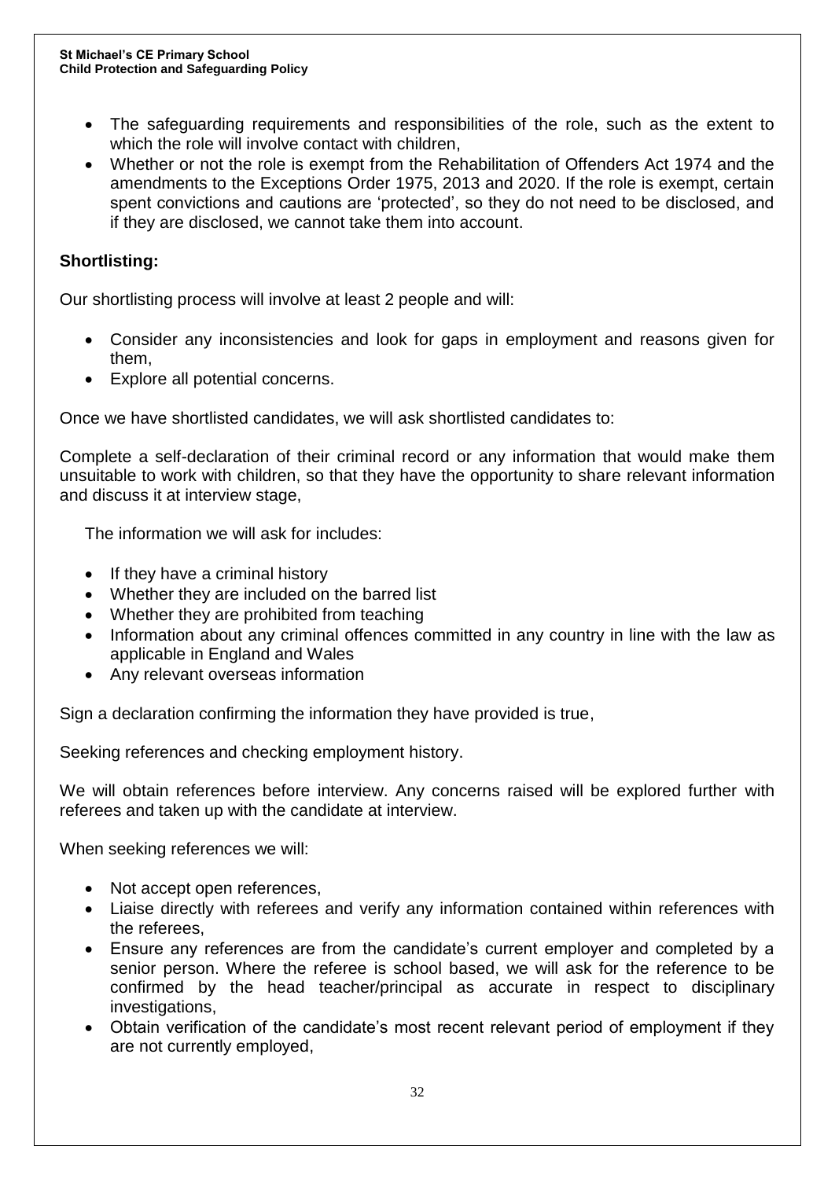- The safeguarding requirements and responsibilities of the role, such as the extent to which the role will involve contact with children,
- Whether or not the role is exempt from the Rehabilitation of Offenders Act 1974 and the amendments to the Exceptions Order 1975, 2013 and 2020. If the role is exempt, certain spent convictions and cautions are 'protected', so they do not need to be disclosed, and if they are disclosed, we cannot take them into account.

**Shortlisting:**

Our shortlisting process will involve at least 2 people and will:

- Consider any inconsistencies and look for gaps in employment and reasons given for them,
- Explore all potential concerns.

Once we have shortlisted candidates, we will ask shortlisted candidates to:

Complete a self-declaration of their criminal record or any information that would make them unsuitable to work with children, so that they have the opportunity to share relevant information and discuss it at interview stage,

The information we will ask for includes:

- If they have a criminal history
- Whether they are included on the barred list
- Whether they are prohibited from teaching
- Information about any criminal offences committed in any country in line with the law as applicable in England and Wales
- Any relevant overseas information

Sign a declaration confirming the information they have provided is true,

Seeking references and checking employment history.

We will obtain references before interview. Any concerns raised will be explored further with referees and taken up with the candidate at interview.

When seeking references we will:

- Not accept open references,
- Liaise directly with referees and verify any information contained within references with the referees,
- Ensure any references are from the candidate's current employer and completed by a senior person. Where the referee is school based, we will ask for the reference to be confirmed by the head teacher/principal as accurate in respect to disciplinary investigations,
- Obtain verification of the candidate's most recent relevant period of employment if they are not currently employed,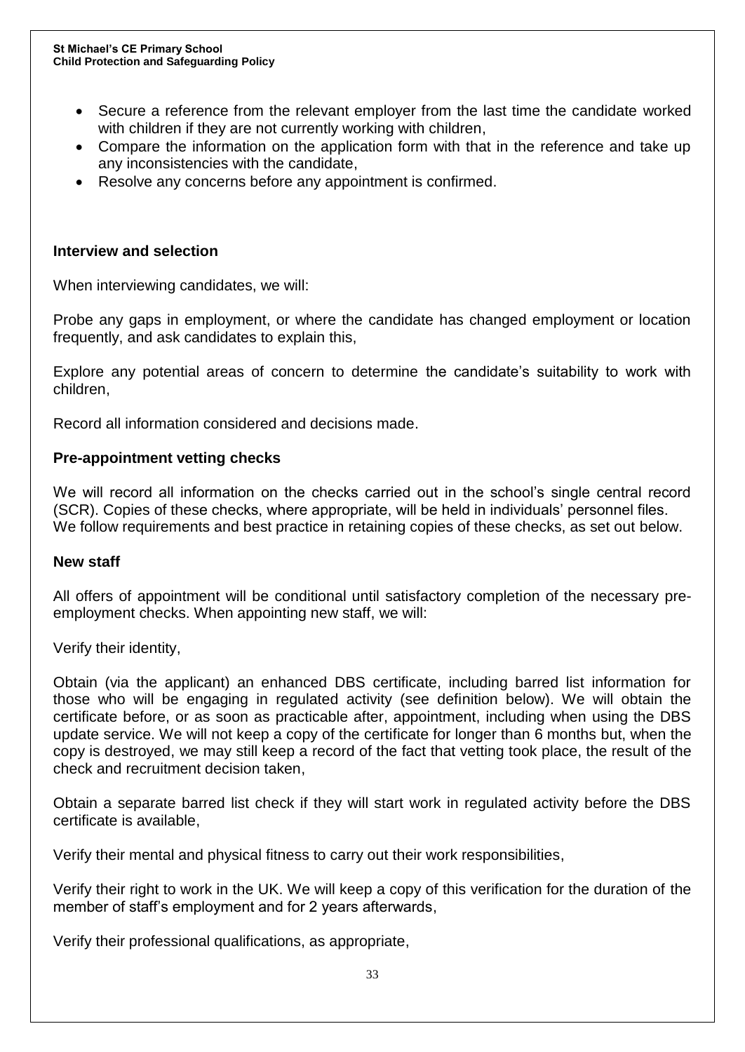- Secure a reference from the relevant employer from the last time the candidate worked with children if they are not currently working with children,
- Compare the information on the application form with that in the reference and take up any inconsistencies with the candidate,
- Resolve any concerns before any appointment is confirmed.

**Interview and selection**

When interviewing candidates, we will:

Probe any gaps in employment, or where the candidate has changed employment or location frequently, and ask candidates to explain this,

Explore any potential areas of concern to determine the candidate's suitability to work with children,

Record all information considered and decisions made.

**Pre-appointment vetting checks**

We will record all information on the checks carried out in the school's single central record (SCR). Copies of these checks, where appropriate, will be held in individuals' personnel files. We follow requirements and best practice in retaining copies of these checks, as set out below.

**New staff**

All offers of appointment will be conditional until satisfactory completion of the necessary pre-employment checks. When appointing new staff, we will:

Verify their identity,

Obtain (via the applicant) an enhanced DBS certificate, including barred list information for those who will be engaging in regulated activity (see definition below). We will obtain the certificate before, or as soon as practicable after, appointment, including when using the DBS update service. We will not keep a copy of the certificate for longer than 6 months but, when the copy is destroyed, we may still keep a record of the fact that vetting took place, the result of the check and recruitment decision taken,

Obtain a separate barred list check if they will start work in regulated activity before the DBS certificate is available,

Verify their mental and physical fitness to carry out their work responsibilities,

Verify their right to work in the UK. We will keep a copy of this verification for the duration of the member of staff's employment and for 2 years afterwards,

Verify their professional qualifications, as appropriate,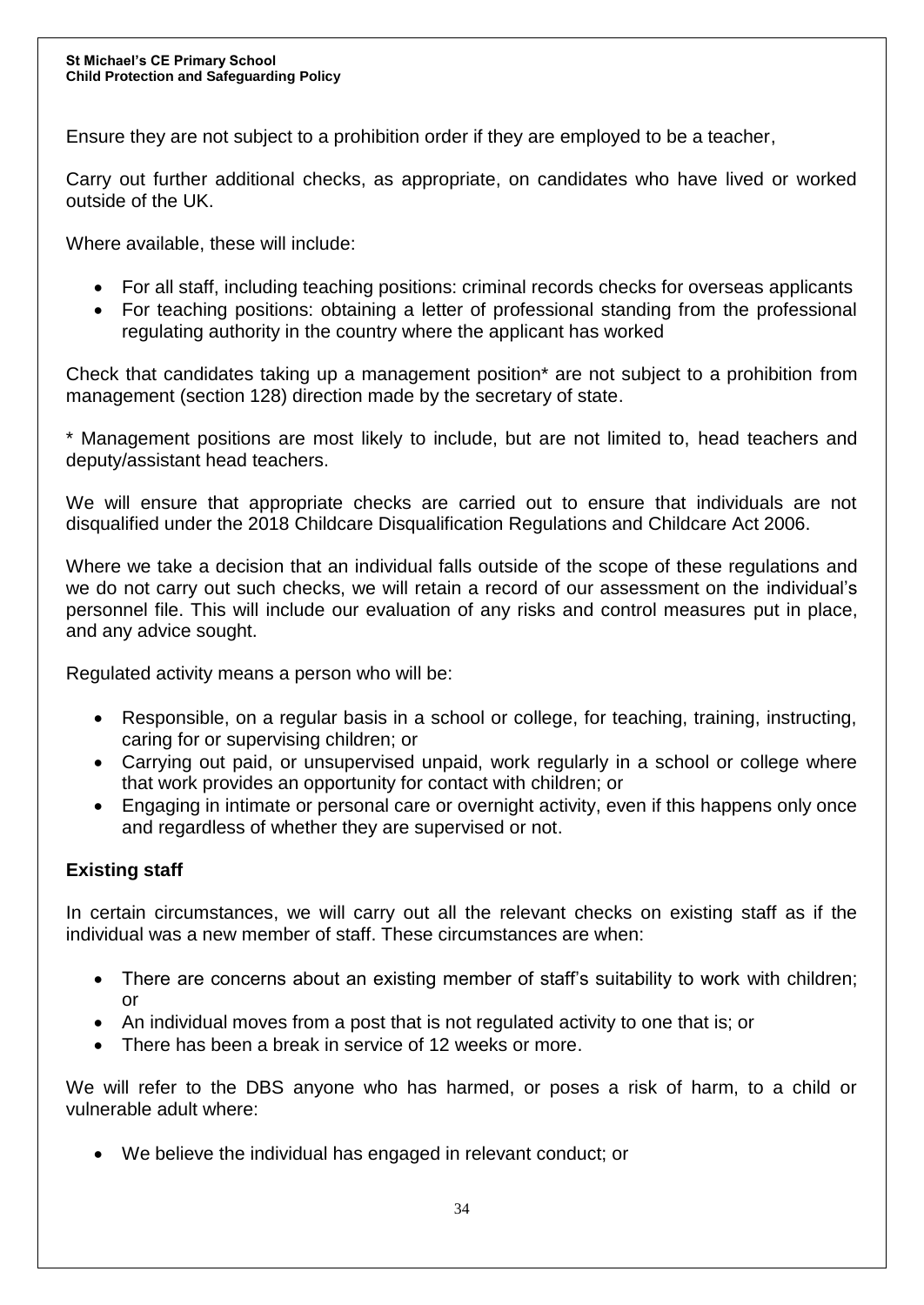Ensure they are not subject to a prohibition order if they are employed to be a teacher,

Carry out further additional checks, as appropriate, on candidates who have lived or worked outside of the UK.

Where available, these will include:

- For all staff, including teaching positions: criminal records checks for overseas applicants
- For teaching positions: obtaining a letter of professional standing from the professional regulating authority in the country where the applicant has worked

Check that candidates taking up a management position* are not subject to a prohibition from management (section 128) direction made by the secretary of state.

* Management positions are most likely to include, but are not limited to, head teachers and deputy/assistant head teachers.

We will ensure that appropriate checks are carried out to ensure that individuals are not disqualified under the 2018 Childcare Disqualification Regulations and Childcare Act 2006.

Where we take a decision that an individual falls outside of the scope of these regulations and we do not carry out such checks, we will retain a record of our assessment on the individual's personnel file. This will include our evaluation of any risks and control measures put in place, and any advice sought.

Regulated activity means a person who will be:

- Responsible, on a regular basis in a school or college, for teaching, training, instructing, caring for or supervising children; or
- Carrying out paid, or unsupervised unpaid, work regularly in a school or college where that work provides an opportunity for contact with children; or
- Engaging in intimate or personal care or overnight activity, even if this happens only once and regardless of whether they are supervised or not.

**Existing staff**

In certain circumstances, we will carry out all the relevant checks on existing staff as if the individual was a new member of staff. These circumstances are when:

- There are concerns about an existing member of staff's suitability to work with children; or
- An individual moves from a post that is not regulated activity to one that is; or
- There has been a break in service of 12 weeks or more.

We will refer to the DBS anyone who has harmed, or poses a risk of harm, to a child or vulnerable adult where:

- We believe the individual has engaged in relevant conduct; or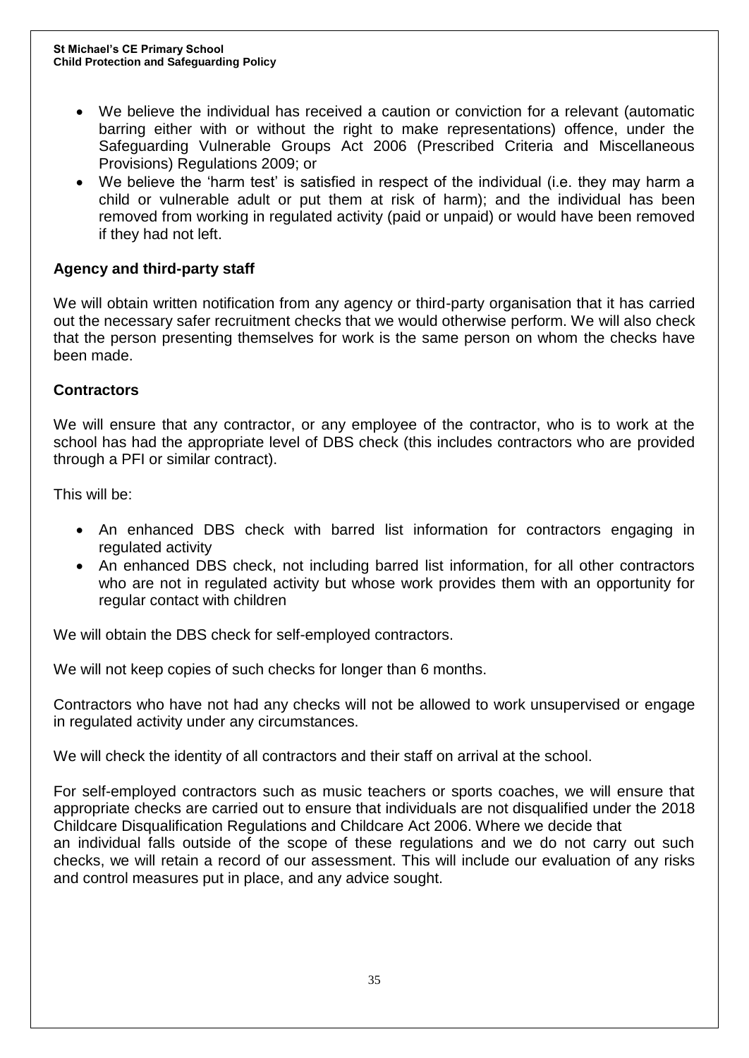- We believe the individual has received a caution or conviction for a relevant (automatic barring either with or without the right to make representations) offence, under the Safeguarding Vulnerable Groups Act 2006 (Prescribed Criteria and Miscellaneous Provisions) Regulations 2009; or
- We believe the 'harm test' is satisfied in respect of the individual (i.e. they may harm a child or vulnerable adult or put them at risk of harm); and the individual has been removed from working in regulated activity (paid or unpaid) or would have been removed if they had not left.

**Agency and third-party staff**

We will obtain written notification from any agency or third-party organisation that it has carried out the necessary safer recruitment checks that we would otherwise perform. We will also check that the person presenting themselves for work is the same person on whom the checks have been made.

**Contractors**

We will ensure that any contractor, or any employee of the contractor, who is to work at the school has had the appropriate level of DBS check (this includes contractors who are provided through a PFI or similar contract).

This will be:

- An enhanced DBS check with barred list information for contractors engaging in regulated activity
- An enhanced DBS check, not including barred list information, for all other contractors who are not in regulated activity but whose work provides them with an opportunity for regular contact with children

We will obtain the DBS check for self-employed contractors.

We will not keep copies of such checks for longer than 6 months.

Contractors who have not had any checks will not be allowed to work unsupervised or engage in regulated activity under any circumstances.

We will check the identity of all contractors and their staff on arrival at the school.

For self-employed contractors such as music teachers or sports coaches, we will ensure that appropriate checks are carried out to ensure that individuals are not disqualified under the 2018 Childcare Disqualification Regulations and Childcare Act 2006. Where we decide that an individual falls outside of the scope of these regulations and we do not carry out such checks, we will retain a record of our assessment. This will include our evaluation of any risks and control measures put in place, and any advice sought.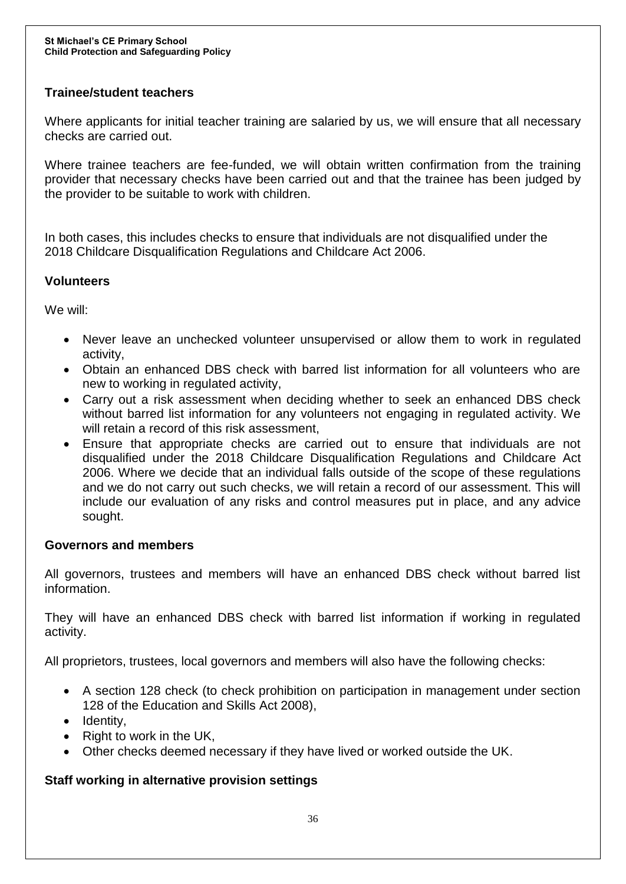### Trainee/student teachers

Where applicants for initial teacher training are salaried by us, we will ensure that all necessary checks are carried out.

Where trainee teachers are fee-funded, we will obtain written confirmation from the training provider that necessary checks have been carried out and that the trainee has been judged by the provider to be suitable to work with children.

In both cases, this includes checks to ensure that individuals are not disqualified under the 2018 Childcare Disqualification Regulations and Childcare Act 2006.

### Volunteers

We will:

- Never leave an unchecked volunteer unsupervised or allow them to work in regulated activity,
- Obtain an enhanced DBS check with barred list information for all volunteers who are new to working in regulated activity,
- Carry out a risk assessment when deciding whether to seek an enhanced DBS check without barred list information for any volunteers not engaging in regulated activity. We will retain a record of this risk assessment,
- Ensure that appropriate checks are carried out to ensure that individuals are not disqualified under the 2018 Childcare Disqualification Regulations and Childcare Act 2006. Where we decide that an individual falls outside of the scope of these regulations and we do not carry out such checks, we will retain a record of our assessment. This will include our evaluation of any risks and control measures put in place, and any advice sought.

### Governors and members

All governors, trustees and members will have an enhanced DBS check without barred list information.

They will have an enhanced DBS check with barred list information if working in regulated activity.

All proprietors, trustees, local governors and members will also have the following checks:

- A section 128 check (to check prohibition on participation in management under section 128 of the Education and Skills Act 2008),
- Identity,
- Right to work in the UK,
- Other checks deemed necessary if they have lived or worked outside the UK.

### Staff working in alternative provision settings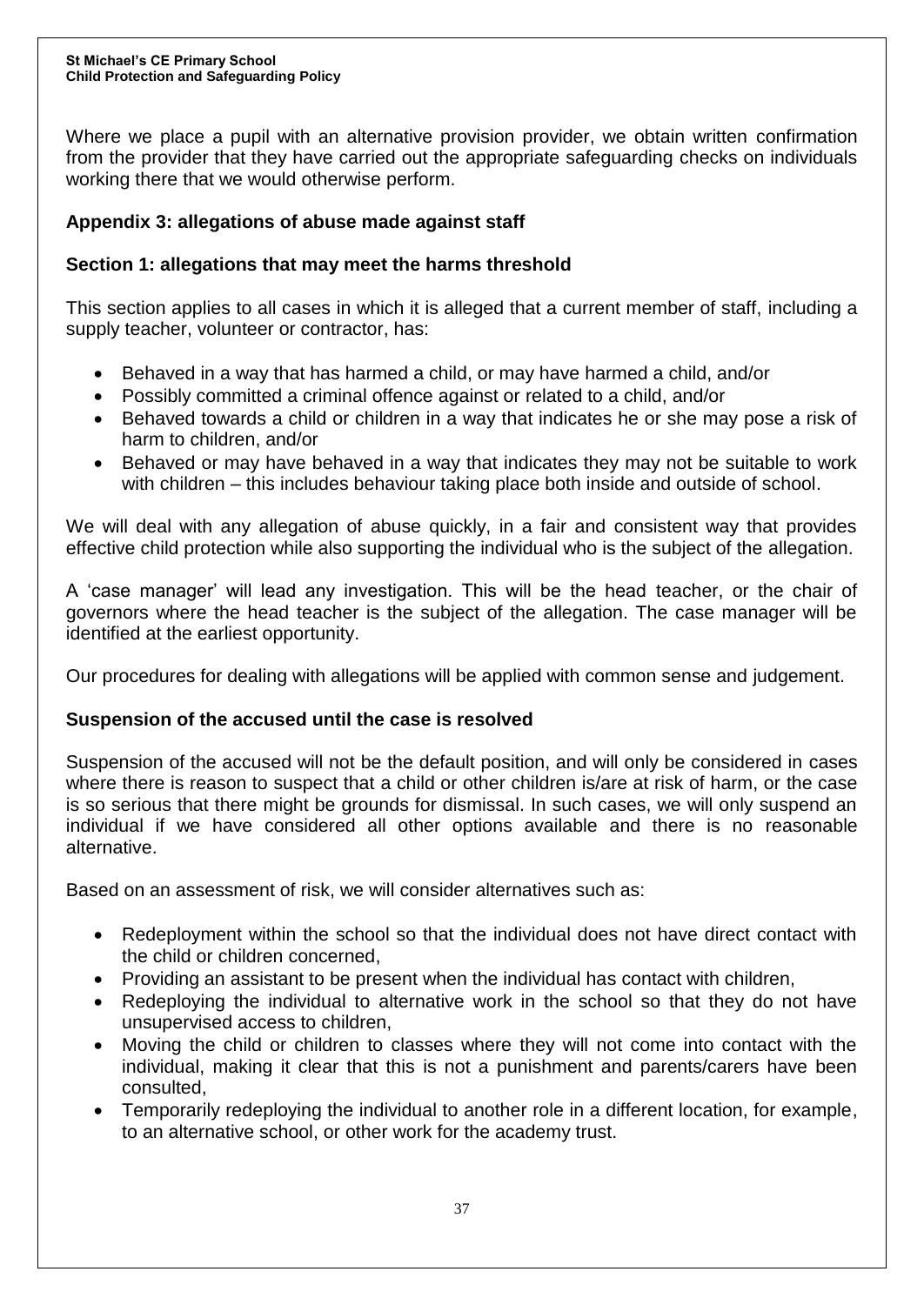Where we place a pupil with an alternative provision provider, we obtain written confirmation from the provider that they have carried out the appropriate safeguarding checks on individuals working there that we would otherwise perform.

## Appendix 3: allegations of abuse made against staff

### Section 1: allegations that may meet the harms threshold

This section applies to all cases in which it is alleged that a current member of staff, including a supply teacher, volunteer or contractor, has:

- Behaved in a way that has harmed a child, or may have harmed a child, and/or
- Possibly committed a criminal offence against or related to a child, and/or
- Behaved towards a child or children in a way that indicates he or she may pose a risk of harm to children, and/or
- Behaved or may have behaved in a way that indicates they may not be suitable to work with children – this includes behaviour taking place both inside and outside of school.

We will deal with any allegation of abuse quickly, in a fair and consistent way that provides effective child protection while also supporting the individual who is the subject of the allegation.

A 'case manager' will lead any investigation. This will be the head teacher, or the chair of governors where the head teacher is the subject of the allegation. The case manager will be identified at the earliest opportunity.

Our procedures for dealing with allegations will be applied with common sense and judgement.

### Suspension of the accused until the case is resolved

Suspension of the accused will not be the default position, and will only be considered in cases where there is reason to suspect that a child or other children is/are at risk of harm, or the case is so serious that there might be grounds for dismissal. In such cases, we will only suspend an individual if we have considered all other options available and there is no reasonable alternative.

Based on an assessment of risk, we will consider alternatives such as:

- Redeployment within the school so that the individual does not have direct contact with the child or children concerned,
- Providing an assistant to be present when the individual has contact with children,
- Redeploying the individual to alternative work in the school so that they do not have unsupervised access to children,
- Moving the child or children to classes where they will not come into contact with the individual, making it clear that this is not a punishment and parents/carers have been consulted,
- Temporarily redeploying the individual to another role in a different location, for example, to an alternative school, or other work for the academy trust.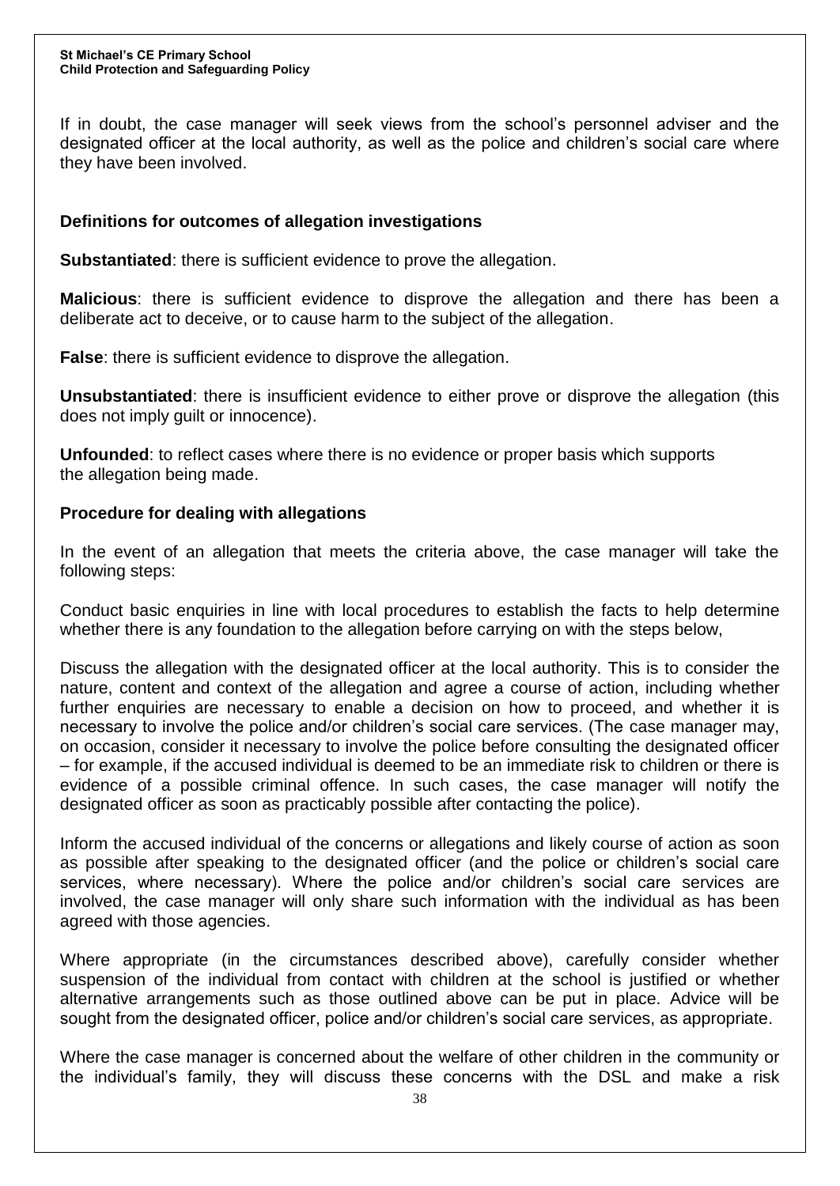If in doubt, the case manager will seek views from the school's personnel adviser and the designated officer at the local authority, as well as the police and children's social care where they have been involved.

### Definitions for outcomes of allegation investigations

**Substantiated**: there is sufficient evidence to prove the allegation.

**Malicious**: there is sufficient evidence to disprove the allegation and there has been a deliberate act to deceive, or to cause harm to the subject of the allegation.

**False**: there is sufficient evidence to disprove the allegation.

**Unsubstantiated**: there is insufficient evidence to either prove or disprove the allegation (this does not imply guilt or innocence).

**Unfounded**: to reflect cases where there is no evidence or proper basis which supports the allegation being made.

### Procedure for dealing with allegations

In the event of an allegation that meets the criteria above, the case manager will take the following steps:

Conduct basic enquiries in line with local procedures to establish the facts to help determine whether there is any foundation to the allegation before carrying on with the steps below,

Discuss the allegation with the designated officer at the local authority. This is to consider the nature, content and context of the allegation and agree a course of action, including whether further enquiries are necessary to enable a decision on how to proceed, and whether it is necessary to involve the police and/or children's social care services. (The case manager may, on occasion, consider it necessary to involve the police before consulting the designated officer – for example, if the accused individual is deemed to be an immediate risk to children or there is evidence of a possible criminal offence. In such cases, the case manager will notify the designated officer as soon as practicably possible after contacting the police).

Inform the accused individual of the concerns or allegations and likely course of action as soon as possible after speaking to the designated officer (and the police or children's social care services, where necessary). Where the police and/or children's social care services are involved, the case manager will only share such information with the individual as has been agreed with those agencies.

Where appropriate (in the circumstances described above), carefully consider whether suspension of the individual from contact with children at the school is justified or whether alternative arrangements such as those outlined above can be put in place. Advice will be sought from the designated officer, police and/or children's social care services, as appropriate.

Where the case manager is concerned about the welfare of other children in the community or the individual's family, they will discuss these concerns with the DSL and make a risk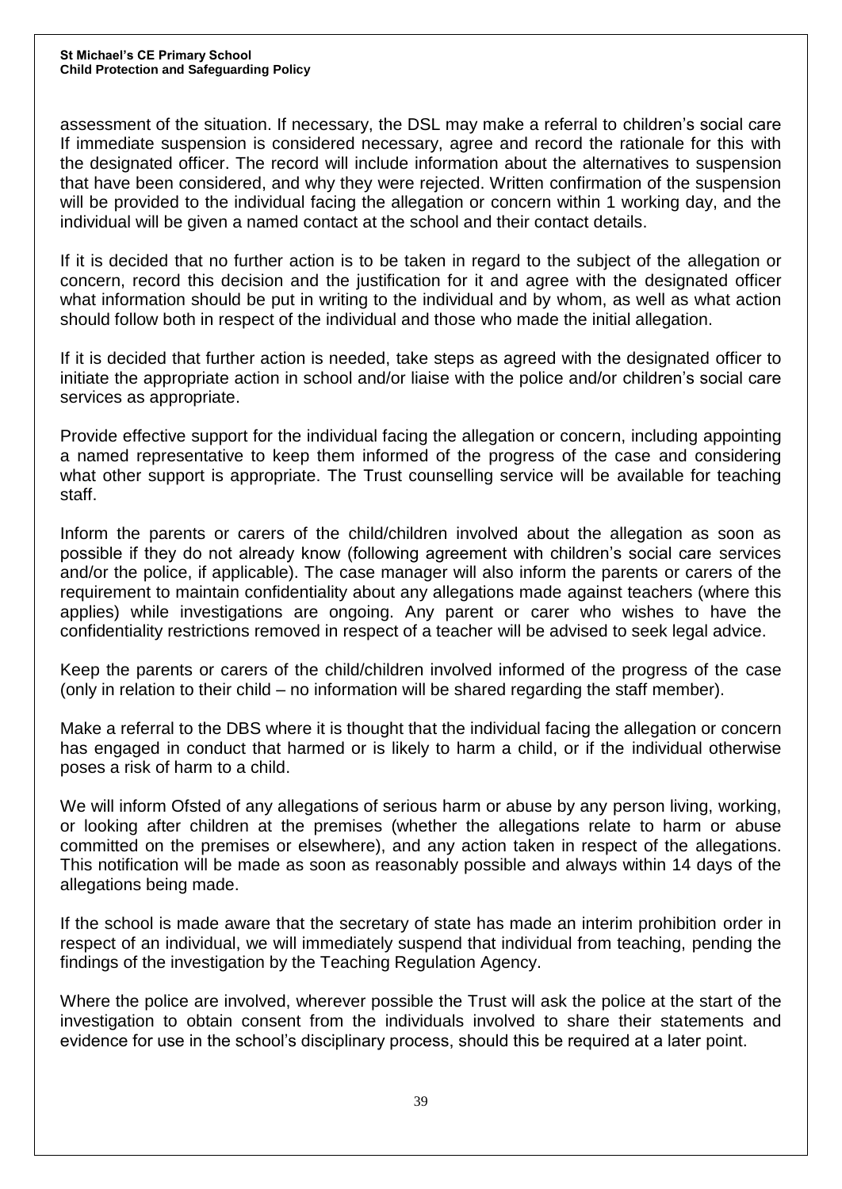assessment of the situation. If necessary, the DSL may make a referral to children's social care If immediate suspension is considered necessary, agree and record the rationale for this with the designated officer. The record will include information about the alternatives to suspension that have been considered, and why they were rejected. Written confirmation of the suspension will be provided to the individual facing the allegation or concern within 1 working day, and the individual will be given a named contact at the school and their contact details.

If it is decided that no further action is to be taken in regard to the subject of the allegation or concern, record this decision and the justification for it and agree with the designated officer what information should be put in writing to the individual and by whom, as well as what action should follow both in respect of the individual and those who made the initial allegation.

If it is decided that further action is needed, take steps as agreed with the designated officer to initiate the appropriate action in school and/or liaise with the police and/or children's social care services as appropriate.

Provide effective support for the individual facing the allegation or concern, including appointing a named representative to keep them informed of the progress of the case and considering what other support is appropriate. The Trust counselling service will be available for teaching staff.

Inform the parents or carers of the child/children involved about the allegation as soon as possible if they do not already know (following agreement with children's social care services and/or the police, if applicable). The case manager will also inform the parents or carers of the requirement to maintain confidentiality about any allegations made against teachers (where this applies) while investigations are ongoing. Any parent or carer who wishes to have the confidentiality restrictions removed in respect of a teacher will be advised to seek legal advice.

Keep the parents or carers of the child/children involved informed of the progress of the case (only in relation to their child – no information will be shared regarding the staff member).

Make a referral to the DBS where it is thought that the individual facing the allegation or concern has engaged in conduct that harmed or is likely to harm a child, or if the individual otherwise poses a risk of harm to a child.

We will inform Ofsted of any allegations of serious harm or abuse by any person living, working, or looking after children at the premises (whether the allegations relate to harm or abuse committed on the premises or elsewhere), and any action taken in respect of the allegations. This notification will be made as soon as reasonably possible and always within 14 days of the allegations being made.

If the school is made aware that the secretary of state has made an interim prohibition order in respect of an individual, we will immediately suspend that individual from teaching, pending the findings of the investigation by the Teaching Regulation Agency.

Where the police are involved, wherever possible the Trust will ask the police at the start of the investigation to obtain consent from the individuals involved to share their statements and evidence for use in the school's disciplinary process, should this be required at a later point.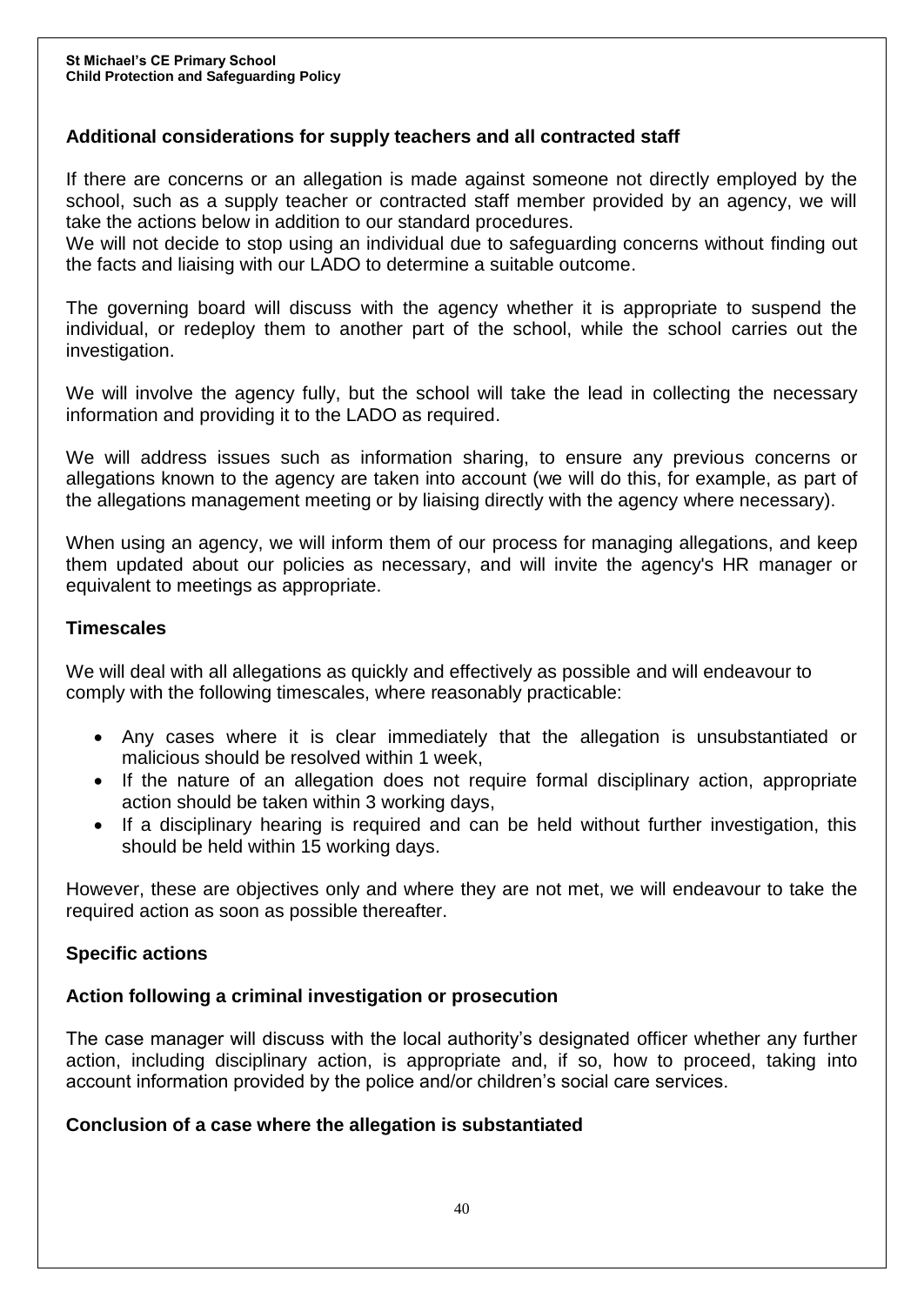### Additional considerations for supply teachers and all contracted staff

If there are concerns or an allegation is made against someone not directly employed by the school, such as a supply teacher or contracted staff member provided by an agency, we will take the actions below in addition to our standard procedures.
We will not decide to stop using an individual due to safeguarding concerns without finding out the facts and liaising with our LADO to determine a suitable outcome.

The governing board will discuss with the agency whether it is appropriate to suspend the individual, or redeploy them to another part of the school, while the school carries out the investigation.

We will involve the agency fully, but the school will take the lead in collecting the necessary information and providing it to the LADO as required.

We will address issues such as information sharing, to ensure any previous concerns or allegations known to the agency are taken into account (we will do this, for example, as part of the allegations management meeting or by liaising directly with the agency where necessary).

When using an agency, we will inform them of our process for managing allegations, and keep them updated about our policies as necessary, and will invite the agency's HR manager or equivalent to meetings as appropriate.

### Timescales

We will deal with all allegations as quickly and effectively as possible and will endeavour to comply with the following timescales, where reasonably practicable:

- Any cases where it is clear immediately that the allegation is unsubstantiated or malicious should be resolved within 1 week,
- If the nature of an allegation does not require formal disciplinary action, appropriate action should be taken within 3 working days,
- If a disciplinary hearing is required and can be held without further investigation, this should be held within 15 working days.

However, these are objectives only and where they are not met, we will endeavour to take the required action as soon as possible thereafter.

### Specific actions

### Action following a criminal investigation or prosecution

The case manager will discuss with the local authority's designated officer whether any further action, including disciplinary action, is appropriate and, if so, how to proceed, taking into account information provided by the police and/or children's social care services.

### Conclusion of a case where the allegation is substantiated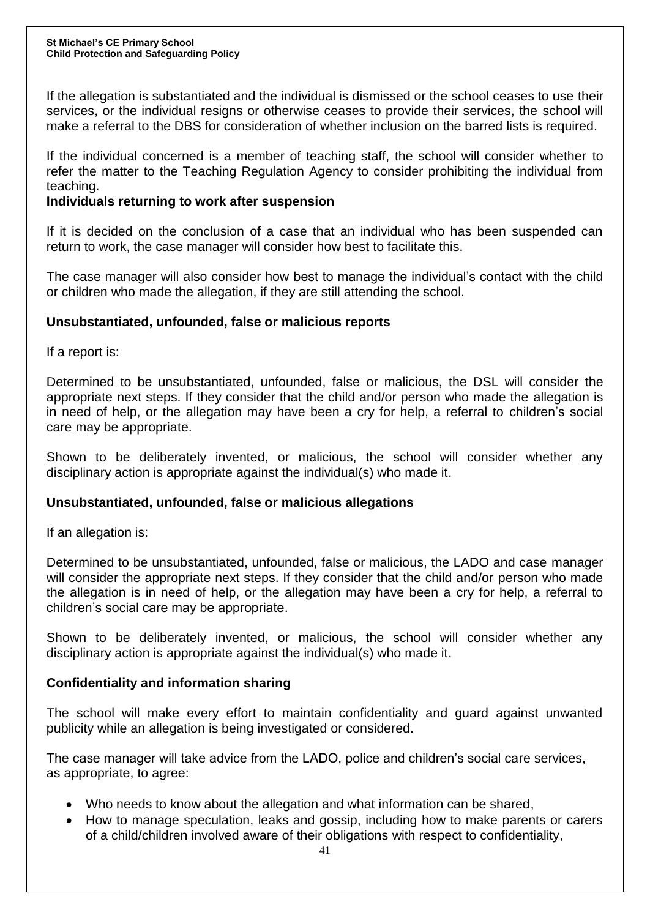If the allegation is substantiated and the individual is dismissed or the school ceases to use their services, or the individual resigns or otherwise ceases to provide their services, the school will make a referral to the DBS for consideration of whether inclusion on the barred lists is required.

If the individual concerned is a member of teaching staff, the school will consider whether to refer the matter to the Teaching Regulation Agency to consider prohibiting the individual from teaching.

**Individuals returning to work after suspension**

If it is decided on the conclusion of a case that an individual who has been suspended can return to work, the case manager will consider how best to facilitate this.

The case manager will also consider how best to manage the individual's contact with the child or children who made the allegation, if they are still attending the school.

**Unsubstantiated, unfounded, false or malicious reports**

If a report is:

Determined to be unsubstantiated, unfounded, false or malicious, the DSL will consider the appropriate next steps. If they consider that the child and/or person who made the allegation is in need of help, or the allegation may have been a cry for help, a referral to children's social care may be appropriate.

Shown to be deliberately invented, or malicious, the school will consider whether any disciplinary action is appropriate against the individual(s) who made it.

**Unsubstantiated, unfounded, false or malicious allegations**

If an allegation is:

Determined to be unsubstantiated, unfounded, false or malicious, the LADO and case manager will consider the appropriate next steps. If they consider that the child and/or person who made the allegation is in need of help, or the allegation may have been a cry for help, a referral to children's social care may be appropriate.

Shown to be deliberately invented, or malicious, the school will consider whether any disciplinary action is appropriate against the individual(s) who made it.

**Confidentiality and information sharing**

The school will make every effort to maintain confidentiality and guard against unwanted publicity while an allegation is being investigated or considered.

The case manager will take advice from the LADO, police and children's social care services, as appropriate, to agree:

- Who needs to know about the allegation and what information can be shared,
- How to manage speculation, leaks and gossip, including how to make parents or carers of a child/children involved aware of their obligations with respect to confidentiality,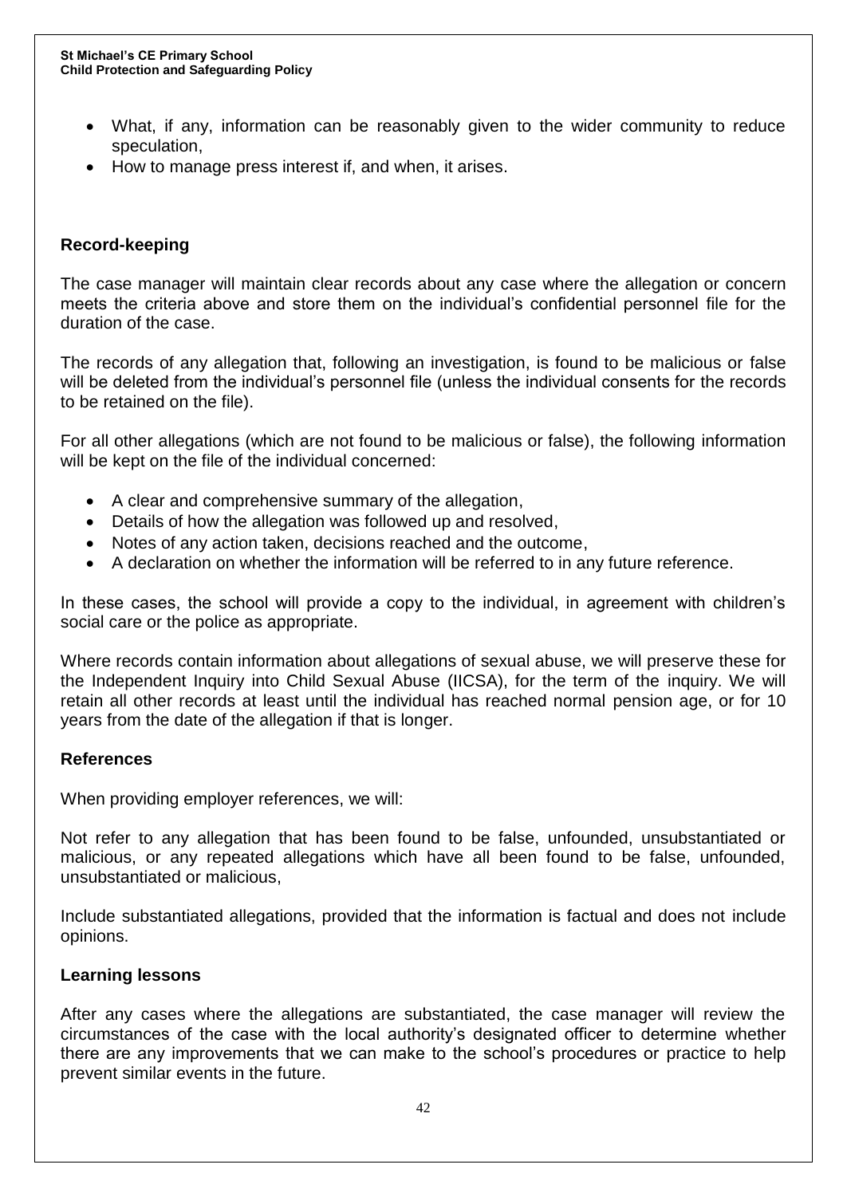- What, if any, information can be reasonably given to the wider community to reduce speculation,
- How to manage press interest if, and when, it arises.

## Record-keeping

The case manager will maintain clear records about any case where the allegation or concern meets the criteria above and store them on the individual's confidential personnel file for the duration of the case.

The records of any allegation that, following an investigation, is found to be malicious or false will be deleted from the individual's personnel file (unless the individual consents for the records to be retained on the file).

For all other allegations (which are not found to be malicious or false), the following information will be kept on the file of the individual concerned:

- A clear and comprehensive summary of the allegation,
- Details of how the allegation was followed up and resolved,
- Notes of any action taken, decisions reached and the outcome,
- A declaration on whether the information will be referred to in any future reference.

In these cases, the school will provide a copy to the individual, in agreement with children's social care or the police as appropriate.

Where records contain information about allegations of sexual abuse, we will preserve these for the Independent Inquiry into Child Sexual Abuse (IICSA), for the term of the inquiry. We will retain all other records at least until the individual has reached normal pension age, or for 10 years from the date of the allegation if that is longer.

## References

When providing employer references, we will:

Not refer to any allegation that has been found to be false, unfounded, unsubstantiated or malicious, or any repeated allegations which have all been found to be false, unfounded, unsubstantiated or malicious,

Include substantiated allegations, provided that the information is factual and does not include opinions.

## Learning lessons

After any cases where the allegations are substantiated, the case manager will review the circumstances of the case with the local authority's designated officer to determine whether there are any improvements that we can make to the school's procedures or practice to help prevent similar events in the future.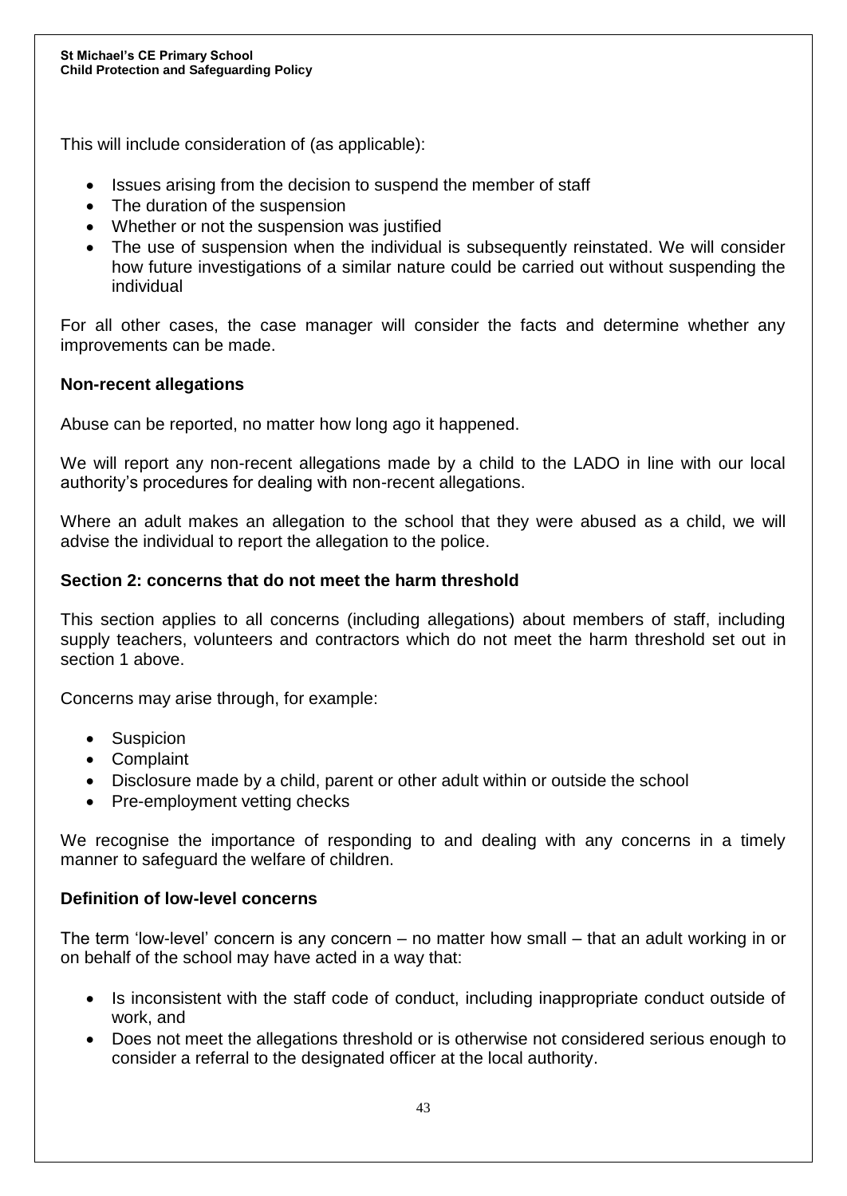This will include consideration of (as applicable):

- Issues arising from the decision to suspend the member of staff
- The duration of the suspension
- Whether or not the suspension was justified
- The use of suspension when the individual is subsequently reinstated. We will consider how future investigations of a similar nature could be carried out without suspending the individual

For all other cases, the case manager will consider the facts and determine whether any improvements can be made.

**Non-recent allegations**

Abuse can be reported, no matter how long ago it happened.

We will report any non-recent allegations made by a child to the LADO in line with our local authority's procedures for dealing with non-recent allegations.

Where an adult makes an allegation to the school that they were abused as a child, we will advise the individual to report the allegation to the police.

**Section 2: concerns that do not meet the harm threshold**

This section applies to all concerns (including allegations) about members of staff, including supply teachers, volunteers and contractors which do not meet the harm threshold set out in section 1 above.

Concerns may arise through, for example:

- Suspicion
- Complaint
- Disclosure made by a child, parent or other adult within or outside the school
- Pre-employment vetting checks

We recognise the importance of responding to and dealing with any concerns in a timely manner to safeguard the welfare of children.

**Definition of low-level concerns**

The term 'low-level' concern is any concern – no matter how small – that an adult working in or on behalf of the school may have acted in a way that:

- Is inconsistent with the staff code of conduct, including inappropriate conduct outside of work, and
- Does not meet the allegations threshold or is otherwise not considered serious enough to consider a referral to the designated officer at the local authority.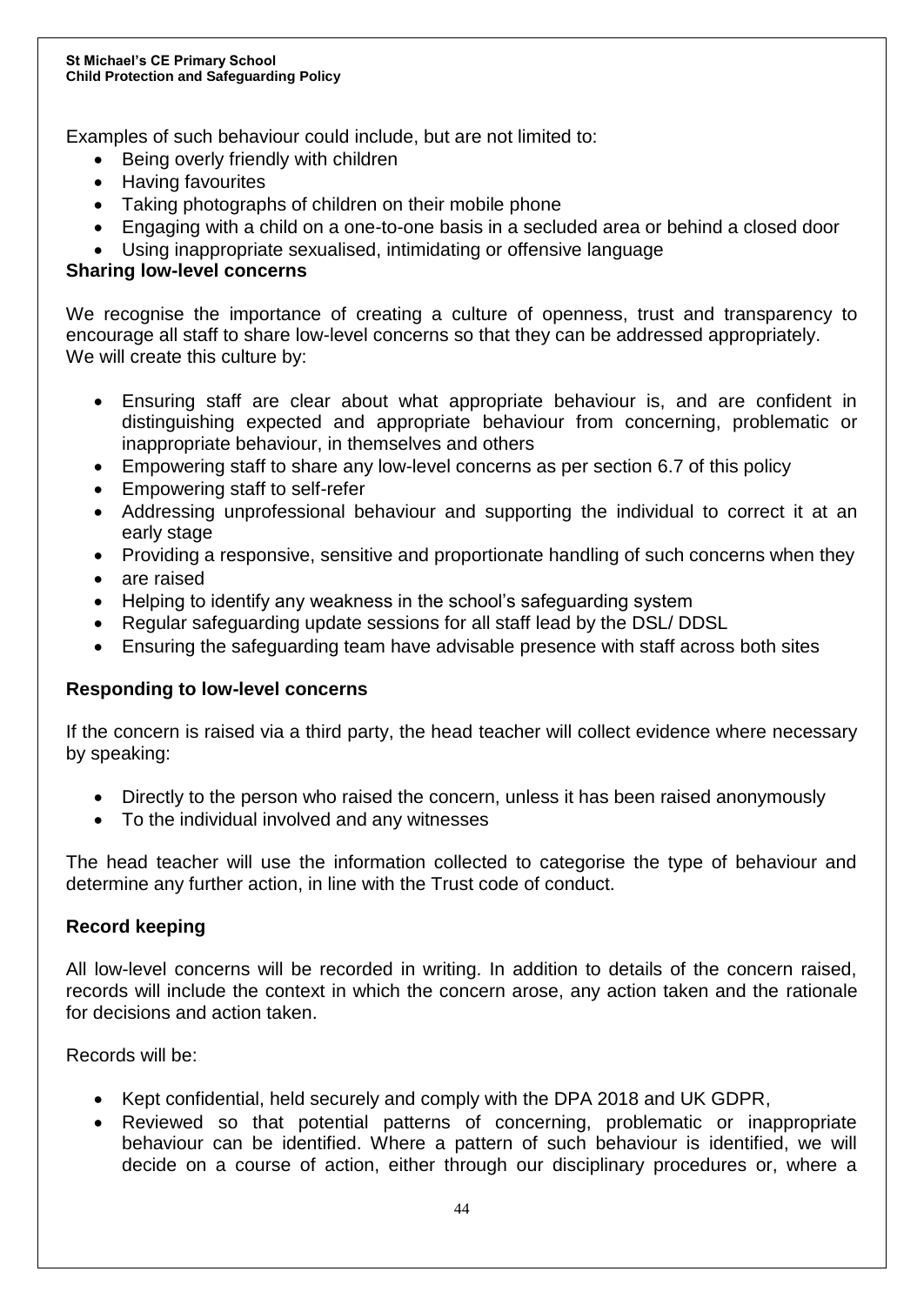Examples of such behaviour could include, but are not limited to:

- Being overly friendly with children
- Having favourites
- Taking photographs of children on their mobile phone
- Engaging with a child on a one-to-one basis in a secluded area or behind a closed door
- Using inappropriate sexualised, intimidating or offensive language

**Sharing low-level concerns**

We recognise the importance of creating a culture of openness, trust and transparency to encourage all staff to share low-level concerns so that they can be addressed appropriately. We will create this culture by:

- Ensuring staff are clear about what appropriate behaviour is, and are confident in distinguishing expected and appropriate behaviour from concerning, problematic or inappropriate behaviour, in themselves and others
- Empowering staff to share any low-level concerns as per section 6.7 of this policy
- Empowering staff to self-refer
- Addressing unprofessional behaviour and supporting the individual to correct it at an early stage
- Providing a responsive, sensitive and proportionate handling of such concerns when they
- are raised
- Helping to identify any weakness in the school's safeguarding system
- Regular safeguarding update sessions for all staff lead by the DSL/ DDSL
- Ensuring the safeguarding team have advisable presence with staff across both sites

**Responding to low-level concerns**

If the concern is raised via a third party, the head teacher will collect evidence where necessary by speaking:

- Directly to the person who raised the concern, unless it has been raised anonymously
- To the individual involved and any witnesses

The head teacher will use the information collected to categorise the type of behaviour and determine any further action, in line with the Trust code of conduct.

**Record keeping**

All low-level concerns will be recorded in writing. In addition to details of the concern raised, records will include the context in which the concern arose, any action taken and the rationale for decisions and action taken.

Records will be:

- Kept confidential, held securely and comply with the DPA 2018 and UK GDPR,
- Reviewed so that potential patterns of concerning, problematic or inappropriate behaviour can be identified. Where a pattern of such behaviour is identified, we will decide on a course of action, either through our disciplinary procedures or, where a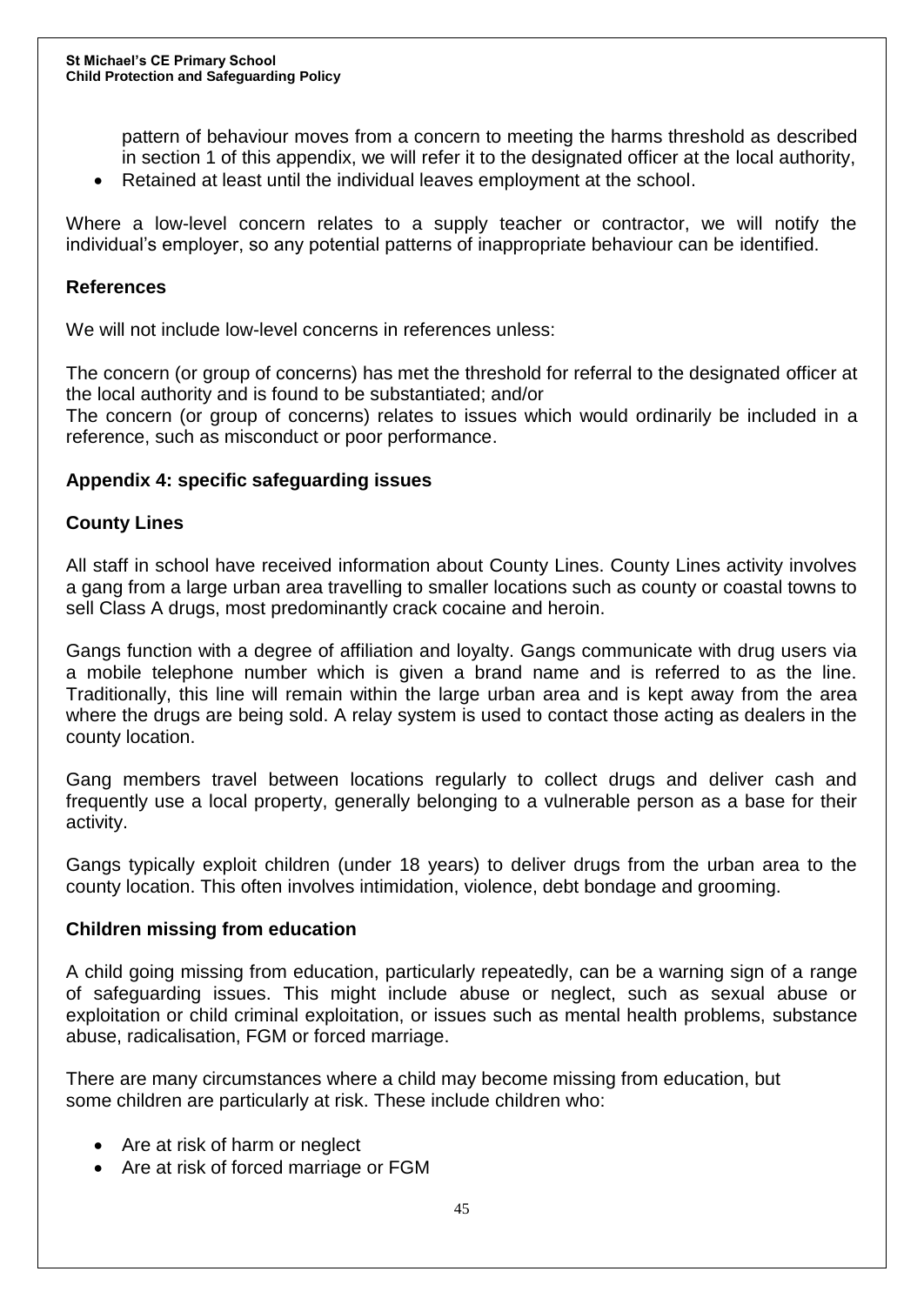pattern of behaviour moves from a concern to meeting the harms threshold as described in section 1 of this appendix, we will refer it to the designated officer at the local authority,

- Retained at least until the individual leaves employment at the school.

Where a low-level concern relates to a supply teacher or contractor, we will notify the individual's employer, so any potential patterns of inappropriate behaviour can be identified.

### References

We will not include low-level concerns in references unless:

The concern (or group of concerns) has met the threshold for referral to the designated officer at the local authority and is found to be substantiated; and/or

The concern (or group of concerns) relates to issues which would ordinarily be included in a reference, such as misconduct or poor performance.

## Appendix 4: specific safeguarding issues

### County Lines

All staff in school have received information about County Lines. County Lines activity involves a gang from a large urban area travelling to smaller locations such as county or coastal towns to sell Class A drugs, most predominantly crack cocaine and heroin.

Gangs function with a degree of affiliation and loyalty. Gangs communicate with drug users via a mobile telephone number which is given a brand name and is referred to as the line. Traditionally, this line will remain within the large urban area and is kept away from the area where the drugs are being sold. A relay system is used to contact those acting as dealers in the county location.

Gang members travel between locations regularly to collect drugs and deliver cash and frequently use a local property, generally belonging to a vulnerable person as a base for their activity.

Gangs typically exploit children (under 18 years) to deliver drugs from the urban area to the county location. This often involves intimidation, violence, debt bondage and grooming.

### Children missing from education

A child going missing from education, particularly repeatedly, can be a warning sign of a range of safeguarding issues. This might include abuse or neglect, such as sexual abuse or exploitation or child criminal exploitation, or issues such as mental health problems, substance abuse, radicalisation, FGM or forced marriage.

There are many circumstances where a child may become missing from education, but some children are particularly at risk. These include children who:

- Are at risk of harm or neglect
- Are at risk of forced marriage or FGM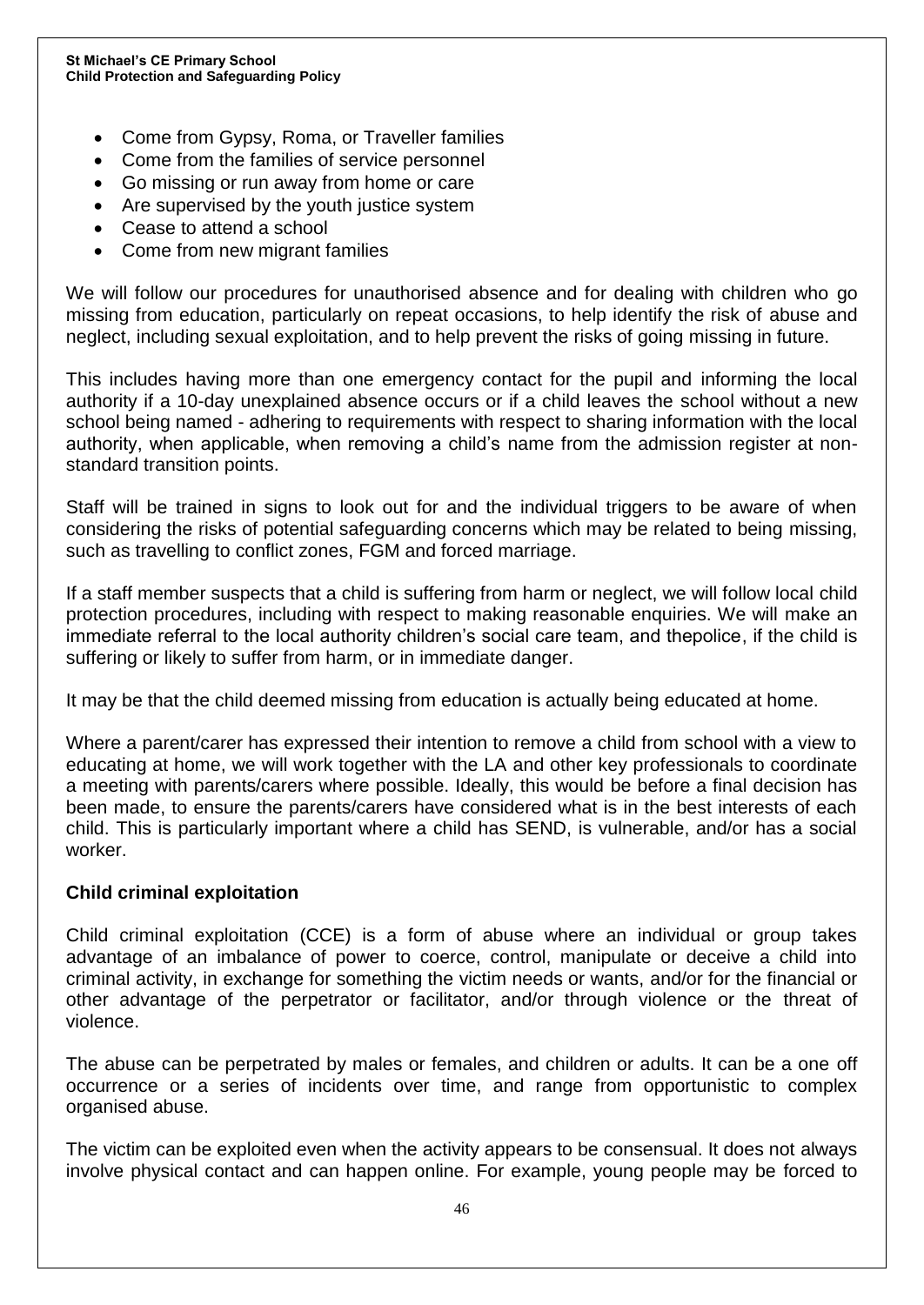- Come from Gypsy, Roma, or Traveller families
- Come from the families of service personnel
- Go missing or run away from home or care
- Are supervised by the youth justice system
- Cease to attend a school
- Come from new migrant families

We will follow our procedures for unauthorised absence and for dealing with children who go missing from education, particularly on repeat occasions, to help identify the risk of abuse and neglect, including sexual exploitation, and to help prevent the risks of going missing in future.

This includes having more than one emergency contact for the pupil and informing the local authority if a 10-day unexplained absence occurs or if a child leaves the school without a new school being named - adhering to requirements with respect to sharing information with the local authority, when applicable, when removing a child's name from the admission register at non-standard transition points.

Staff will be trained in signs to look out for and the individual triggers to be aware of when considering the risks of potential safeguarding concerns which may be related to being missing, such as travelling to conflict zones, FGM and forced marriage.

If a staff member suspects that a child is suffering from harm or neglect, we will follow local child protection procedures, including with respect to making reasonable enquiries. We will make an immediate referral to the local authority children's social care team, and thepolice, if the child is suffering or likely to suffer from harm, or in immediate danger.

It may be that the child deemed missing from education is actually being educated at home.

Where a parent/carer has expressed their intention to remove a child from school with a view to educating at home, we will work together with the LA and other key professionals to coordinate a meeting with parents/carers where possible. Ideally, this would be before a final decision has been made, to ensure the parents/carers have considered what is in the best interests of each child. This is particularly important where a child has SEND, is vulnerable, and/or has a social worker.

**Child criminal exploitation**

Child criminal exploitation (CCE) is a form of abuse where an individual or group takes advantage of an imbalance of power to coerce, control, manipulate or deceive a child into criminal activity, in exchange for something the victim needs or wants, and/or for the financial or other advantage of the perpetrator or facilitator, and/or through violence or the threat of violence.

The abuse can be perpetrated by males or females, and children or adults. It can be a one off occurrence or a series of incidents over time, and range from opportunistic to complex organised abuse.

The victim can be exploited even when the activity appears to be consensual. It does not always involve physical contact and can happen online. For example, young people may be forced to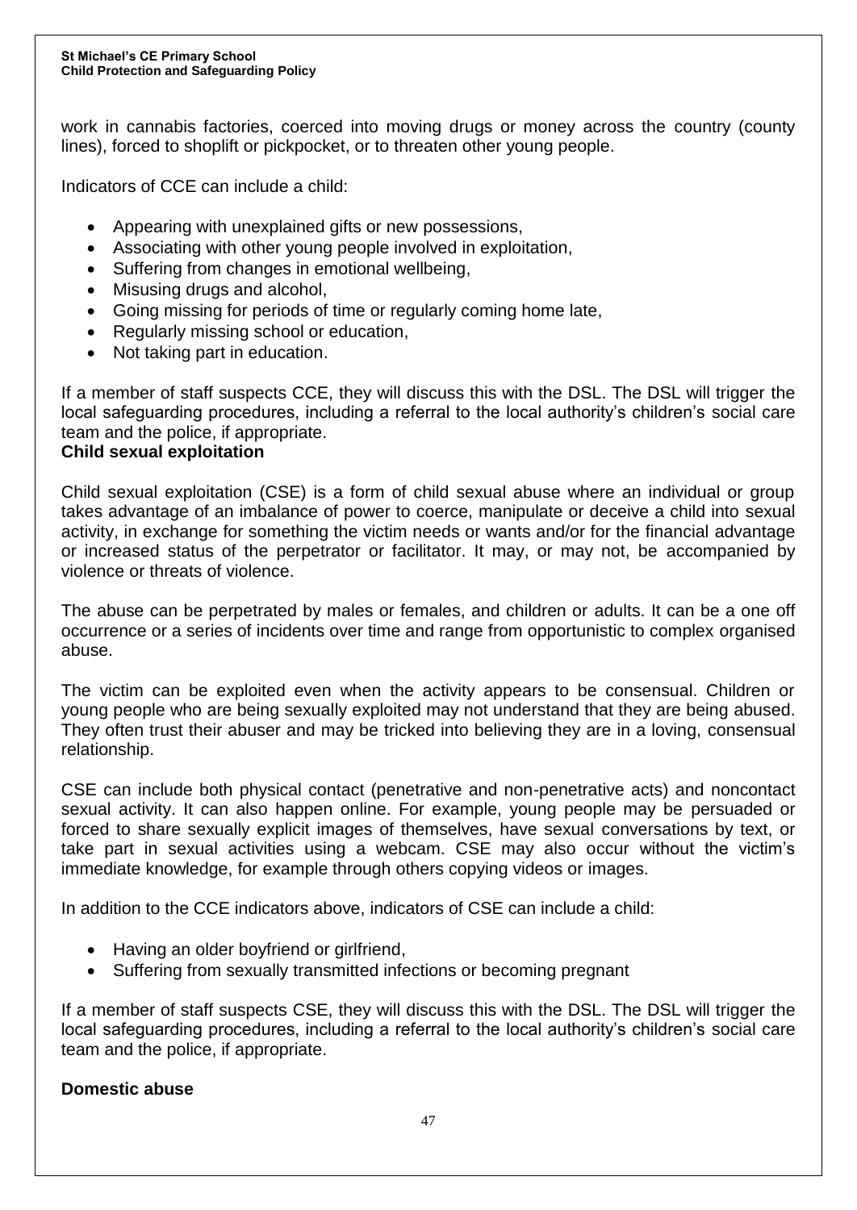work in cannabis factories, coerced into moving drugs or money across the country (county lines), forced to shoplift or pickpocket, or to threaten other young people.

Indicators of CCE can include a child:

- Appearing with unexplained gifts or new possessions,
- Associating with other young people involved in exploitation,
- Suffering from changes in emotional wellbeing,
- Misusing drugs and alcohol,
- Going missing for periods of time or regularly coming home late,
- Regularly missing school or education,
- Not taking part in education.

If a member of staff suspects CCE, they will discuss this with the DSL. The DSL will trigger the local safeguarding procedures, including a referral to the local authority's children's social care team and the police, if appropriate.

**Child sexual exploitation**

Child sexual exploitation (CSE) is a form of child sexual abuse where an individual or group takes advantage of an imbalance of power to coerce, manipulate or deceive a child into sexual activity, in exchange for something the victim needs or wants and/or for the financial advantage or increased status of the perpetrator or facilitator. It may, or may not, be accompanied by violence or threats of violence.

The abuse can be perpetrated by males or females, and children or adults. It can be a one off occurrence or a series of incidents over time and range from opportunistic to complex organised abuse.

The victim can be exploited even when the activity appears to be consensual. Children or young people who are being sexually exploited may not understand that they are being abused. They often trust their abuser and may be tricked into believing they are in a loving, consensual relationship.

CSE can include both physical contact (penetrative and non-penetrative acts) and noncontact sexual activity. It can also happen online. For example, young people may be persuaded or forced to share sexually explicit images of themselves, have sexual conversations by text, or take part in sexual activities using a webcam. CSE may also occur without the victim's immediate knowledge, for example through others copying videos or images.

In addition to the CCE indicators above, indicators of CSE can include a child:

- Having an older boyfriend or girlfriend,
- Suffering from sexually transmitted infections or becoming pregnant

If a member of staff suspects CSE, they will discuss this with the DSL. The DSL will trigger the local safeguarding procedures, including a referral to the local authority's children's social care team and the police, if appropriate.

**Domestic abuse**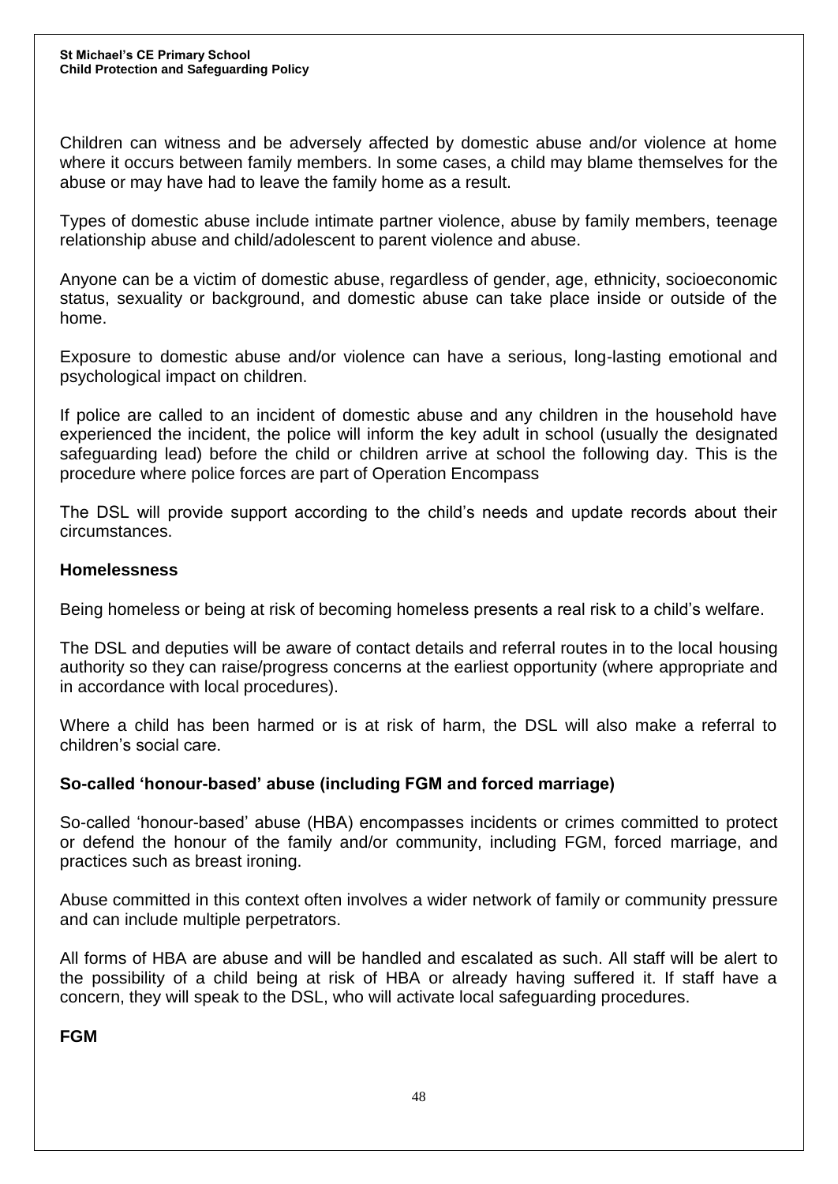Children can witness and be adversely affected by domestic abuse and/or violence at home where it occurs between family members. In some cases, a child may blame themselves for the abuse or may have had to leave the family home as a result.

Types of domestic abuse include intimate partner violence, abuse by family members, teenage relationship abuse and child/adolescent to parent violence and abuse.

Anyone can be a victim of domestic abuse, regardless of gender, age, ethnicity, socioeconomic status, sexuality or background, and domestic abuse can take place inside or outside of the home.

Exposure to domestic abuse and/or violence can have a serious, long-lasting emotional and psychological impact on children.

If police are called to an incident of domestic abuse and any children in the household have experienced the incident, the police will inform the key adult in school (usually the designated safeguarding lead) before the child or children arrive at school the following day. This is the procedure where police forces are part of Operation Encompass

The DSL will provide support according to the child's needs and update records about their circumstances.

**Homelessness**

Being homeless or being at risk of becoming homeless presents a real risk to a child's welfare.

The DSL and deputies will be aware of contact details and referral routes in to the local housing authority so they can raise/progress concerns at the earliest opportunity (where appropriate and in accordance with local procedures).

Where a child has been harmed or is at risk of harm, the DSL will also make a referral to children's social care.

**So-called 'honour-based' abuse (including FGM and forced marriage)**

So-called 'honour-based' abuse (HBA) encompasses incidents or crimes committed to protect or defend the honour of the family and/or community, including FGM, forced marriage, and practices such as breast ironing.

Abuse committed in this context often involves a wider network of family or community pressure and can include multiple perpetrators.

All forms of HBA are abuse and will be handled and escalated as such. All staff will be alert to the possibility of a child being at risk of HBA or already having suffered it. If staff have a concern, they will speak to the DSL, who will activate local safeguarding procedures.

**FGM**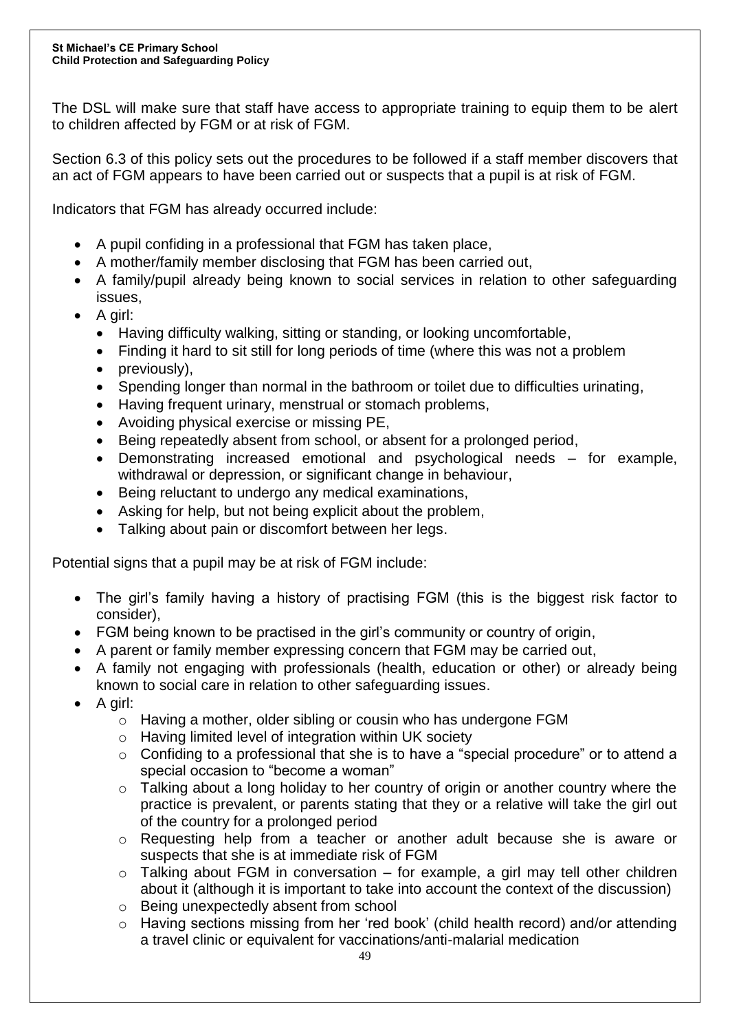The DSL will make sure that staff have access to appropriate training to equip them to be alert to children affected by FGM or at risk of FGM.

Section 6.3 of this policy sets out the procedures to be followed if a staff member discovers that an act of FGM appears to have been carried out or suspects that a pupil is at risk of FGM.

Indicators that FGM has already occurred include:

- A pupil confiding in a professional that FGM has taken place,
- A mother/family member disclosing that FGM has been carried out,
- A family/pupil already being known to social services in relation to other safeguarding issues,
- A girl:
  - Having difficulty walking, sitting or standing, or looking uncomfortable,
  - Finding it hard to sit still for long periods of time (where this was not a problem
  - previously),
  - Spending longer than normal in the bathroom or toilet due to difficulties urinating,
  - Having frequent urinary, menstrual or stomach problems,
  - Avoiding physical exercise or missing PE,
  - Being repeatedly absent from school, or absent for a prolonged period,
  - Demonstrating increased emotional and psychological needs – for example, withdrawal or depression, or significant change in behaviour,
  - Being reluctant to undergo any medical examinations,
  - Asking for help, but not being explicit about the problem,
  - Talking about pain or discomfort between her legs.

Potential signs that a pupil may be at risk of FGM include:

- The girl's family having a history of practising FGM (this is the biggest risk factor to consider),
- FGM being known to be practised in the girl's community or country of origin,
- A parent or family member expressing concern that FGM may be carried out,
- A family not engaging with professionals (health, education or other) or already being known to social care in relation to other safeguarding issues.
- A girl:
  - Having a mother, older sibling or cousin who has undergone FGM
  - Having limited level of integration within UK society
  - Confiding to a professional that she is to have a "special procedure" or to attend a special occasion to "become a woman"
  - Talking about a long holiday to her country of origin or another country where the practice is prevalent, or parents stating that they or a relative will take the girl out of the country for a prolonged period
  - Requesting help from a teacher or another adult because she is aware or suspects that she is at immediate risk of FGM
  - Talking about FGM in conversation – for example, a girl may tell other children about it (although it is important to take into account the context of the discussion)
  - Being unexpectedly absent from school
  - Having sections missing from her 'red book' (child health record) and/or attending a travel clinic or equivalent for vaccinations/anti-malarial medication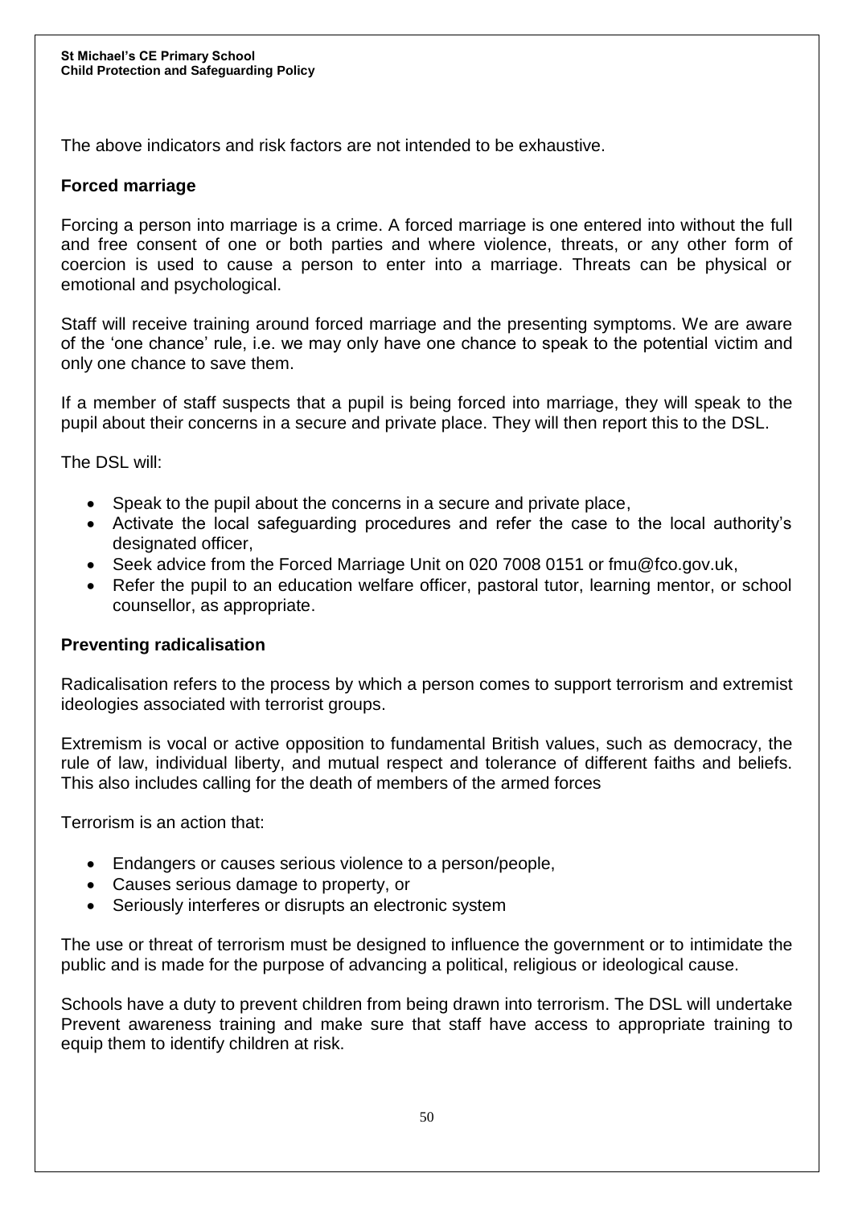The above indicators and risk factors are not intended to be exhaustive.

### Forced marriage

Forcing a person into marriage is a crime. A forced marriage is one entered into without the full and free consent of one or both parties and where violence, threats, or any other form of coercion is used to cause a person to enter into a marriage. Threats can be physical or emotional and psychological.

Staff will receive training around forced marriage and the presenting symptoms. We are aware of the 'one chance' rule, i.e. we may only have one chance to speak to the potential victim and only one chance to save them.

If a member of staff suspects that a pupil is being forced into marriage, they will speak to the pupil about their concerns in a secure and private place. They will then report this to the DSL.

The DSL will:

- Speak to the pupil about the concerns in a secure and private place,
- Activate the local safeguarding procedures and refer the case to the local authority's designated officer,
- Seek advice from the Forced Marriage Unit on 020 7008 0151 or fmu@fco.gov.uk,
- Refer the pupil to an education welfare officer, pastoral tutor, learning mentor, or school counsellor, as appropriate.

### Preventing radicalisation

Radicalisation refers to the process by which a person comes to support terrorism and extremist ideologies associated with terrorist groups.

Extremism is vocal or active opposition to fundamental British values, such as democracy, the rule of law, individual liberty, and mutual respect and tolerance of different faiths and beliefs. This also includes calling for the death of members of the armed forces

Terrorism is an action that:

- Endangers or causes serious violence to a person/people,
- Causes serious damage to property, or
- Seriously interferes or disrupts an electronic system

The use or threat of terrorism must be designed to influence the government or to intimidate the public and is made for the purpose of advancing a political, religious or ideological cause.

Schools have a duty to prevent children from being drawn into terrorism. The DSL will undertake Prevent awareness training and make sure that staff have access to appropriate training to equip them to identify children at risk.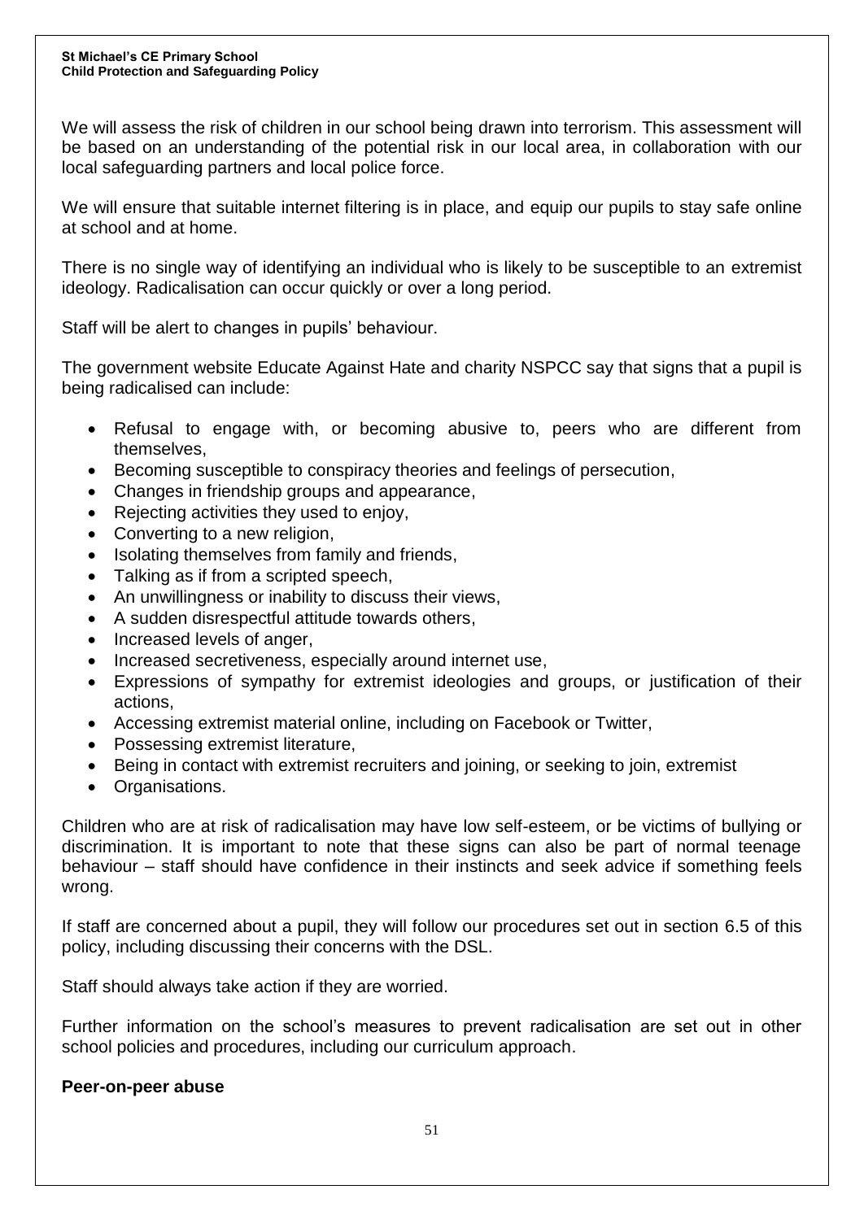We will assess the risk of children in our school being drawn into terrorism. This assessment will be based on an understanding of the potential risk in our local area, in collaboration with our local safeguarding partners and local police force.

We will ensure that suitable internet filtering is in place, and equip our pupils to stay safe online at school and at home.

There is no single way of identifying an individual who is likely to be susceptible to an extremist ideology. Radicalisation can occur quickly or over a long period.

Staff will be alert to changes in pupils' behaviour.

The government website Educate Against Hate and charity NSPCC say that signs that a pupil is being radicalised can include:

- Refusal to engage with, or becoming abusive to, peers who are different from themselves,
- Becoming susceptible to conspiracy theories and feelings of persecution,
- Changes in friendship groups and appearance,
- Rejecting activities they used to enjoy,
- Converting to a new religion,
- Isolating themselves from family and friends,
- Talking as if from a scripted speech,
- An unwillingness or inability to discuss their views,
- A sudden disrespectful attitude towards others,
- Increased levels of anger,
- Increased secretiveness, especially around internet use,
- Expressions of sympathy for extremist ideologies and groups, or justification of their actions,
- Accessing extremist material online, including on Facebook or Twitter,
- Possessing extremist literature,
- Being in contact with extremist recruiters and joining, or seeking to join, extremist
- Organisations.

Children who are at risk of radicalisation may have low self-esteem, or be victims of bullying or discrimination. It is important to note that these signs can also be part of normal teenage behaviour – staff should have confidence in their instincts and seek advice if something feels wrong.

If staff are concerned about a pupil, they will follow our procedures set out in section 6.5 of this policy, including discussing their concerns with the DSL.

Staff should always take action if they are worried.

Further information on the school's measures to prevent radicalisation are set out in other school policies and procedures, including our curriculum approach.

**Peer-on-peer abuse**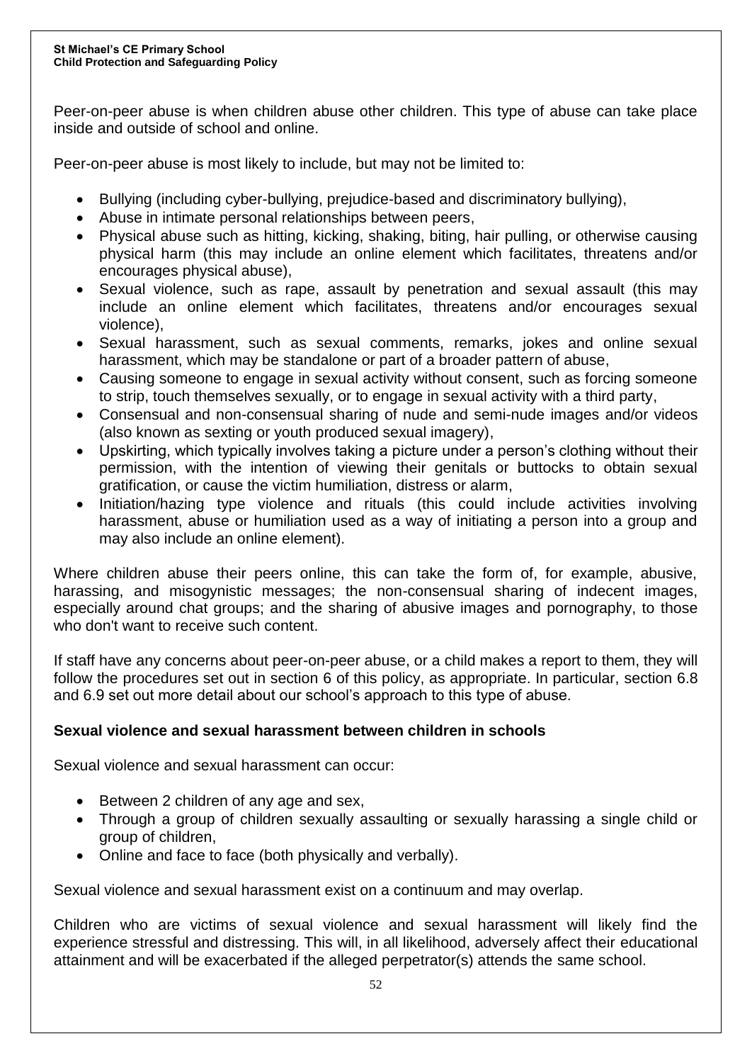Peer-on-peer abuse is when children abuse other children. This type of abuse can take place inside and outside of school and online.

Peer-on-peer abuse is most likely to include, but may not be limited to:

- Bullying (including cyber-bullying, prejudice-based and discriminatory bullying),
- Abuse in intimate personal relationships between peers,
- Physical abuse such as hitting, kicking, shaking, biting, hair pulling, or otherwise causing physical harm (this may include an online element which facilitates, threatens and/or encourages physical abuse),
- Sexual violence, such as rape, assault by penetration and sexual assault (this may include an online element which facilitates, threatens and/or encourages sexual violence),
- Sexual harassment, such as sexual comments, remarks, jokes and online sexual harassment, which may be standalone or part of a broader pattern of abuse,
- Causing someone to engage in sexual activity without consent, such as forcing someone to strip, touch themselves sexually, or to engage in sexual activity with a third party,
- Consensual and non-consensual sharing of nude and semi-nude images and/or videos (also known as sexting or youth produced sexual imagery),
- Upskirting, which typically involves taking a picture under a person's clothing without their permission, with the intention of viewing their genitals or buttocks to obtain sexual gratification, or cause the victim humiliation, distress or alarm,
- Initiation/hazing type violence and rituals (this could include activities involving harassment, abuse or humiliation used as a way of initiating a person into a group and may also include an online element).

Where children abuse their peers online, this can take the form of, for example, abusive, harassing, and misogynistic messages; the non-consensual sharing of indecent images, especially around chat groups; and the sharing of abusive images and pornography, to those who don't want to receive such content.

If staff have any concerns about peer-on-peer abuse, or a child makes a report to them, they will follow the procedures set out in section 6 of this policy, as appropriate. In particular, section 6.8 and 6.9 set out more detail about our school's approach to this type of abuse.

**Sexual violence and sexual harassment between children in schools**

Sexual violence and sexual harassment can occur:

- Between 2 children of any age and sex,
- Through a group of children sexually assaulting or sexually harassing a single child or group of children,
- Online and face to face (both physically and verbally).

Sexual violence and sexual harassment exist on a continuum and may overlap.

Children who are victims of sexual violence and sexual harassment will likely find the experience stressful and distressing. This will, in all likelihood, adversely affect their educational attainment and will be exacerbated if the alleged perpetrator(s) attends the same school.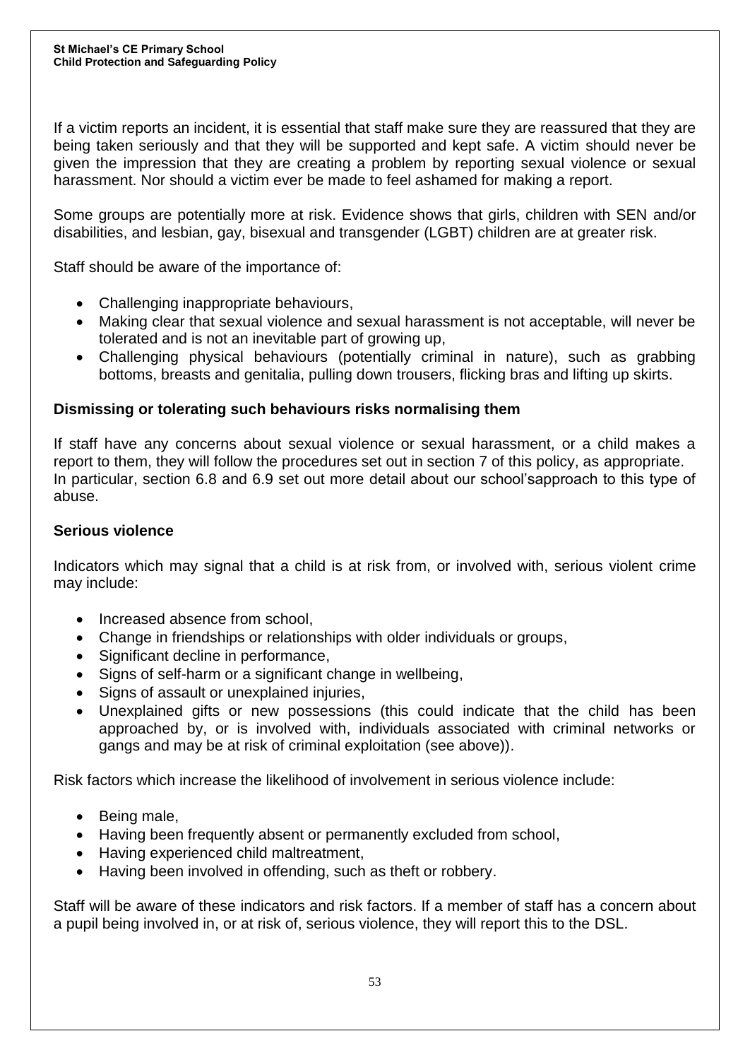If a victim reports an incident, it is essential that staff make sure they are reassured that they are being taken seriously and that they will be supported and kept safe. A victim should never be given the impression that they are creating a problem by reporting sexual violence or sexual harassment. Nor should a victim ever be made to feel ashamed for making a report.

Some groups are potentially more at risk. Evidence shows that girls, children with SEN and/or disabilities, and lesbian, gay, bisexual and transgender (LGBT) children are at greater risk.

Staff should be aware of the importance of:

- Challenging inappropriate behaviours,
- Making clear that sexual violence and sexual harassment is not acceptable, will never be tolerated and is not an inevitable part of growing up,
- Challenging physical behaviours (potentially criminal in nature), such as grabbing bottoms, breasts and genitalia, pulling down trousers, flicking bras and lifting up skirts.

**Dismissing or tolerating such behaviours risks normalising them**

If staff have any concerns about sexual violence or sexual harassment, or a child makes a report to them, they will follow the procedures set out in section 7 of this policy, as appropriate. In particular, section 6.8 and 6.9 set out more detail about our school'sapproach to this type of abuse.

**Serious violence**

Indicators which may signal that a child is at risk from, or involved with, serious violent crime may include:

- Increased absence from school,
- Change in friendships or relationships with older individuals or groups,
- Significant decline in performance,
- Signs of self-harm or a significant change in wellbeing,
- Signs of assault or unexplained injuries,
- Unexplained gifts or new possessions (this could indicate that the child has been approached by, or is involved with, individuals associated with criminal networks or gangs and may be at risk of criminal exploitation (see above)).

Risk factors which increase the likelihood of involvement in serious violence include:

- Being male,
- Having been frequently absent or permanently excluded from school,
- Having experienced child maltreatment,
- Having been involved in offending, such as theft or robbery.

Staff will be aware of these indicators and risk factors. If a member of staff has a concern about a pupil being involved in, or at risk of, serious violence, they will report this to the DSL.